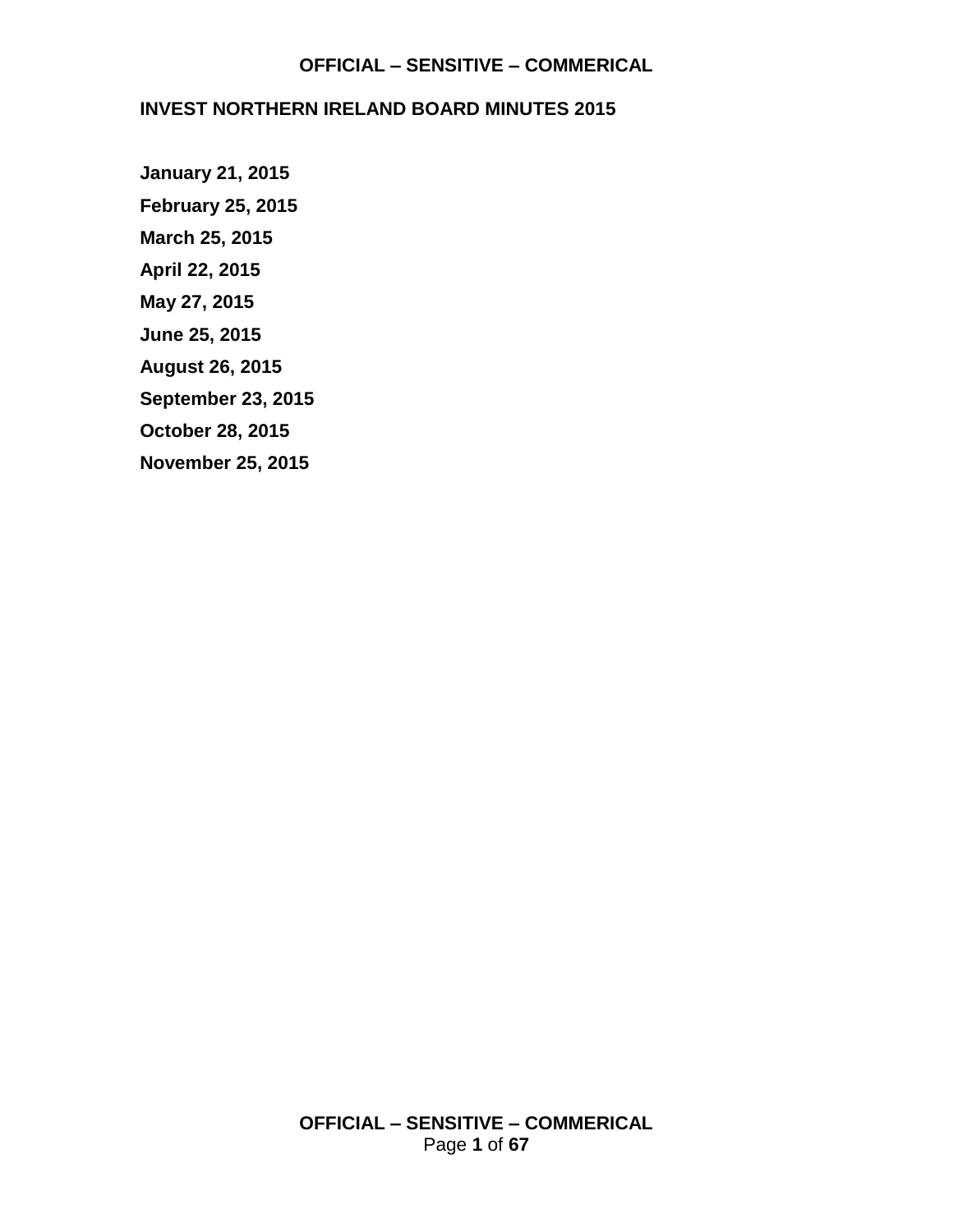# INVEST NORTHERN IRELAND BOARD MINUTES 2015

**January 21, 2015**

**February 25, 2015**

**March 25, 2015**

**April 22, 2015**

**May 27, 2015**

**June 25, 2015**

**August 26, 2015**

**September 23, 2015**

**October 28, 2015**

**November 25, 2015**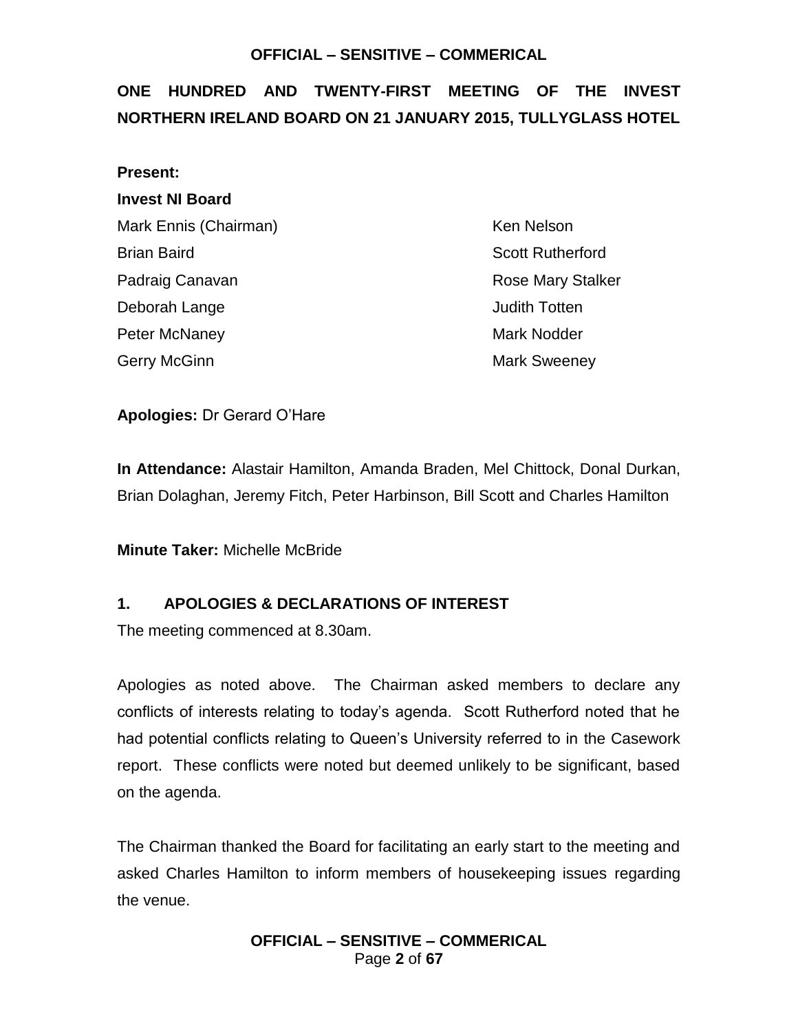## ONE HUNDRED AND TWENTY-FIRST MEETING OF THE INVEST NORTHERN IRELAND BOARD ON 21 JANUARY 2015, TULLYGLASS HOTEL

**Present:**

**Invest NI Board**

Mark Ennis (Chairman)
Brian Baird
Padraig Canavan
Deborah Lange
Peter McNaney
Gerry McGinn
Ken Nelson
Scott Rutherford
Rose Mary Stalker
Judith Totten
Mark Nodder
Mark Sweeney

**Apologies:** Dr Gerard O'Hare

**In Attendance:** Alastair Hamilton, Amanda Braden, Mel Chittock, Donal Durkan, Brian Dolaghan, Jeremy Fitch, Peter Harbinson, Bill Scott and Charles Hamilton

**Minute Taker:** Michelle McBride

### 1. APOLOGIES & DECLARATIONS OF INTEREST

The meeting commenced at 8.30am.

Apologies as noted above. The Chairman asked members to declare any conflicts of interests relating to today's agenda. Scott Rutherford noted that he had potential conflicts relating to Queen's University referred to in the Casework report. These conflicts were noted but deemed unlikely to be significant, based on the agenda.

The Chairman thanked the Board for facilitating an early start to the meeting and asked Charles Hamilton to inform members of housekeeping issues regarding the venue.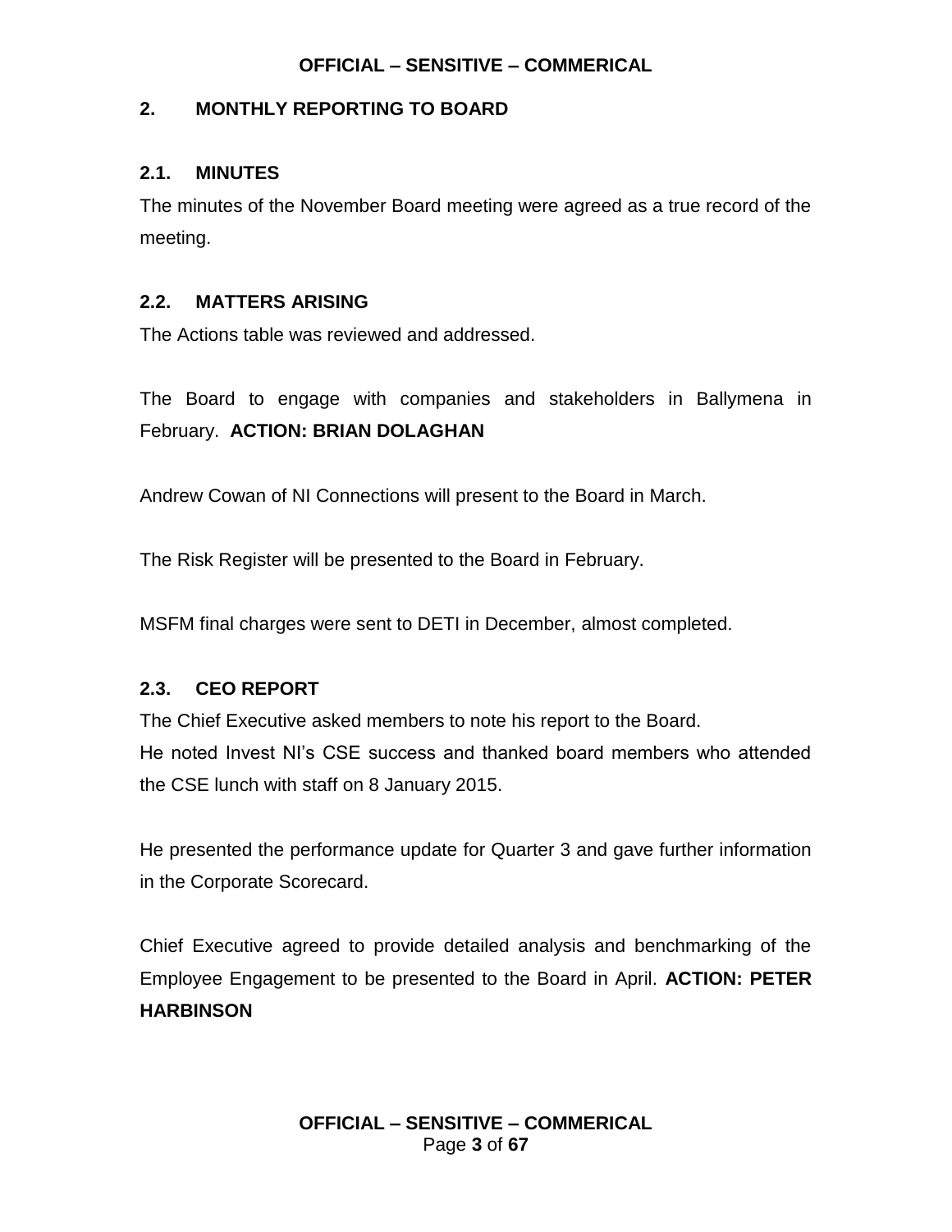## 2. MONTHLY REPORTING TO BOARD

### 2.1. MINUTES

The minutes of the November Board meeting were agreed as a true record of the meeting.

### 2.2. MATTERS ARISING

The Actions table was reviewed and addressed.

The Board to engage with companies and stakeholders in Ballymena in February. **ACTION: BRIAN DOLAGHAN**

Andrew Cowan of NI Connections will present to the Board in March.

The Risk Register will be presented to the Board in February.

MSFM final charges were sent to DETI in December, almost completed.

### 2.3. CEO REPORT

The Chief Executive asked members to note his report to the Board.
He noted Invest NI's CSE success and thanked board members who attended the CSE lunch with staff on 8 January 2015.

He presented the performance update for Quarter 3 and gave further information in the Corporate Scorecard.

Chief Executive agreed to provide detailed analysis and benchmarking of the Employee Engagement to be presented to the Board in April. **ACTION: PETER HARBINSON**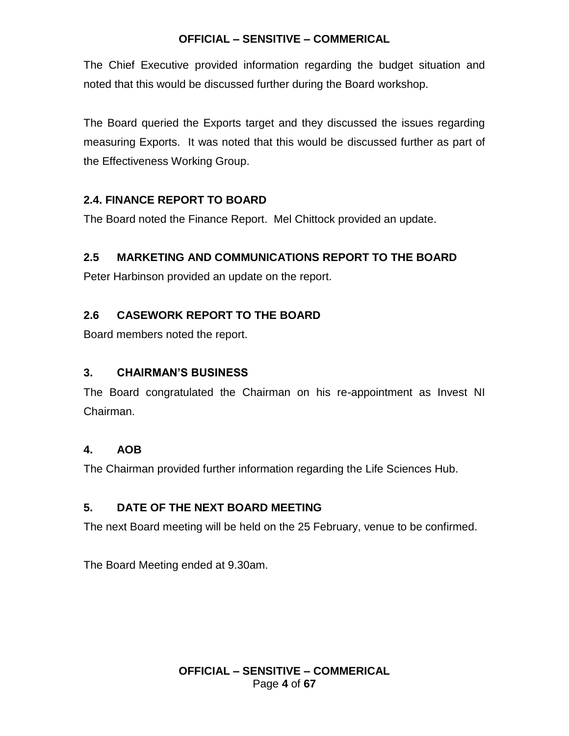The Chief Executive provided information regarding the budget situation and noted that this would be discussed further during the Board workshop.

The Board queried the Exports target and they discussed the issues regarding measuring Exports. It was noted that this would be discussed further as part of the Effectiveness Working Group.

### 2.4. FINANCE REPORT TO BOARD

The Board noted the Finance Report. Mel Chittock provided an update.

### 2.5 MARKETING AND COMMUNICATIONS REPORT TO THE BOARD

Peter Harbinson provided an update on the report.

### 2.6 CASEWORK REPORT TO THE BOARD

Board members noted the report.

### 3. CHAIRMAN'S BUSINESS

The Board congratulated the Chairman on his re-appointment as Invest NI Chairman.

### 4. AOB

The Chairman provided further information regarding the Life Sciences Hub.

### 5. DATE OF THE NEXT BOARD MEETING

The next Board meeting will be held on the 25 February, venue to be confirmed.

The Board Meeting ended at 9.30am.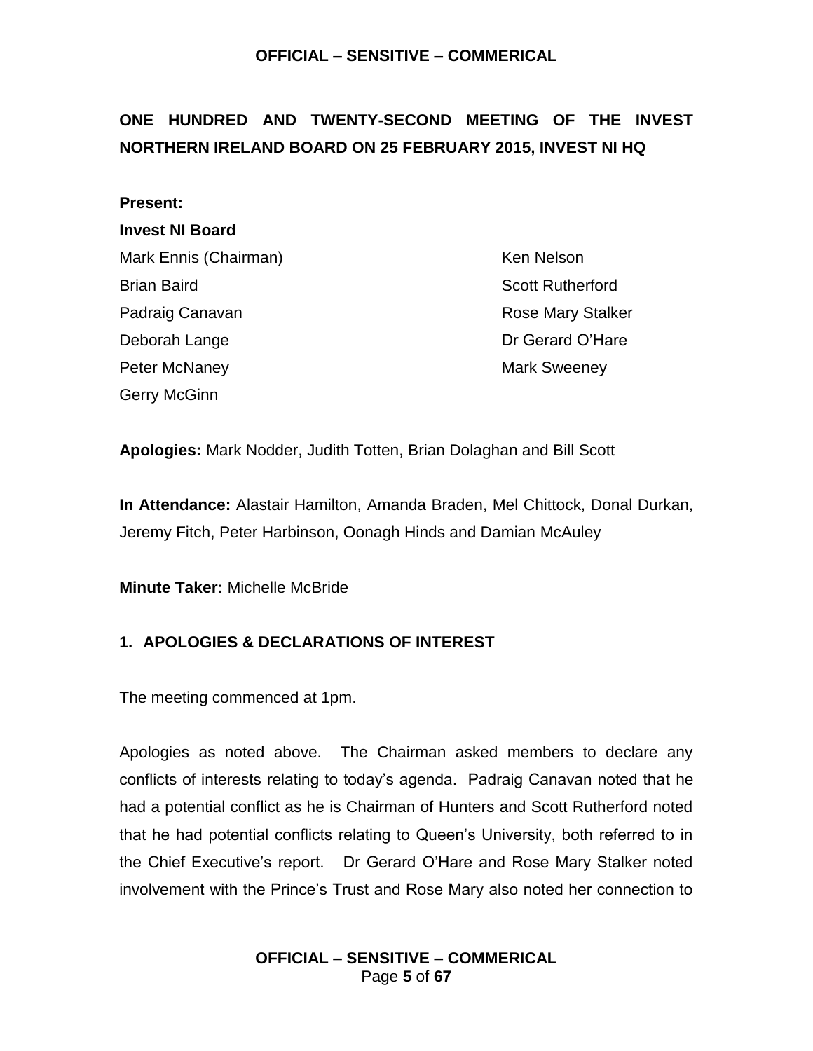**ONE HUNDRED AND TWENTY-SECOND MEETING OF THE INVEST NORTHERN IRELAND BOARD ON 25 FEBRUARY 2015, INVEST NI HQ**

**Present:**

**Invest NI Board**

Mark Ennis (Chairman)
Brian Baird
Padraig Canavan
Deborah Lange
Peter McNaney
Gerry McGinn
Ken Nelson
Scott Rutherford
Rose Mary Stalker
Dr Gerard O'Hare
Mark Sweeney

**Apologies:** Mark Nodder, Judith Totten, Brian Dolaghan and Bill Scott

**In Attendance:** Alastair Hamilton, Amanda Braden, Mel Chittock, Donal Durkan, Jeremy Fitch, Peter Harbinson, Oonagh Hinds and Damian McAuley

**Minute Taker:** Michelle McBride

## 1. APOLOGIES & DECLARATIONS OF INTEREST

The meeting commenced at 1pm.

Apologies as noted above. The Chairman asked members to declare any conflicts of interests relating to today's agenda. Padraig Canavan noted that he had a potential conflict as he is Chairman of Hunters and Scott Rutherford noted that he had potential conflicts relating to Queen's University, both referred to in the Chief Executive's report. Dr Gerard O'Hare and Rose Mary Stalker noted involvement with the Prince's Trust and Rose Mary also noted her connection to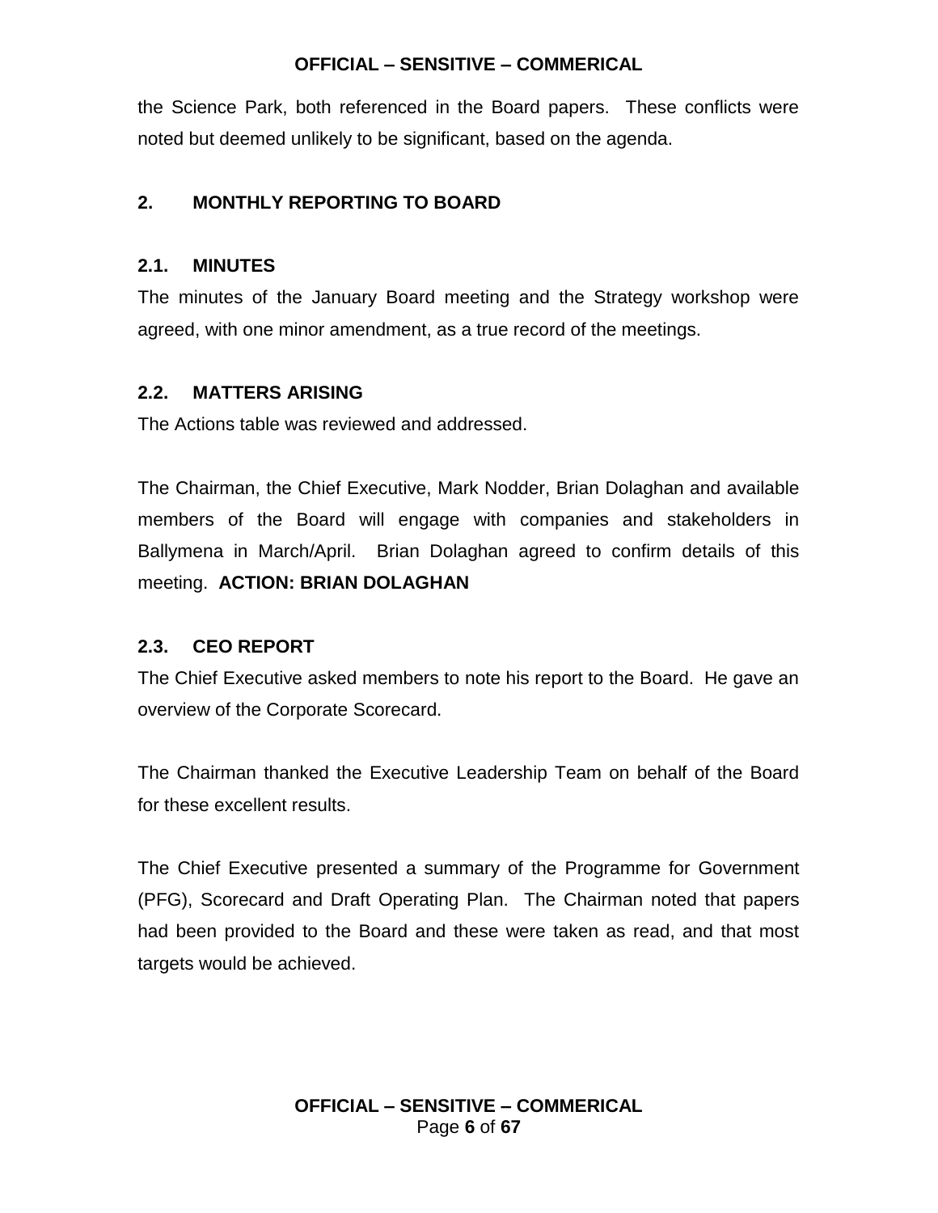the Science Park, both referenced in the Board papers. These conflicts were noted but deemed unlikely to be significant, based on the agenda.

## 2. MONTHLY REPORTING TO BOARD

### 2.1. MINUTES

The minutes of the January Board meeting and the Strategy workshop were agreed, with one minor amendment, as a true record of the meetings.

### 2.2. MATTERS ARISING

The Actions table was reviewed and addressed.

The Chairman, the Chief Executive, Mark Nodder, Brian Dolaghan and available members of the Board will engage with companies and stakeholders in Ballymena in March/April. Brian Dolaghan agreed to confirm details of this meeting. **ACTION: BRIAN DOLAGHAN**

### 2.3. CEO REPORT

The Chief Executive asked members to note his report to the Board. He gave an overview of the Corporate Scorecard.

The Chairman thanked the Executive Leadership Team on behalf of the Board for these excellent results.

The Chief Executive presented a summary of the Programme for Government (PFG), Scorecard and Draft Operating Plan. The Chairman noted that papers had been provided to the Board and these were taken as read, and that most targets would be achieved.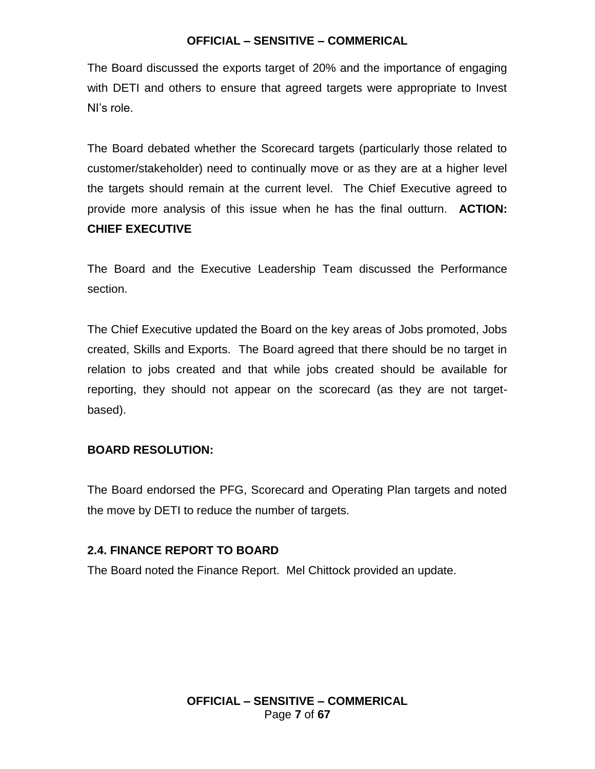The Board discussed the exports target of 20% and the importance of engaging with DETI and others to ensure that agreed targets were appropriate to Invest NI's role.

The Board debated whether the Scorecard targets (particularly those related to customer/stakeholder) need to continually move or as they are at a higher level the targets should remain at the current level. The Chief Executive agreed to provide more analysis of this issue when he has the final outturn. **ACTION: CHIEF EXECUTIVE**

The Board and the Executive Leadership Team discussed the Performance section.

The Chief Executive updated the Board on the key areas of Jobs promoted, Jobs created, Skills and Exports. The Board agreed that there should be no target in relation to jobs created and that while jobs created should be available for reporting, they should not appear on the scorecard (as they are not target-based).

**BOARD RESOLUTION:**

The Board endorsed the PFG, Scorecard and Operating Plan targets and noted the move by DETI to reduce the number of targets.

### 2.4. FINANCE REPORT TO BOARD

The Board noted the Finance Report. Mel Chittock provided an update.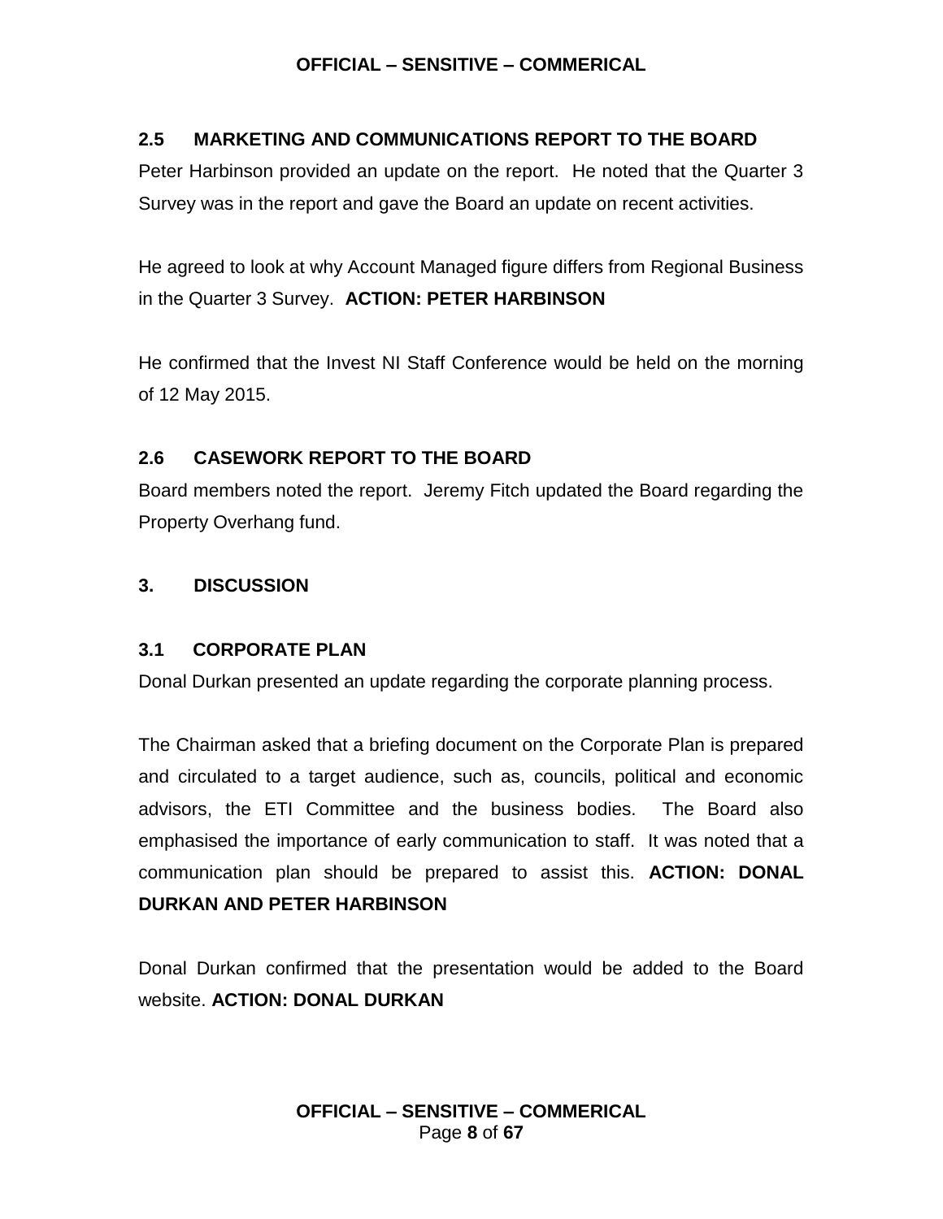### 2.5 MARKETING AND COMMUNICATIONS REPORT TO THE BOARD

Peter Harbinson provided an update on the report. He noted that the Quarter 3 Survey was in the report and gave the Board an update on recent activities.

He agreed to look at why Account Managed figure differs from Regional Business in the Quarter 3 Survey. **ACTION: PETER HARBINSON**

He confirmed that the Invest NI Staff Conference would be held on the morning of 12 May 2015.

### 2.6 CASEWORK REPORT TO THE BOARD

Board members noted the report. Jeremy Fitch updated the Board regarding the Property Overhang fund.

## 3. DISCUSSION

### 3.1 CORPORATE PLAN

Donal Durkan presented an update regarding the corporate planning process.

The Chairman asked that a briefing document on the Corporate Plan is prepared and circulated to a target audience, such as, councils, political and economic advisors, the ETI Committee and the business bodies. The Board also emphasised the importance of early communication to staff. It was noted that a communication plan should be prepared to assist this. **ACTION: DONAL DURKAN AND PETER HARBINSON**

Donal Durkan confirmed that the presentation would be added to the Board website. **ACTION: DONAL DURKAN**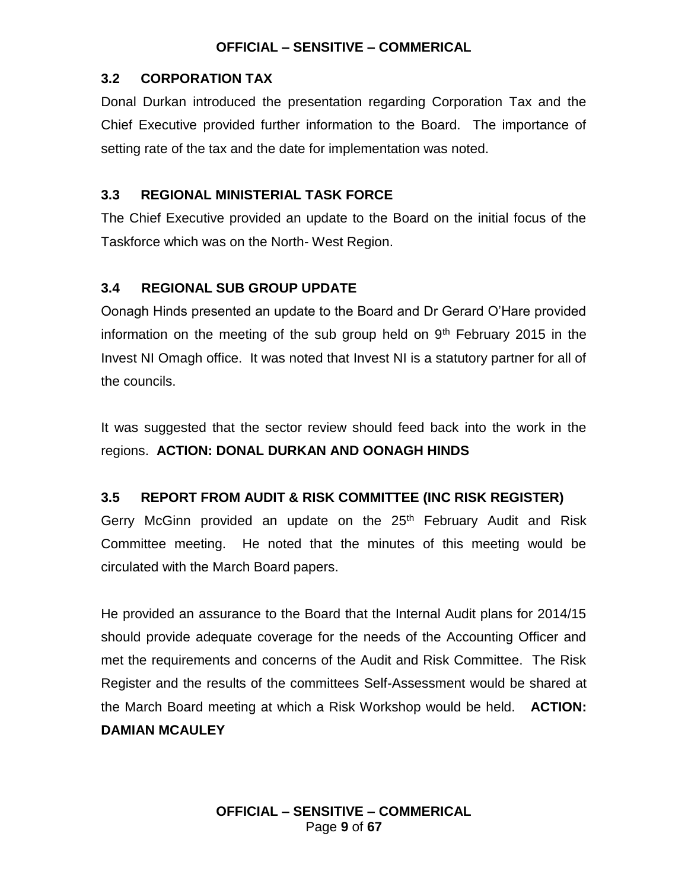### 3.2 CORPORATION TAX

Donal Durkan introduced the presentation regarding Corporation Tax and the Chief Executive provided further information to the Board. The importance of setting rate of the tax and the date for implementation was noted.

### 3.3 REGIONAL MINISTERIAL TASK FORCE

The Chief Executive provided an update to the Board on the initial focus of the Taskforce which was on the North- West Region.

### 3.4 REGIONAL SUB GROUP UPDATE

Oonagh Hinds presented an update to the Board and Dr Gerard O'Hare provided information on the meeting of the sub group held on 9th February 2015 in the Invest NI Omagh office. It was noted that Invest NI is a statutory partner for all of the councils.

It was suggested that the sector review should feed back into the work in the regions. **ACTION: DONAL DURKAN AND OONAGH HINDS**

### 3.5 REPORT FROM AUDIT & RISK COMMITTEE (INC RISK REGISTER)

Gerry McGinn provided an update on the 25th February Audit and Risk Committee meeting. He noted that the minutes of this meeting would be circulated with the March Board papers.

He provided an assurance to the Board that the Internal Audit plans for 2014/15 should provide adequate coverage for the needs of the Accounting Officer and met the requirements and concerns of the Audit and Risk Committee. The Risk Register and the results of the committees Self-Assessment would be shared at the March Board meeting at which a Risk Workshop would be held. **ACTION: DAMIAN MCAULEY**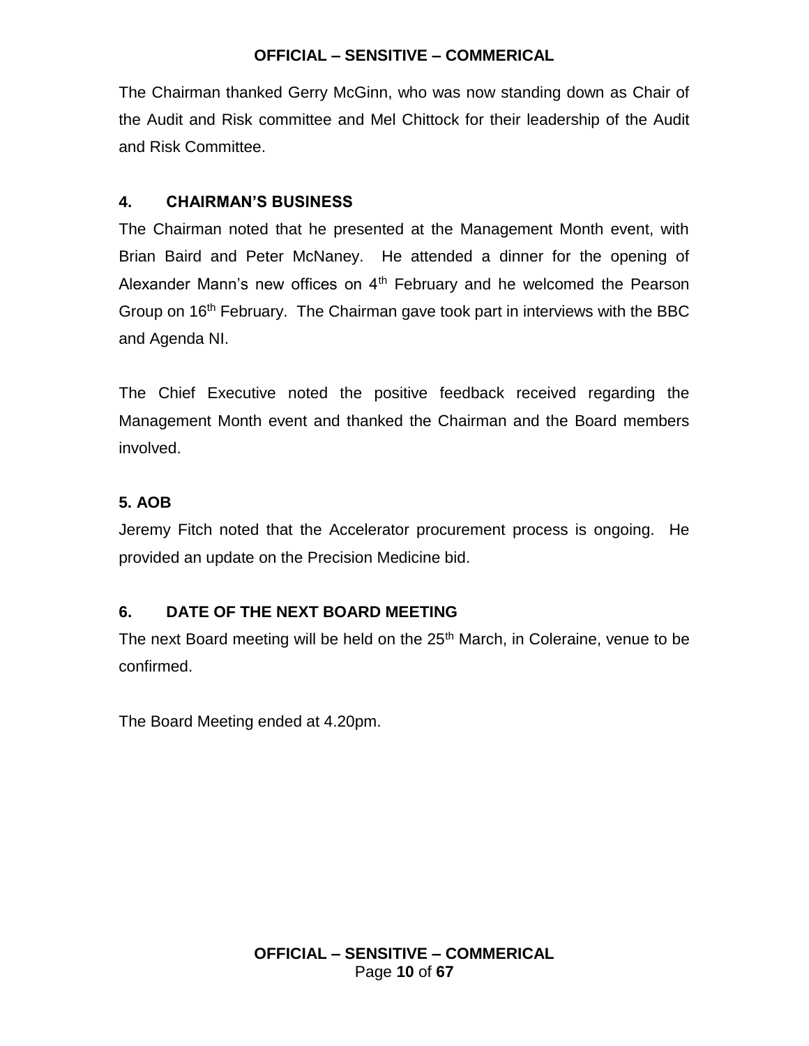The Chairman thanked Gerry McGinn, who was now standing down as Chair of the Audit and Risk committee and Mel Chittock for their leadership of the Audit and Risk Committee.

## 4. CHAIRMAN'S BUSINESS

The Chairman noted that he presented at the Management Month event, with Brian Baird and Peter McNaney. He attended a dinner for the opening of Alexander Mann's new offices on 4th February and he welcomed the Pearson Group on 16th February. The Chairman gave took part in interviews with the BBC and Agenda NI.

The Chief Executive noted the positive feedback received regarding the Management Month event and thanked the Chairman and the Board members involved.

## 5. AOB

Jeremy Fitch noted that the Accelerator procurement process is ongoing. He provided an update on the Precision Medicine bid.

## 6. DATE OF THE NEXT BOARD MEETING

The next Board meeting will be held on the 25th March, in Coleraine, venue to be confirmed.

The Board Meeting ended at 4.20pm.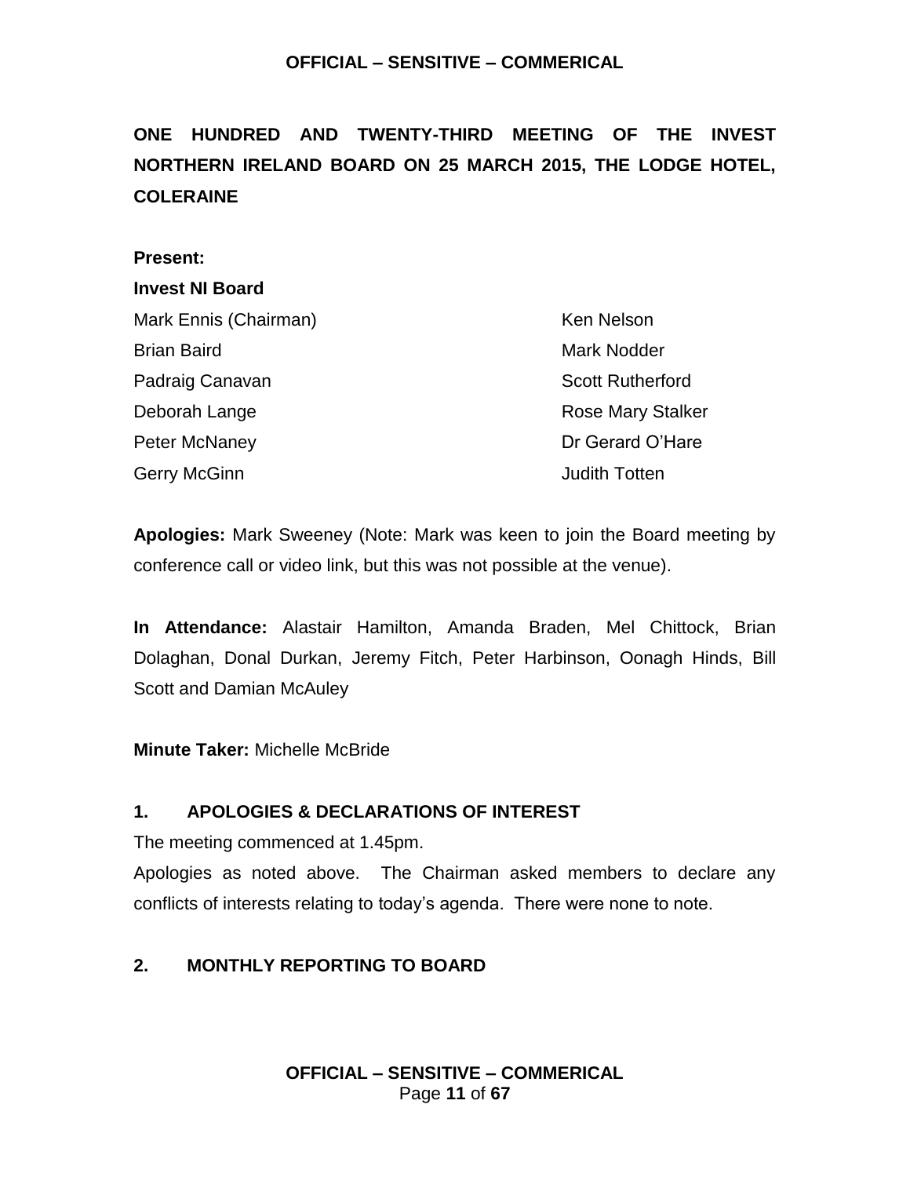**ONE HUNDRED AND TWENTY-THIRD MEETING OF THE INVEST NORTHERN IRELAND BOARD ON 25 MARCH 2015, THE LODGE HOTEL, COLERAINE**

**Present:**

**Invest NI Board**

Mark Ennis (Chairman)
Brian Baird
Padraig Canavan
Deborah Lange
Peter McNaney
Gerry McGinn
Ken Nelson
Mark Nodder
Scott Rutherford
Rose Mary Stalker
Dr Gerard O'Hare
Judith Totten

**Apologies:** Mark Sweeney (Note: Mark was keen to join the Board meeting by conference call or video link, but this was not possible at the venue).

**In Attendance:** Alastair Hamilton, Amanda Braden, Mel Chittock, Brian Dolaghan, Donal Durkan, Jeremy Fitch, Peter Harbinson, Oonagh Hinds, Bill Scott and Damian McAuley

**Minute Taker:** Michelle McBride

## 1. APOLOGIES & DECLARATIONS OF INTEREST

The meeting commenced at 1.45pm.

Apologies as noted above. The Chairman asked members to declare any conflicts of interests relating to today's agenda. There were none to note.

## 2. MONTHLY REPORTING TO BOARD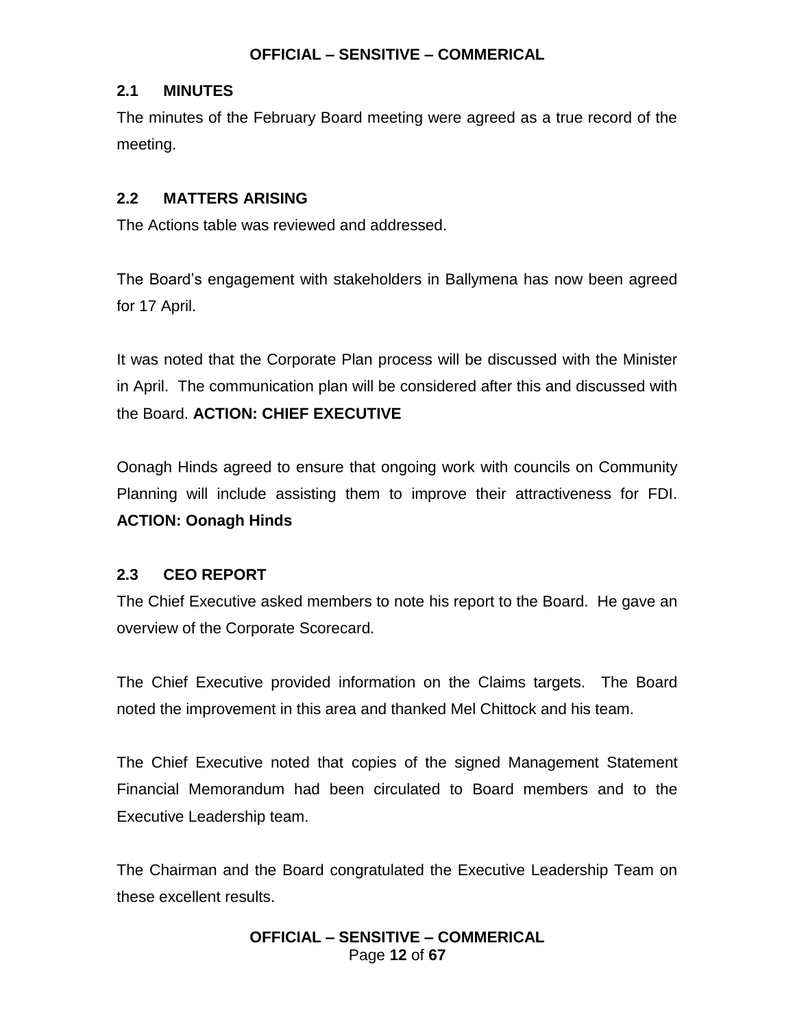## 2.1 MINUTES

The minutes of the February Board meeting were agreed as a true record of the meeting.

## 2.2 MATTERS ARISING

The Actions table was reviewed and addressed.

The Board's engagement with stakeholders in Ballymena has now been agreed for 17 April.

It was noted that the Corporate Plan process will be discussed with the Minister in April. The communication plan will be considered after this and discussed with the Board. **ACTION: CHIEF EXECUTIVE**

Oonagh Hinds agreed to ensure that ongoing work with councils on Community Planning will include assisting them to improve their attractiveness for FDI. **ACTION: Oonagh Hinds**

## 2.3 CEO REPORT

The Chief Executive asked members to note his report to the Board. He gave an overview of the Corporate Scorecard.

The Chief Executive provided information on the Claims targets. The Board noted the improvement in this area and thanked Mel Chittock and his team.

The Chief Executive noted that copies of the signed Management Statement Financial Memorandum had been circulated to Board members and to the Executive Leadership team.

The Chairman and the Board congratulated the Executive Leadership Team on these excellent results.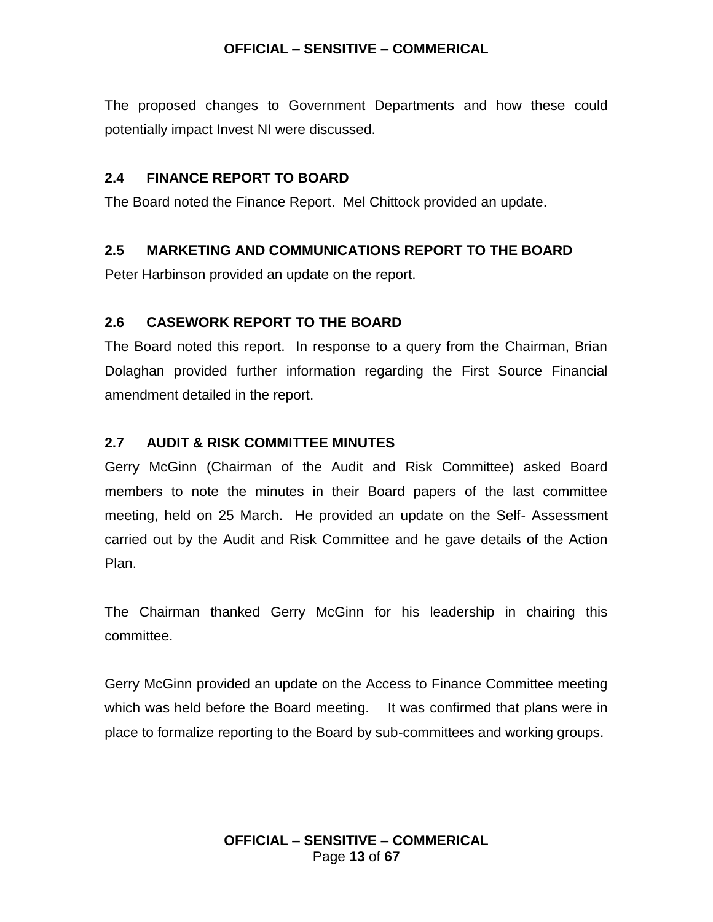The proposed changes to Government Departments and how these could potentially impact Invest NI were discussed.

### 2.4 FINANCE REPORT TO BOARD

The Board noted the Finance Report. Mel Chittock provided an update.

### 2.5 MARKETING AND COMMUNICATIONS REPORT TO THE BOARD

Peter Harbinson provided an update on the report.

### 2.6 CASEWORK REPORT TO THE BOARD

The Board noted this report. In response to a query from the Chairman, Brian Dolaghan provided further information regarding the First Source Financial amendment detailed in the report.

### 2.7 AUDIT & RISK COMMITTEE MINUTES

Gerry McGinn (Chairman of the Audit and Risk Committee) asked Board members to note the minutes in their Board papers of the last committee meeting, held on 25 March. He provided an update on the Self- Assessment carried out by the Audit and Risk Committee and he gave details of the Action Plan.

The Chairman thanked Gerry McGinn for his leadership in chairing this committee.

Gerry McGinn provided an update on the Access to Finance Committee meeting which was held before the Board meeting. It was confirmed that plans were in place to formalize reporting to the Board by sub-committees and working groups.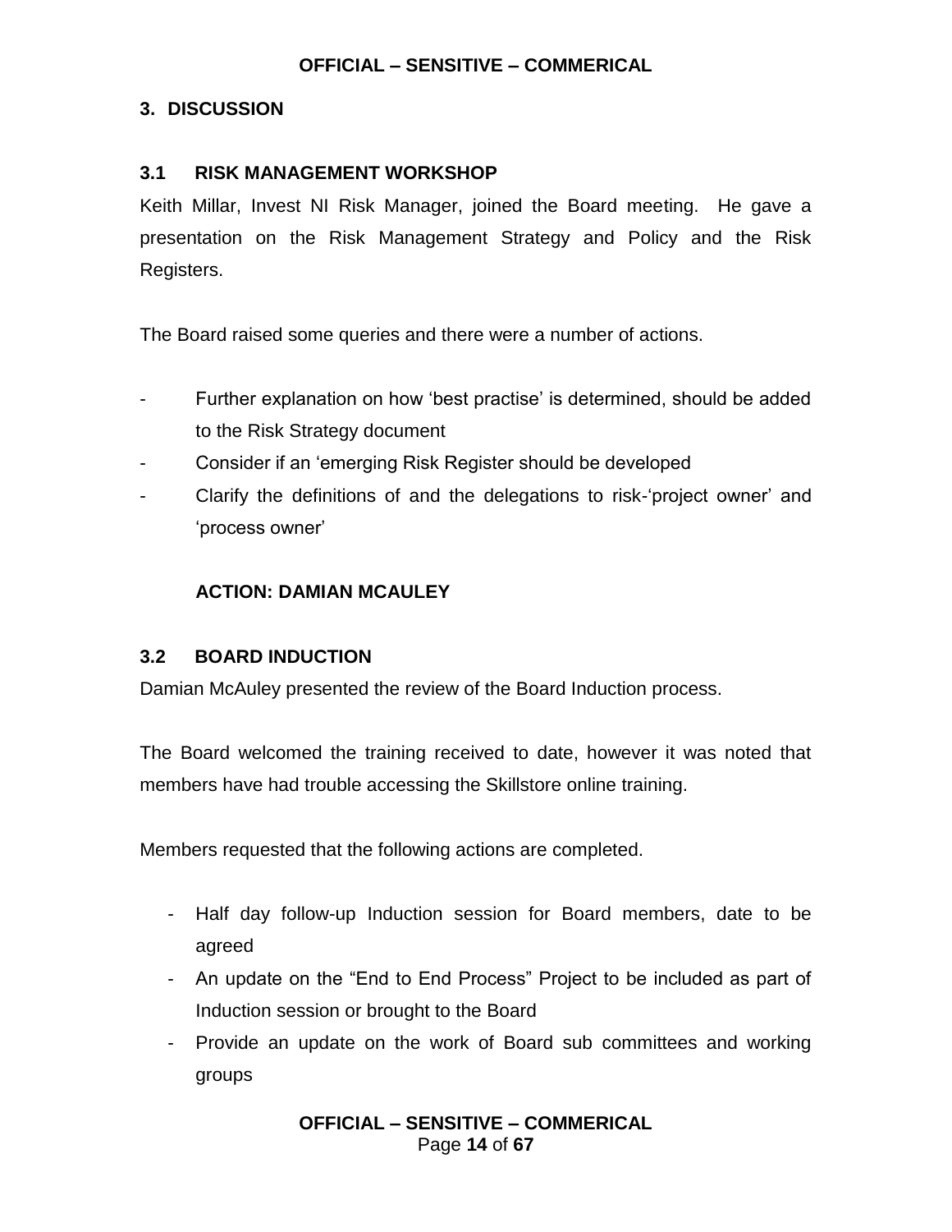## 3. DISCUSSION

### 3.1 RISK MANAGEMENT WORKSHOP

Keith Millar, Invest NI Risk Manager, joined the Board meeting. He gave a presentation on the Risk Management Strategy and Policy and the Risk Registers.

The Board raised some queries and there were a number of actions.

- Further explanation on how 'best practise' is determined, should be added to the Risk Strategy document
- Consider if an 'emerging Risk Register should be developed
- Clarify the definitions of and the delegations to risk-'project owner' and 'process owner'

**ACTION: DAMIAN MCAULEY**

### 3.2 BOARD INDUCTION

Damian McAuley presented the review of the Board Induction process.

The Board welcomed the training received to date, however it was noted that members have had trouble accessing the Skillstore online training.

Members requested that the following actions are completed.

- Half day follow-up Induction session for Board members, date to be agreed
- An update on the "End to End Process" Project to be included as part of Induction session or brought to the Board
- Provide an update on the work of Board sub committees and working groups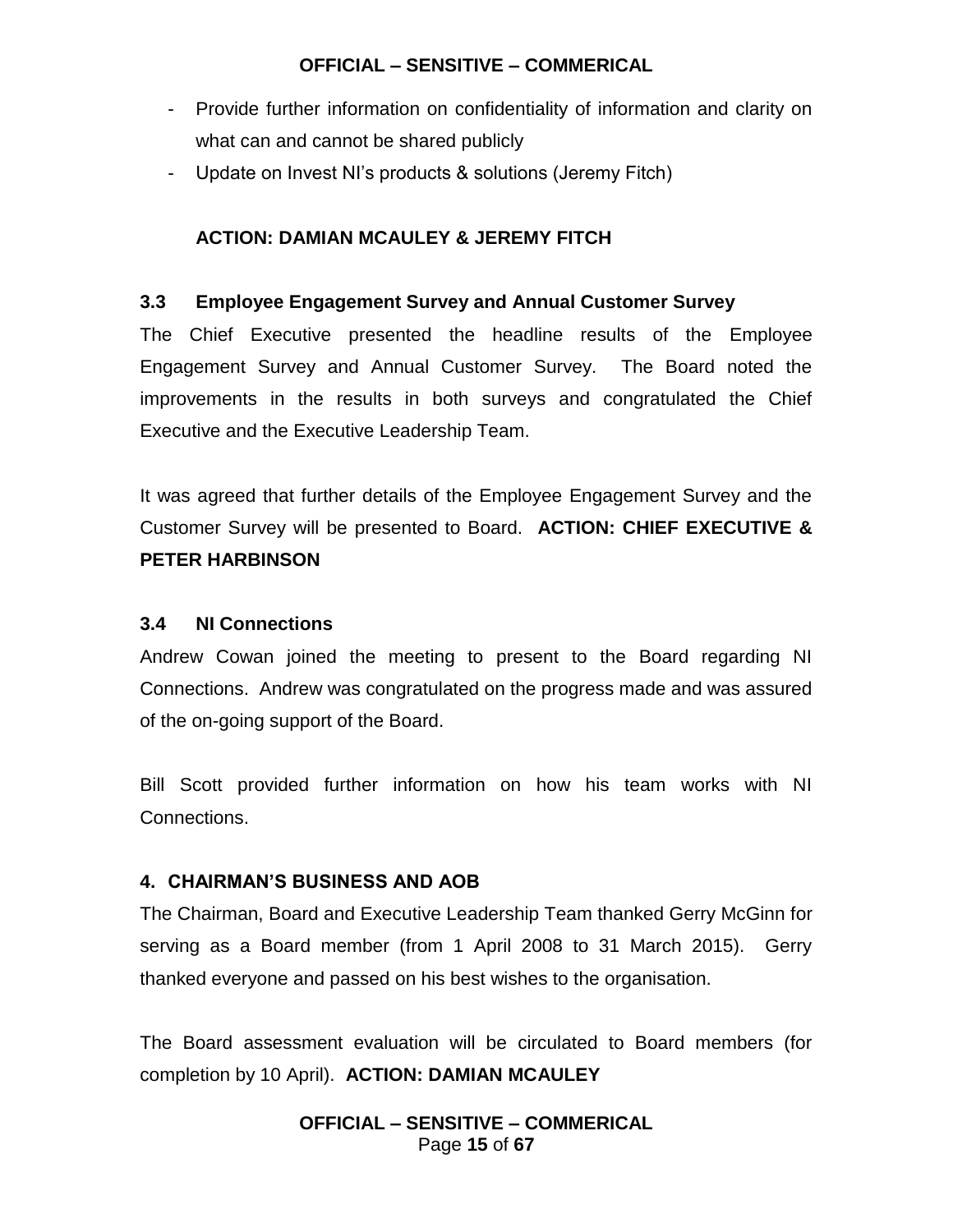- Provide further information on confidentiality of information and clarity on what can and cannot be shared publicly
- Update on Invest NI's products & solutions (Jeremy Fitch)

**ACTION: DAMIAN MCAULEY & JEREMY FITCH**

### 3.3 Employee Engagement Survey and Annual Customer Survey

The Chief Executive presented the headline results of the Employee Engagement Survey and Annual Customer Survey. The Board noted the improvements in the results in both surveys and congratulated the Chief Executive and the Executive Leadership Team.

It was agreed that further details of the Employee Engagement Survey and the Customer Survey will be presented to Board. **ACTION: CHIEF EXECUTIVE & PETER HARBINSON**

### 3.4 NI Connections

Andrew Cowan joined the meeting to present to the Board regarding NI Connections. Andrew was congratulated on the progress made and was assured of the on-going support of the Board.

Bill Scott provided further information on how his team works with NI Connections.

## 4. CHAIRMAN'S BUSINESS AND AOB

The Chairman, Board and Executive Leadership Team thanked Gerry McGinn for serving as a Board member (from 1 April 2008 to 31 March 2015). Gerry thanked everyone and passed on his best wishes to the organisation.

The Board assessment evaluation will be circulated to Board members (for completion by 10 April). **ACTION: DAMIAN MCAULEY**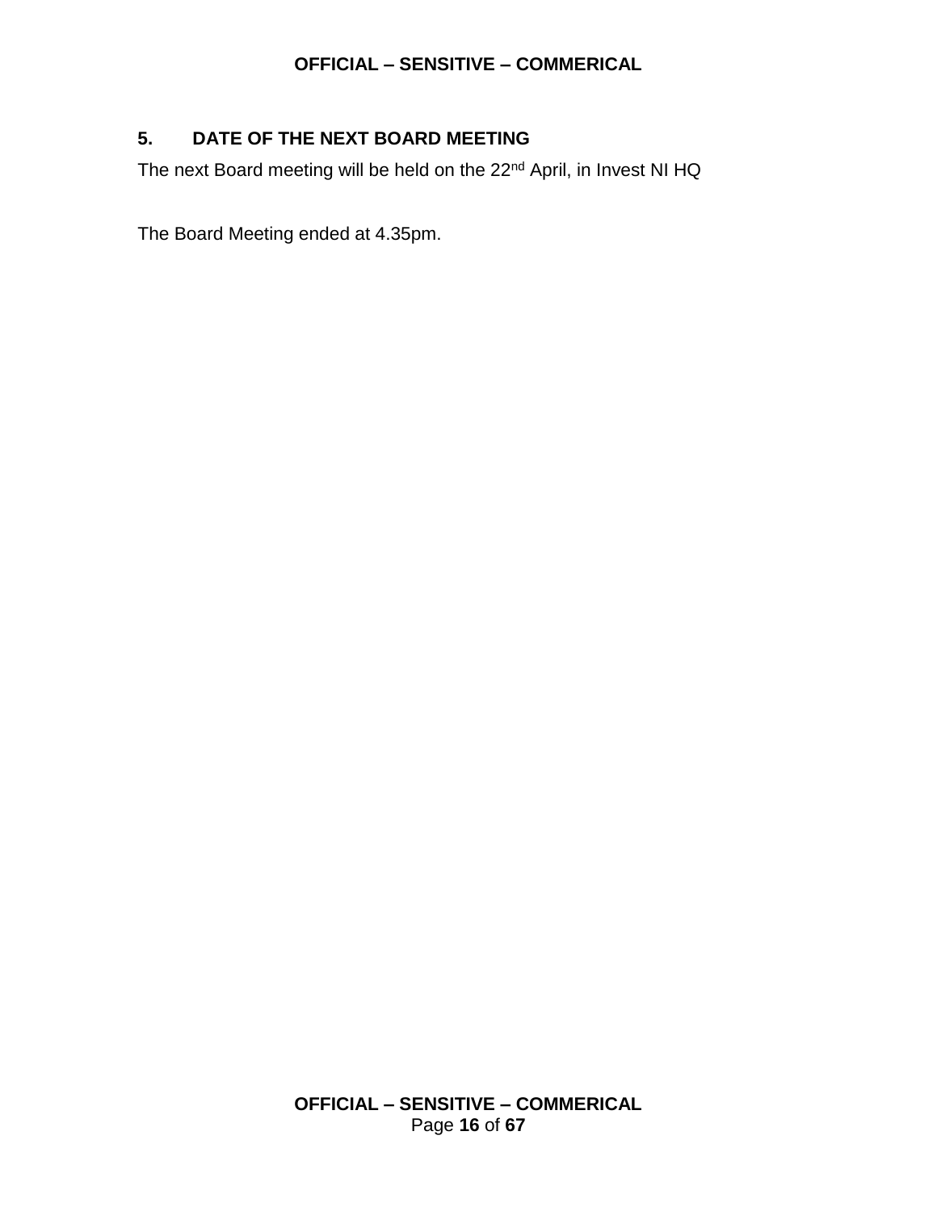## 5. DATE OF THE NEXT BOARD MEETING

The next Board meeting will be held on the 22nd April, in Invest NI HQ

The Board Meeting ended at 4.35pm.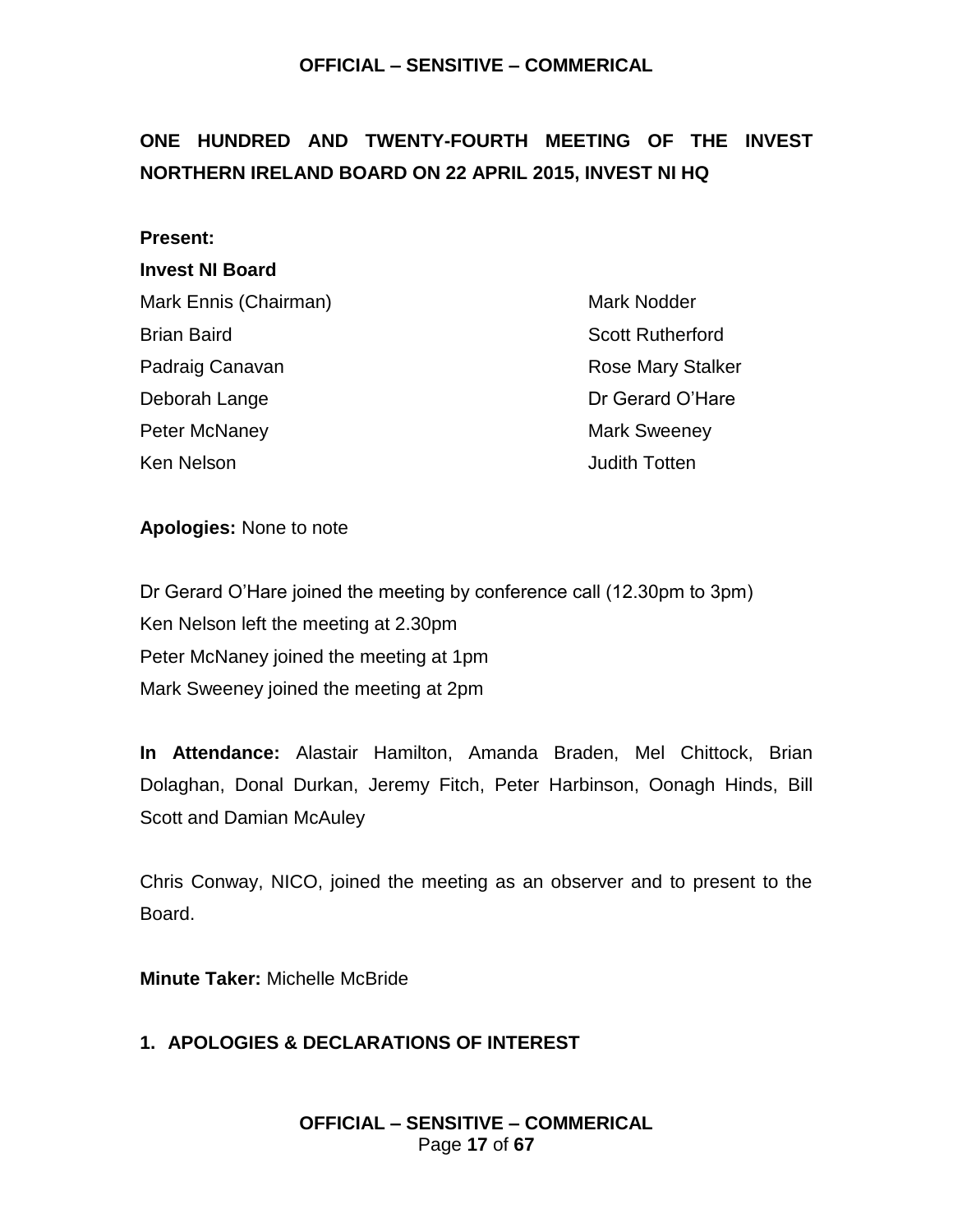# ONE HUNDRED AND TWENTY-FOURTH MEETING OF THE INVEST NORTHERN IRELAND BOARD ON 22 APRIL 2015, INVEST NI HQ

**Present:**

**Invest NI Board**

Mark Ennis (Chairman)
Brian Baird
Padraig Canavan
Deborah Lange
Peter McNaney
Ken Nelson
Mark Nodder
Scott Rutherford
Rose Mary Stalker
Dr Gerard O'Hare
Mark Sweeney
Judith Totten

**Apologies:** None to note

Dr Gerard O'Hare joined the meeting by conference call (12.30pm to 3pm)
Ken Nelson left the meeting at 2.30pm
Peter McNaney joined the meeting at 1pm
Mark Sweeney joined the meeting at 2pm

**In Attendance:** Alastair Hamilton, Amanda Braden, Mel Chittock, Brian Dolaghan, Donal Durkan, Jeremy Fitch, Peter Harbinson, Oonagh Hinds, Bill Scott and Damian McAuley

Chris Conway, NICO, joined the meeting as an observer and to present to the Board.

**Minute Taker:** Michelle McBride

## 1. APOLOGIES & DECLARATIONS OF INTEREST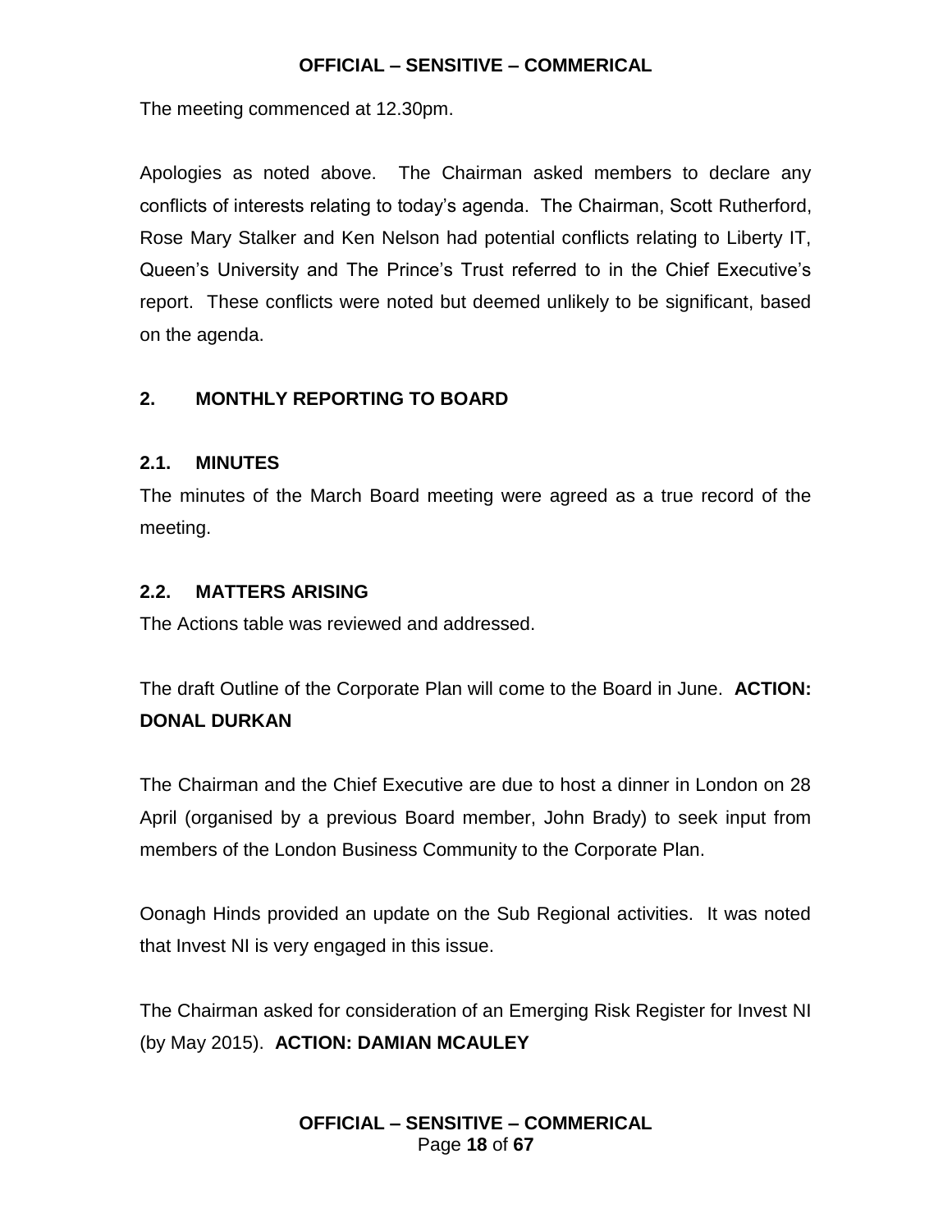The meeting commenced at 12.30pm.

Apologies as noted above. The Chairman asked members to declare any conflicts of interests relating to today's agenda. The Chairman, Scott Rutherford, Rose Mary Stalker and Ken Nelson had potential conflicts relating to Liberty IT, Queen's University and The Prince's Trust referred to in the Chief Executive's report. These conflicts were noted but deemed unlikely to be significant, based on the agenda.

## 2. MONTHLY REPORTING TO BOARD

### 2.1. MINUTES

The minutes of the March Board meeting were agreed as a true record of the meeting.

### 2.2. MATTERS ARISING

The Actions table was reviewed and addressed.

The draft Outline of the Corporate Plan will come to the Board in June. **ACTION: DONAL DURKAN**

The Chairman and the Chief Executive are due to host a dinner in London on 28 April (organised by a previous Board member, John Brady) to seek input from members of the London Business Community to the Corporate Plan.

Oonagh Hinds provided an update on the Sub Regional activities. It was noted that Invest NI is very engaged in this issue.

The Chairman asked for consideration of an Emerging Risk Register for Invest NI (by May 2015). **ACTION: DAMIAN MCAULEY**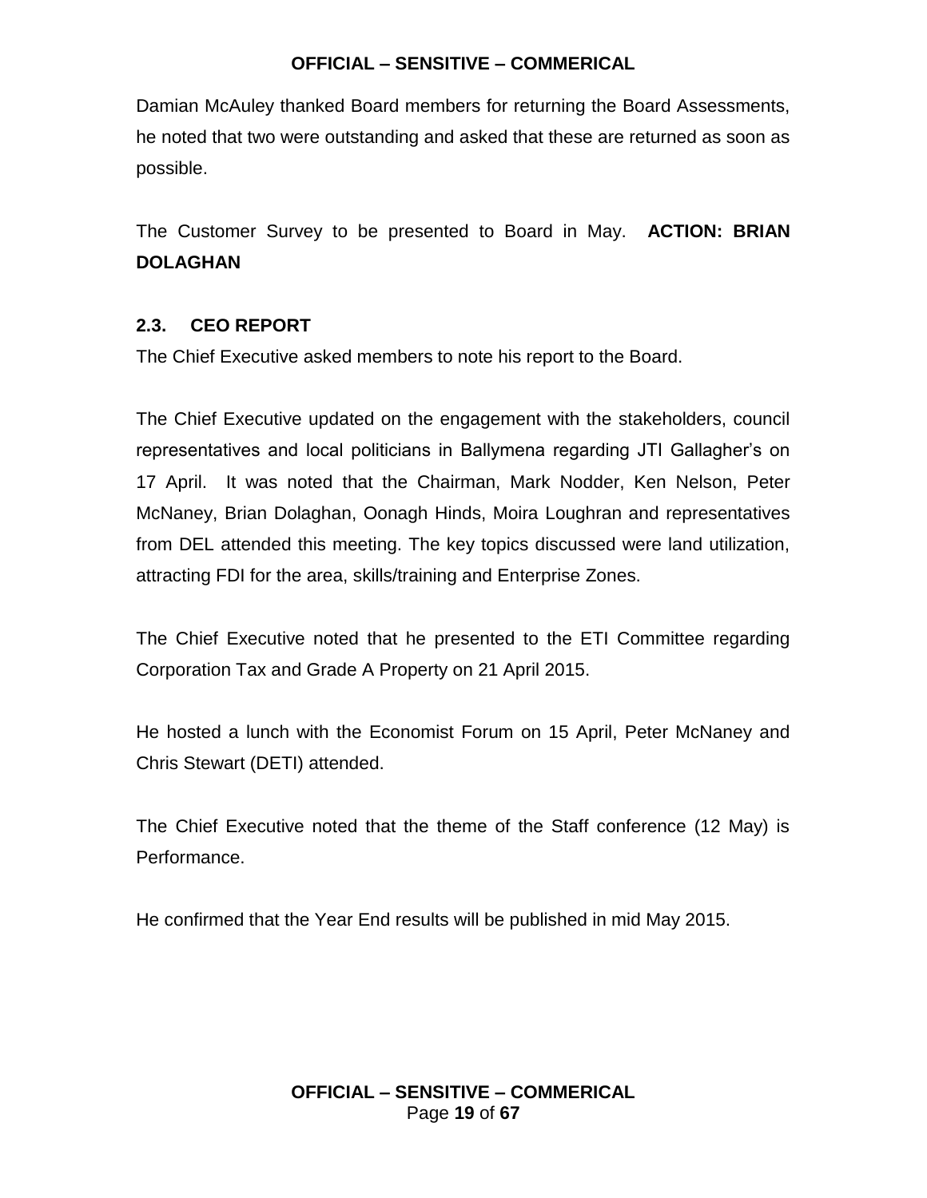Damian McAuley thanked Board members for returning the Board Assessments, he noted that two were outstanding and asked that these are returned as soon as possible.

The Customer Survey to be presented to Board in May. **ACTION: BRIAN DOLAGHAN**

### 2.3. CEO REPORT

The Chief Executive asked members to note his report to the Board.

The Chief Executive updated on the engagement with the stakeholders, council representatives and local politicians in Ballymena regarding JTI Gallagher's on 17 April. It was noted that the Chairman, Mark Nodder, Ken Nelson, Peter McNaney, Brian Dolaghan, Oonagh Hinds, Moira Loughran and representatives from DEL attended this meeting. The key topics discussed were land utilization, attracting FDI for the area, skills/training and Enterprise Zones.

The Chief Executive noted that he presented to the ETI Committee regarding Corporation Tax and Grade A Property on 21 April 2015.

He hosted a lunch with the Economist Forum on 15 April, Peter McNaney and Chris Stewart (DETI) attended.

The Chief Executive noted that the theme of the Staff conference (12 May) is Performance.

He confirmed that the Year End results will be published in mid May 2015.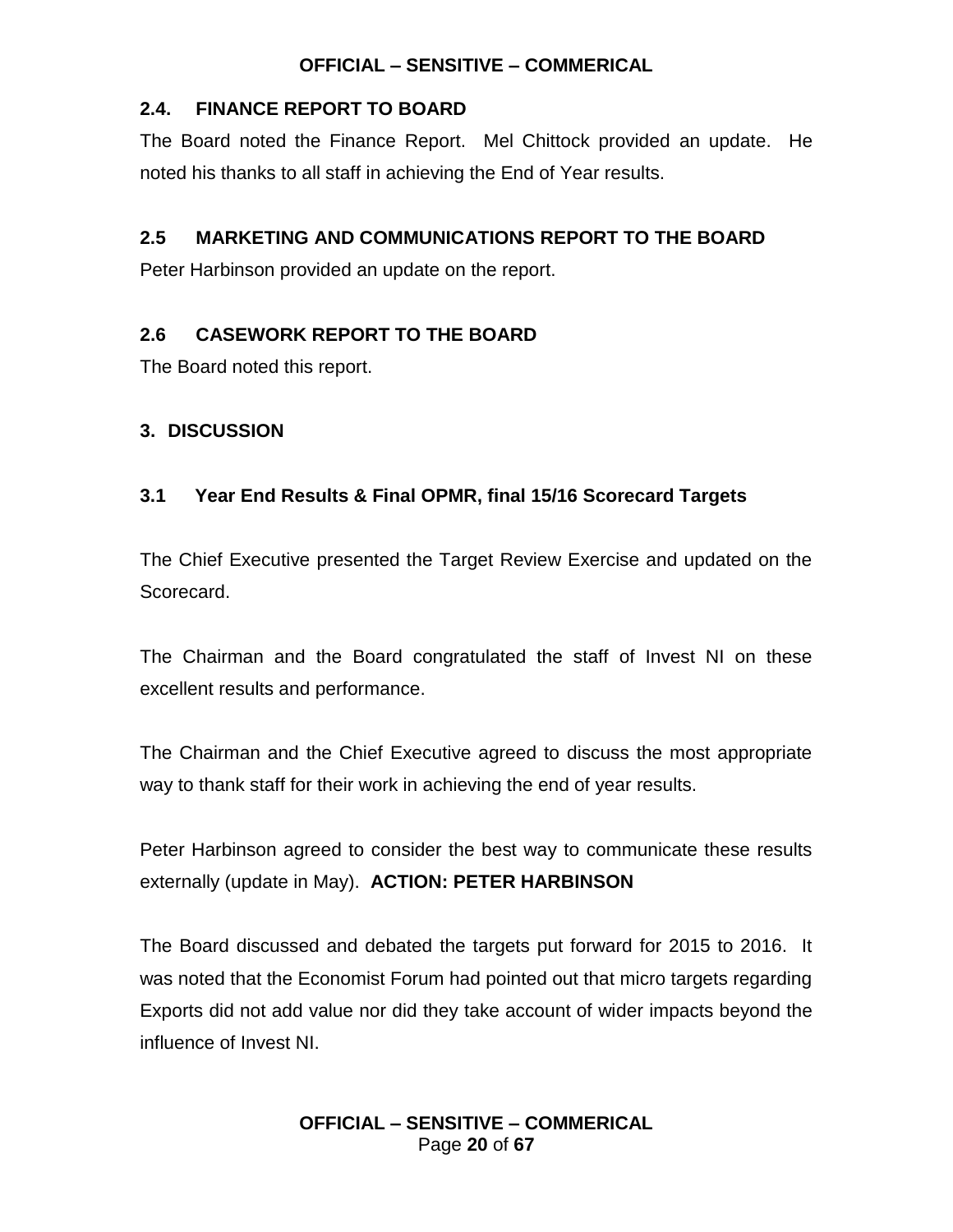### 2.4. FINANCE REPORT TO BOARD

The Board noted the Finance Report. Mel Chittock provided an update. He noted his thanks to all staff in achieving the End of Year results.

### 2.5 MARKETING AND COMMUNICATIONS REPORT TO THE BOARD

Peter Harbinson provided an update on the report.

### 2.6 CASEWORK REPORT TO THE BOARD

The Board noted this report.

## 3. DISCUSSION

### 3.1 Year End Results & Final OPMR, final 15/16 Scorecard Targets

The Chief Executive presented the Target Review Exercise and updated on the Scorecard.

The Chairman and the Board congratulated the staff of Invest NI on these excellent results and performance.

The Chairman and the Chief Executive agreed to discuss the most appropriate way to thank staff for their work in achieving the end of year results.

Peter Harbinson agreed to consider the best way to communicate these results externally (update in May). **ACTION: PETER HARBINSON**

The Board discussed and debated the targets put forward for 2015 to 2016. It was noted that the Economist Forum had pointed out that micro targets regarding Exports did not add value nor did they take account of wider impacts beyond the influence of Invest NI.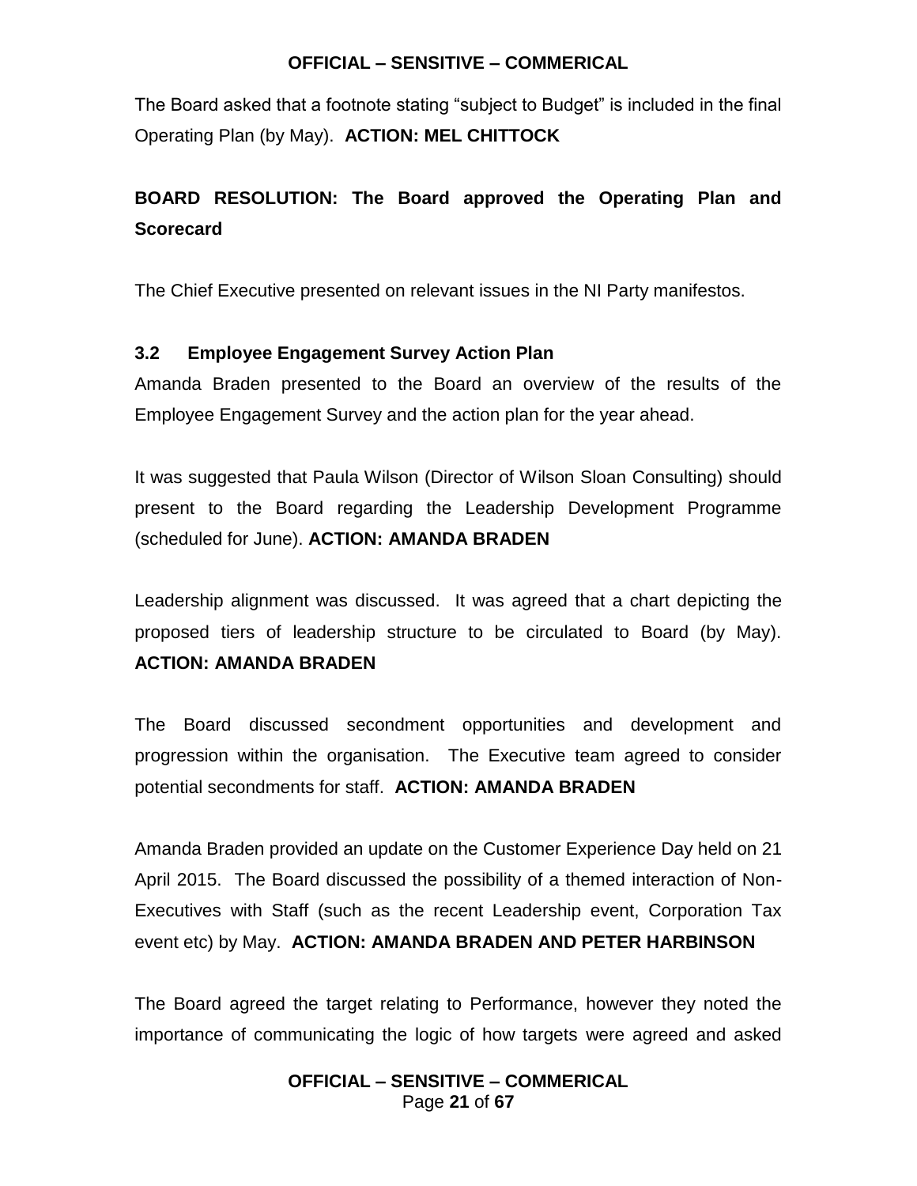The Board asked that a footnote stating "subject to Budget" is included in the final Operating Plan (by May). **ACTION: MEL CHITTOCK**

**BOARD RESOLUTION: The Board approved the Operating Plan and Scorecard**

The Chief Executive presented on relevant issues in the NI Party manifestos.

### 3.2 Employee Engagement Survey Action Plan

Amanda Braden presented to the Board an overview of the results of the Employee Engagement Survey and the action plan for the year ahead.

It was suggested that Paula Wilson (Director of Wilson Sloan Consulting) should present to the Board regarding the Leadership Development Programme (scheduled for June). **ACTION: AMANDA BRADEN**

Leadership alignment was discussed. It was agreed that a chart depicting the proposed tiers of leadership structure to be circulated to Board (by May). **ACTION: AMANDA BRADEN**

The Board discussed secondment opportunities and development and progression within the organisation. The Executive team agreed to consider potential secondments for staff. **ACTION: AMANDA BRADEN**

Amanda Braden provided an update on the Customer Experience Day held on 21 April 2015. The Board discussed the possibility of a themed interaction of Non-Executives with Staff (such as the recent Leadership event, Corporation Tax event etc) by May. **ACTION: AMANDA BRADEN AND PETER HARBINSON**

The Board agreed the target relating to Performance, however they noted the importance of communicating the logic of how targets were agreed and asked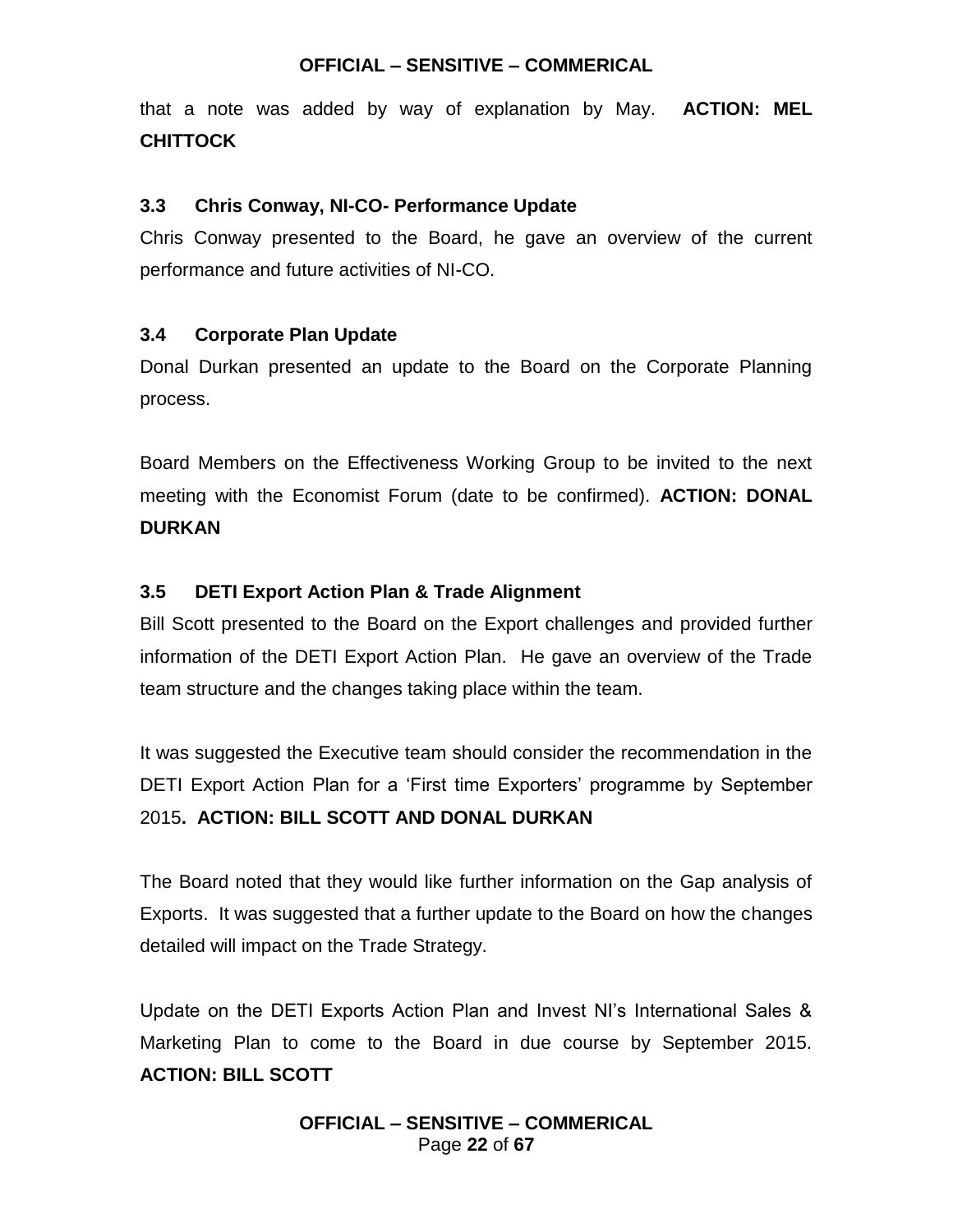that a note was added by way of explanation by May. **ACTION: MEL CHITTOCK**

### 3.3 Chris Conway, NI-CO- Performance Update

Chris Conway presented to the Board, he gave an overview of the current performance and future activities of NI-CO.

### 3.4 Corporate Plan Update

Donal Durkan presented an update to the Board on the Corporate Planning process.

Board Members on the Effectiveness Working Group to be invited to the next meeting with the Economist Forum (date to be confirmed). **ACTION: DONAL DURKAN**

### 3.5 DETI Export Action Plan & Trade Alignment

Bill Scott presented to the Board on the Export challenges and provided further information of the DETI Export Action Plan. He gave an overview of the Trade team structure and the changes taking place within the team.

It was suggested the Executive team should consider the recommendation in the DETI Export Action Plan for a 'First time Exporters' programme by September 2015**. ACTION: BILL SCOTT AND DONAL DURKAN**

The Board noted that they would like further information on the Gap analysis of Exports. It was suggested that a further update to the Board on how the changes detailed will impact on the Trade Strategy.

Update on the DETI Exports Action Plan and Invest NI's International Sales & Marketing Plan to come to the Board in due course by September 2015. **ACTION: BILL SCOTT**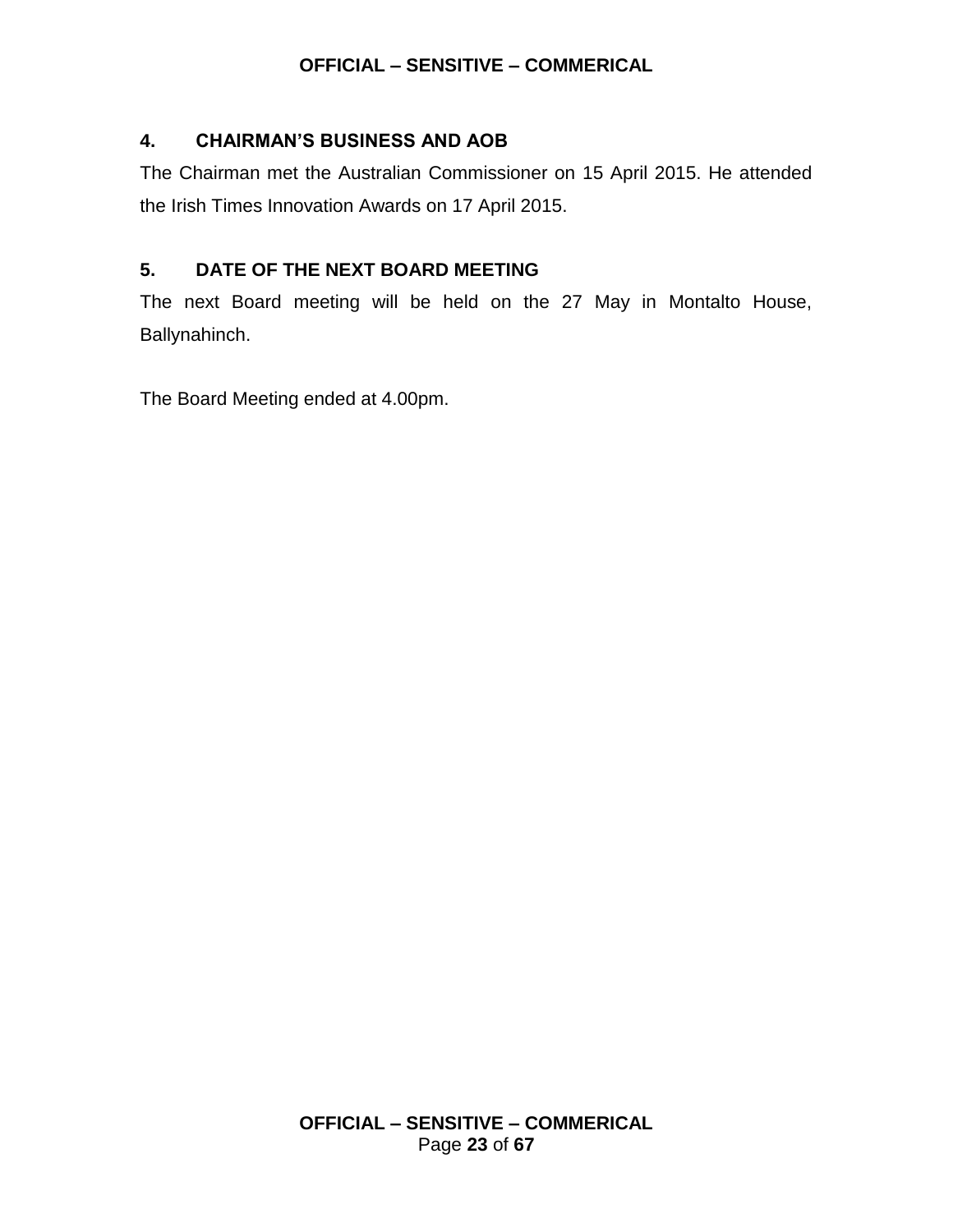## 4. CHAIRMAN'S BUSINESS AND AOB

The Chairman met the Australian Commissioner on 15 April 2015. He attended the Irish Times Innovation Awards on 17 April 2015.

## 5. DATE OF THE NEXT BOARD MEETING

The next Board meeting will be held on the 27 May in Montalto House, Ballynahinch.

The Board Meeting ended at 4.00pm.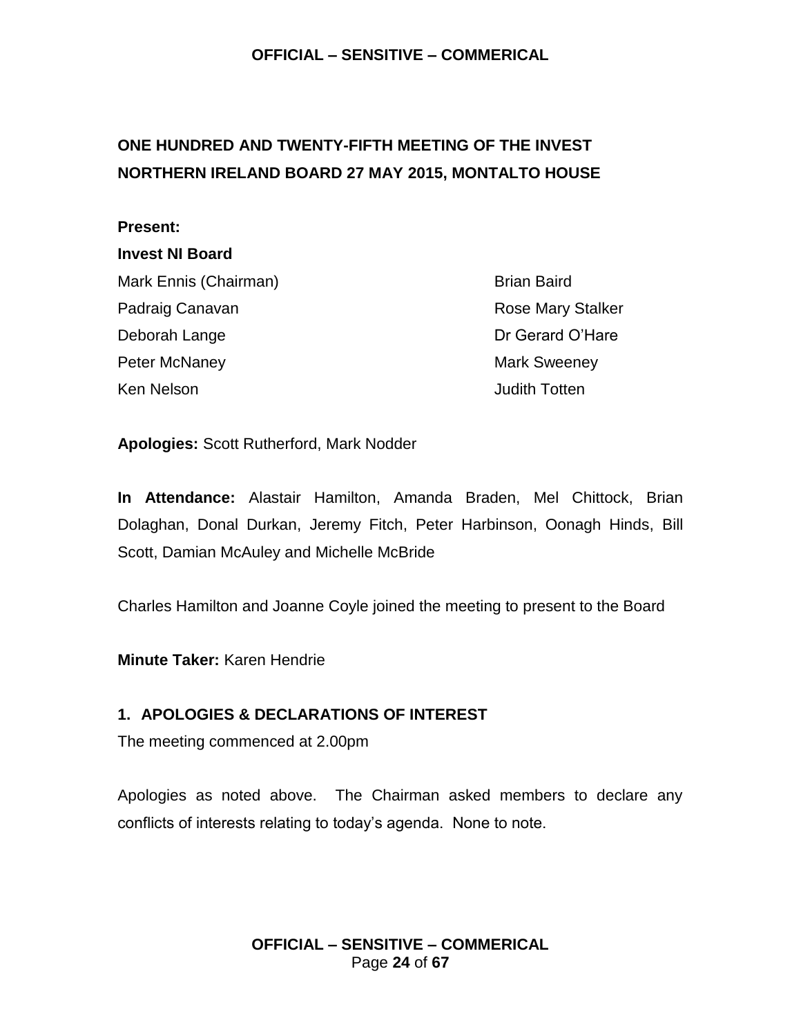## ONE HUNDRED AND TWENTY-FIFTH MEETING OF THE INVEST NORTHERN IRELAND BOARD 27 MAY 2015, MONTALTO HOUSE

**Present:**

**Invest NI Board**

| | |
|---|---|
| Mark Ennis (Chairman) | Brian Baird |
| Padraig Canavan | Rose Mary Stalker |
| Deborah Lange | Dr Gerard O'Hare |
| Peter McNaney | Mark Sweeney |
| Ken Nelson | Judith Totten |

**Apologies:** Scott Rutherford, Mark Nodder

**In Attendance:** Alastair Hamilton, Amanda Braden, Mel Chittock, Brian Dolaghan, Donal Durkan, Jeremy Fitch, Peter Harbinson, Oonagh Hinds, Bill Scott, Damian McAuley and Michelle McBride

Charles Hamilton and Joanne Coyle joined the meeting to present to the Board

**Minute Taker:** Karen Hendrie

### 1. APOLOGIES & DECLARATIONS OF INTEREST

The meeting commenced at 2.00pm

Apologies as noted above. The Chairman asked members to declare any conflicts of interests relating to today's agenda. None to note.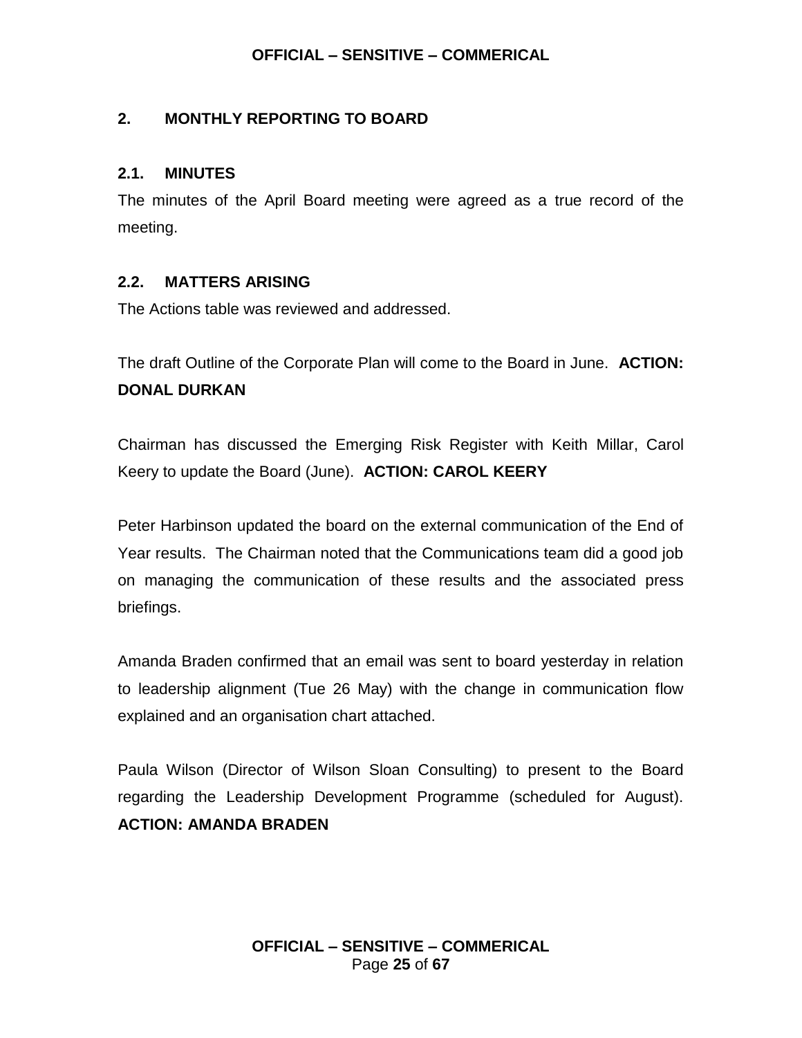## 2. MONTHLY REPORTING TO BOARD

### 2.1. MINUTES

The minutes of the April Board meeting were agreed as a true record of the meeting.

### 2.2. MATTERS ARISING

The Actions table was reviewed and addressed.

The draft Outline of the Corporate Plan will come to the Board in June. **ACTION: DONAL DURKAN**

Chairman has discussed the Emerging Risk Register with Keith Millar, Carol Keery to update the Board (June). **ACTION: CAROL KEERY**

Peter Harbinson updated the board on the external communication of the End of Year results. The Chairman noted that the Communications team did a good job on managing the communication of these results and the associated press briefings.

Amanda Braden confirmed that an email was sent to board yesterday in relation to leadership alignment (Tue 26 May) with the change in communication flow explained and an organisation chart attached.

Paula Wilson (Director of Wilson Sloan Consulting) to present to the Board regarding the Leadership Development Programme (scheduled for August). **ACTION: AMANDA BRADEN**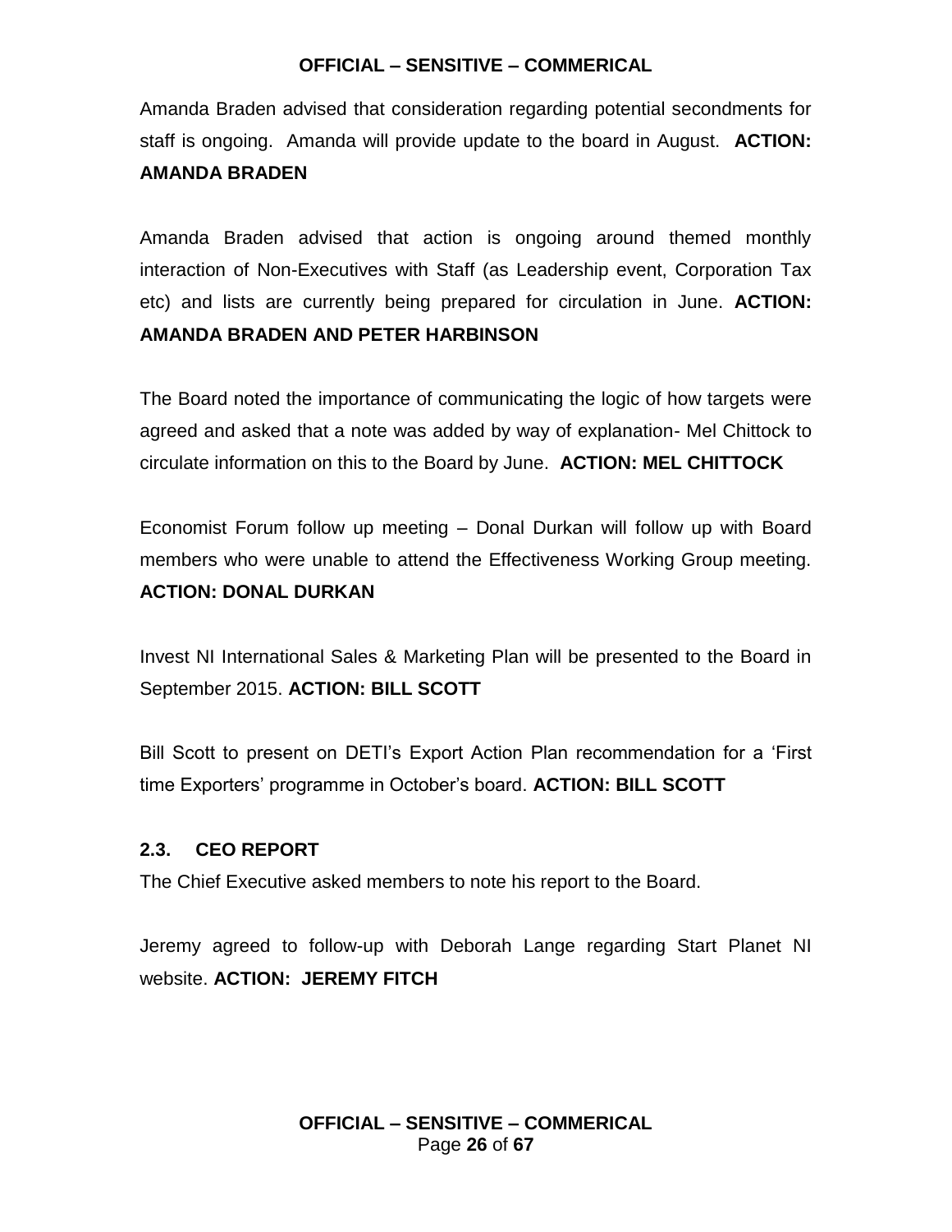Amanda Braden advised that consideration regarding potential secondments for staff is ongoing. Amanda will provide update to the board in August. **ACTION: AMANDA BRADEN**

Amanda Braden advised that action is ongoing around themed monthly interaction of Non-Executives with Staff (as Leadership event, Corporation Tax etc) and lists are currently being prepared for circulation in June. **ACTION: AMANDA BRADEN AND PETER HARBINSON**

The Board noted the importance of communicating the logic of how targets were agreed and asked that a note was added by way of explanation- Mel Chittock to circulate information on this to the Board by June. **ACTION: MEL CHITTOCK**

Economist Forum follow up meeting – Donal Durkan will follow up with Board members who were unable to attend the Effectiveness Working Group meeting. **ACTION: DONAL DURKAN**

Invest NI International Sales & Marketing Plan will be presented to the Board in September 2015. **ACTION: BILL SCOTT**

Bill Scott to present on DETI's Export Action Plan recommendation for a 'First time Exporters' programme in October's board. **ACTION: BILL SCOTT**

### 2.3. CEO REPORT

The Chief Executive asked members to note his report to the Board.

Jeremy agreed to follow-up with Deborah Lange regarding Start Planet NI website. **ACTION: JEREMY FITCH**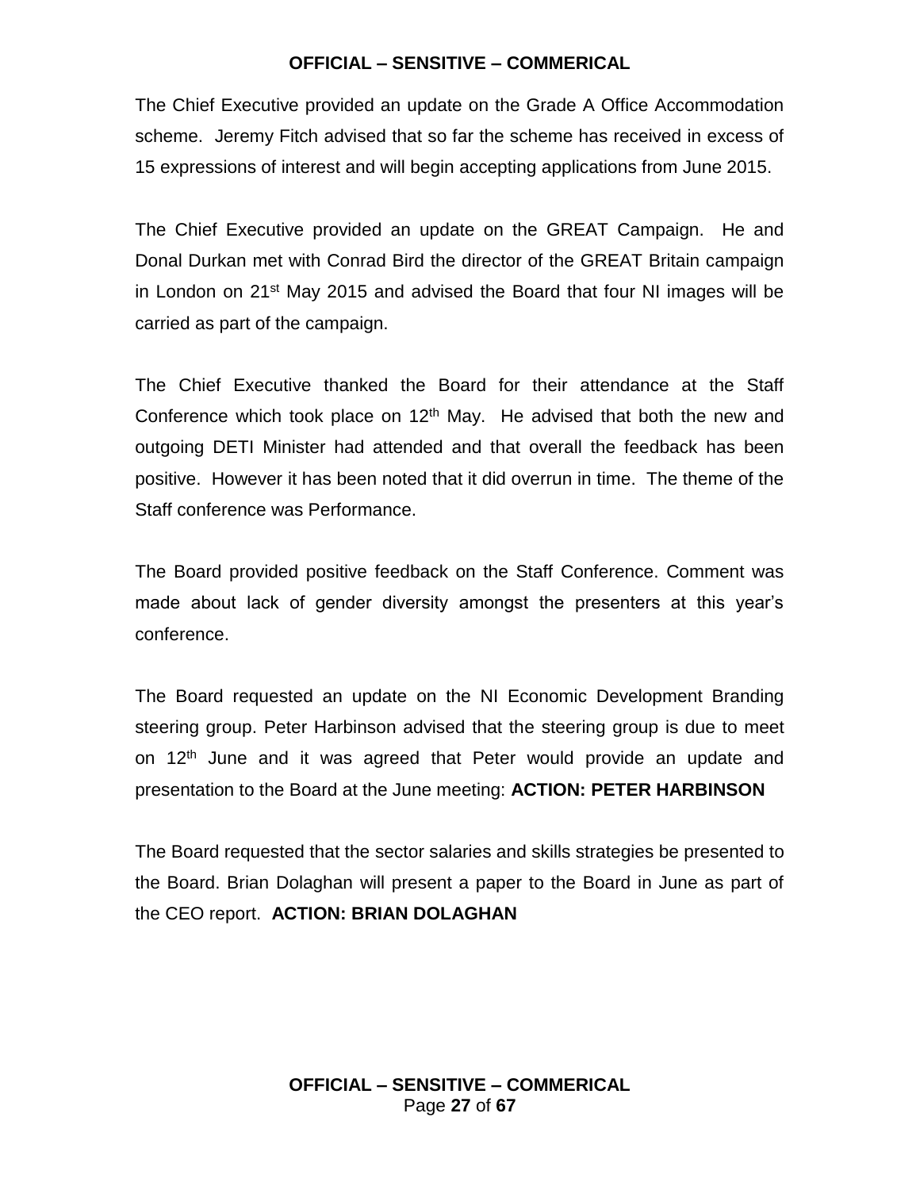The Chief Executive provided an update on the Grade A Office Accommodation scheme. Jeremy Fitch advised that so far the scheme has received in excess of 15 expressions of interest and will begin accepting applications from June 2015.

The Chief Executive provided an update on the GREAT Campaign. He and Donal Durkan met with Conrad Bird the director of the GREAT Britain campaign in London on 21st May 2015 and advised the Board that four NI images will be carried as part of the campaign.

The Chief Executive thanked the Board for their attendance at the Staff Conference which took place on 12th May. He advised that both the new and outgoing DETI Minister had attended and that overall the feedback has been positive. However it has been noted that it did overrun in time. The theme of the Staff conference was Performance.

The Board provided positive feedback on the Staff Conference. Comment was made about lack of gender diversity amongst the presenters at this year's conference.

The Board requested an update on the NI Economic Development Branding steering group. Peter Harbinson advised that the steering group is due to meet on 12th June and it was agreed that Peter would provide an update and presentation to the Board at the June meeting: **ACTION: PETER HARBINSON**

The Board requested that the sector salaries and skills strategies be presented to the Board. Brian Dolaghan will present a paper to the Board in June as part of the CEO report. **ACTION: BRIAN DOLAGHAN**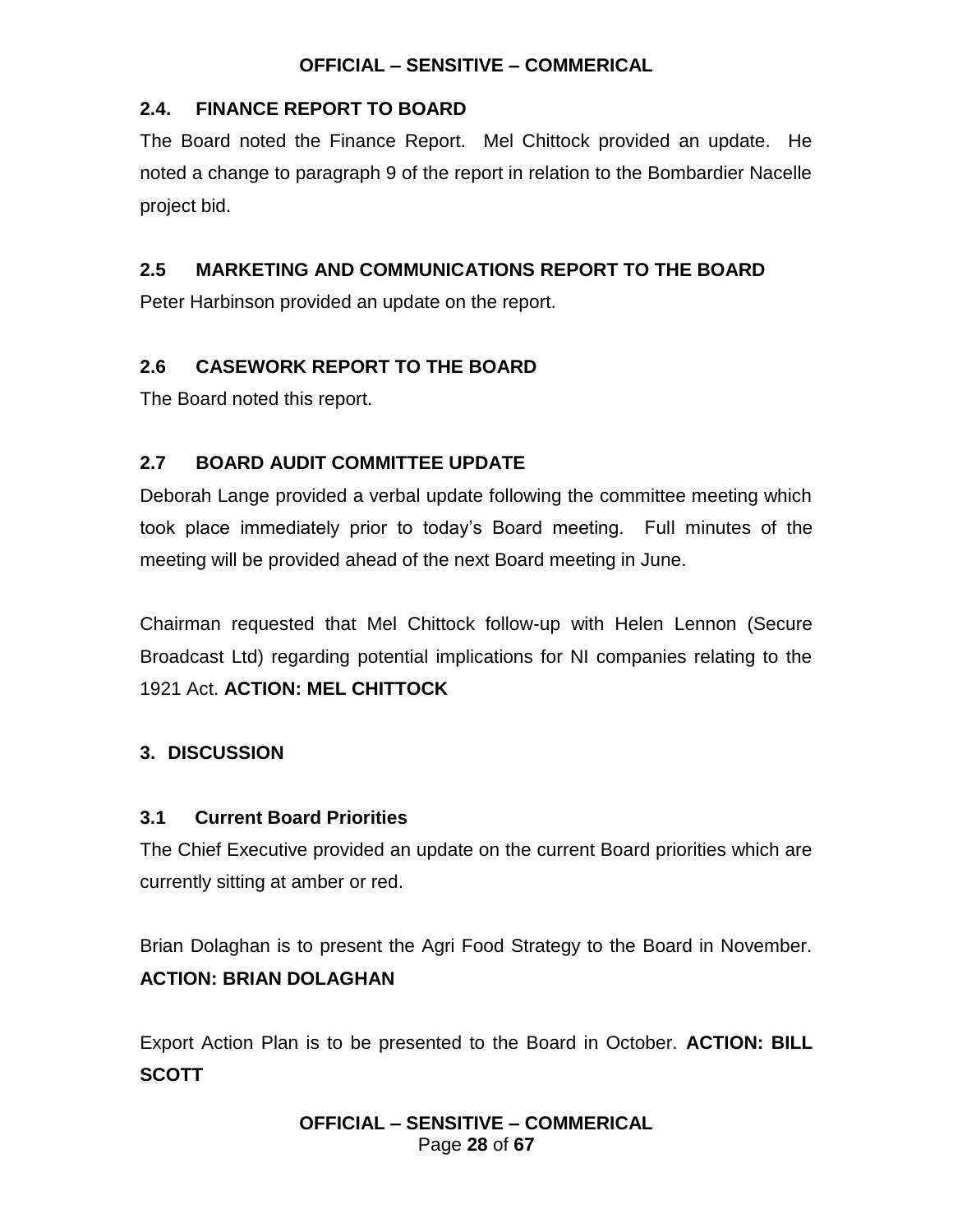## 2.4. FINANCE REPORT TO BOARD

The Board noted the Finance Report. Mel Chittock provided an update. He noted a change to paragraph 9 of the report in relation to the Bombardier Nacelle project bid.

## 2.5 MARKETING AND COMMUNICATIONS REPORT TO THE BOARD

Peter Harbinson provided an update on the report.

## 2.6 CASEWORK REPORT TO THE BOARD

The Board noted this report.

## 2.7 BOARD AUDIT COMMITTEE UPDATE

Deborah Lange provided a verbal update following the committee meeting which took place immediately prior to today's Board meeting. Full minutes of the meeting will be provided ahead of the next Board meeting in June.

Chairman requested that Mel Chittock follow-up with Helen Lennon (Secure Broadcast Ltd) regarding potential implications for NI companies relating to the 1921 Act. **ACTION: MEL CHITTOCK**

# 3. DISCUSSION

### 3.1 Current Board Priorities

The Chief Executive provided an update on the current Board priorities which are currently sitting at amber or red.

Brian Dolaghan is to present the Agri Food Strategy to the Board in November. **ACTION: BRIAN DOLAGHAN**

Export Action Plan is to be presented to the Board in October. **ACTION: BILL SCOTT**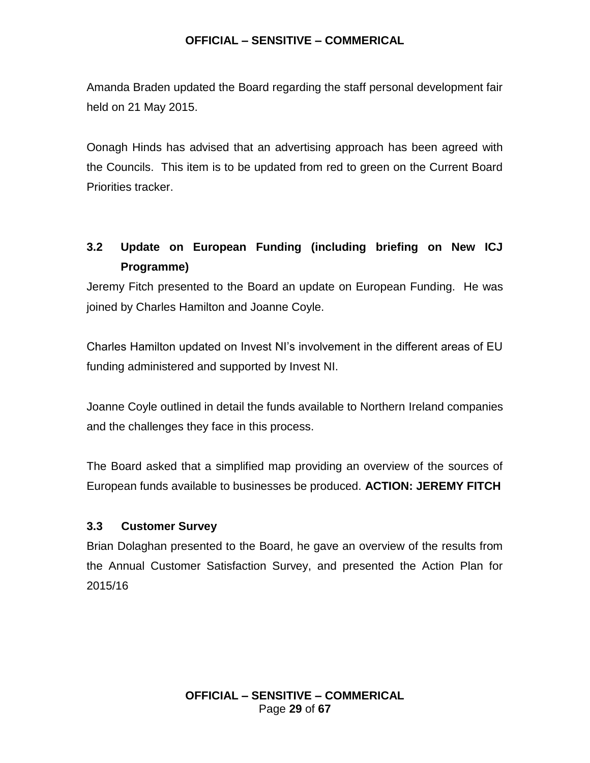Amanda Braden updated the Board regarding the staff personal development fair held on 21 May 2015.

Oonagh Hinds has advised that an advertising approach has been agreed with the Councils. This item is to be updated from red to green on the Current Board Priorities tracker.

### 3.2 Update on European Funding (including briefing on New ICJ Programme)

Jeremy Fitch presented to the Board an update on European Funding. He was joined by Charles Hamilton and Joanne Coyle.

Charles Hamilton updated on Invest NI's involvement in the different areas of EU funding administered and supported by Invest NI.

Joanne Coyle outlined in detail the funds available to Northern Ireland companies and the challenges they face in this process.

The Board asked that a simplified map providing an overview of the sources of European funds available to businesses be produced. **ACTION: JEREMY FITCH**

### 3.3 Customer Survey

Brian Dolaghan presented to the Board, he gave an overview of the results from the Annual Customer Satisfaction Survey, and presented the Action Plan for 2015/16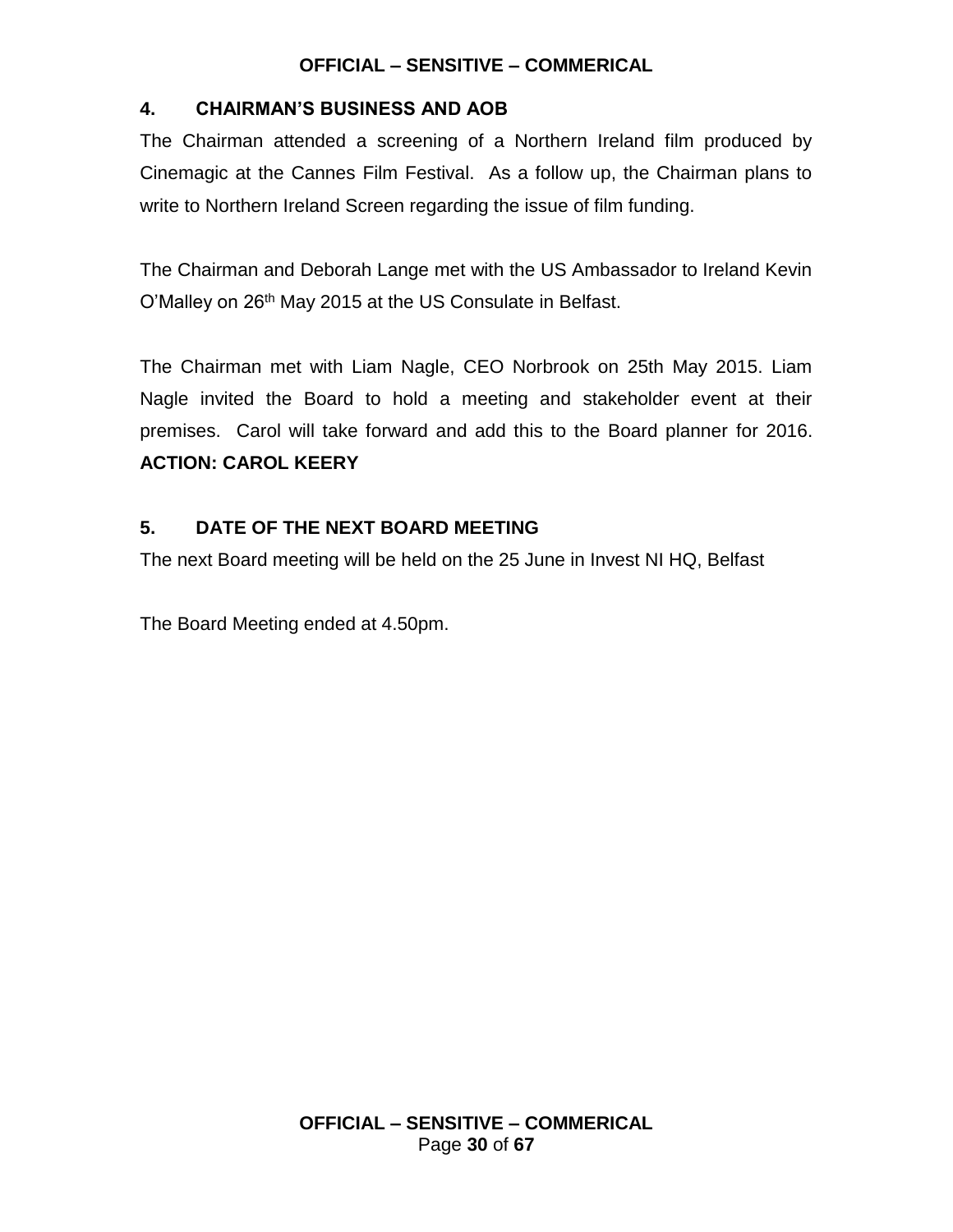## 4. CHAIRMAN'S BUSINESS AND AOB

The Chairman attended a screening of a Northern Ireland film produced by Cinemagic at the Cannes Film Festival. As a follow up, the Chairman plans to write to Northern Ireland Screen regarding the issue of film funding.

The Chairman and Deborah Lange met with the US Ambassador to Ireland Kevin O'Malley on 26th May 2015 at the US Consulate in Belfast.

The Chairman met with Liam Nagle, CEO Norbrook on 25th May 2015. Liam Nagle invited the Board to hold a meeting and stakeholder event at their premises. Carol will take forward and add this to the Board planner for 2016. **ACTION: CAROL KEERY**

## 5. DATE OF THE NEXT BOARD MEETING

The next Board meeting will be held on the 25 June in Invest NI HQ, Belfast

The Board Meeting ended at 4.50pm.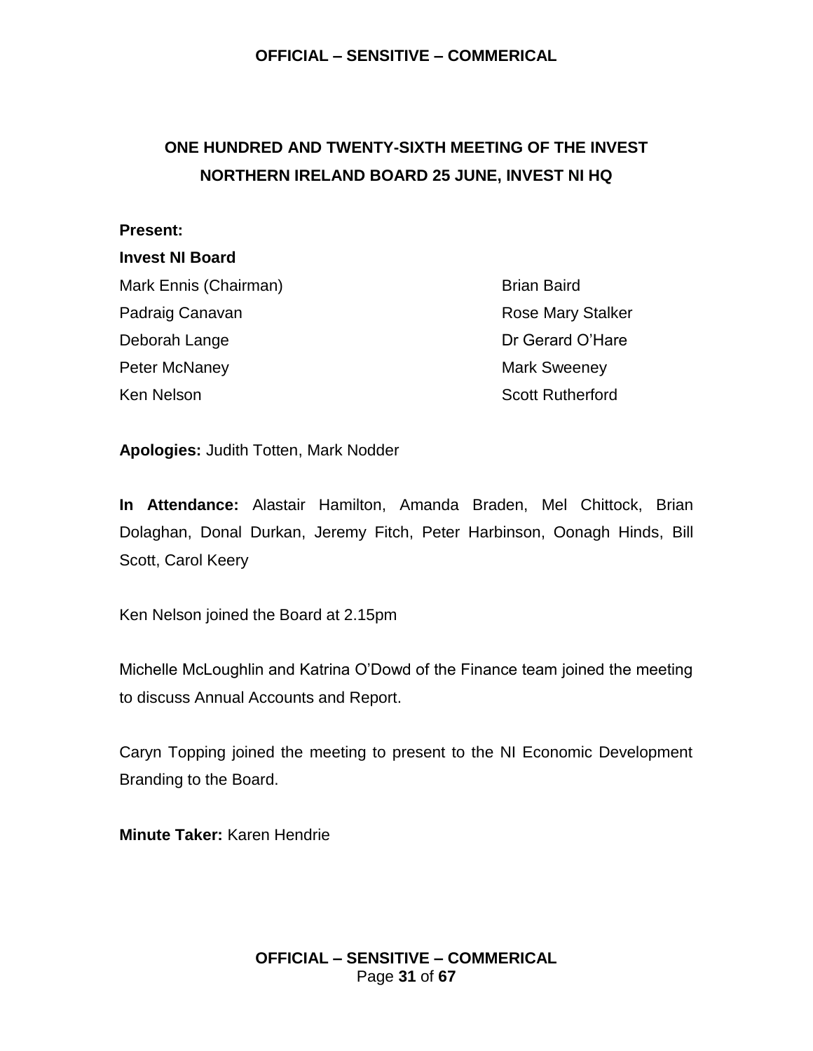## ONE HUNDRED AND TWENTY-SIXTH MEETING OF THE INVEST NORTHERN IRELAND BOARD 25 JUNE, INVEST NI HQ

**Present:**

**Invest NI Board**

Mark Ennis (Chairman)
Padraig Canavan
Deborah Lange
Peter McNaney
Ken Nelson
Brian Baird
Rose Mary Stalker
Dr Gerard O'Hare
Mark Sweeney
Scott Rutherford

**Apologies:** Judith Totten, Mark Nodder

**In Attendance:** Alastair Hamilton, Amanda Braden, Mel Chittock, Brian Dolaghan, Donal Durkan, Jeremy Fitch, Peter Harbinson, Oonagh Hinds, Bill Scott, Carol Keery

Ken Nelson joined the Board at 2.15pm

Michelle McLoughlin and Katrina O'Dowd of the Finance team joined the meeting to discuss Annual Accounts and Report.

Caryn Topping joined the meeting to present to the NI Economic Development Branding to the Board.

**Minute Taker:** Karen Hendrie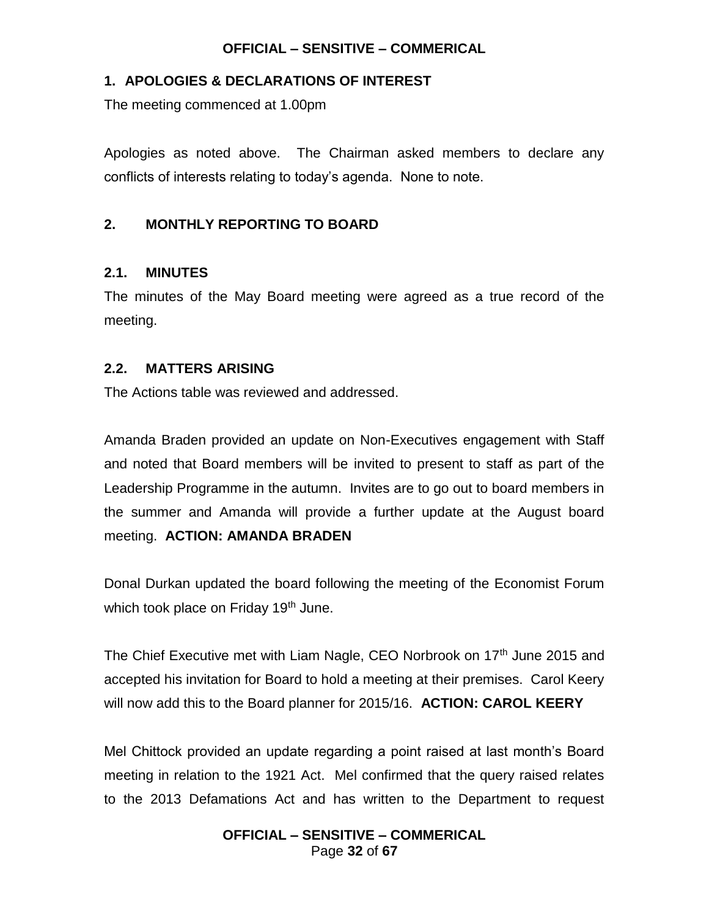## 1. APOLOGIES & DECLARATIONS OF INTEREST

The meeting commenced at 1.00pm

Apologies as noted above. The Chairman asked members to declare any conflicts of interests relating to today's agenda. None to note.

## 2. MONTHLY REPORTING TO BOARD

### 2.1. MINUTES

The minutes of the May Board meeting were agreed as a true record of the meeting.

### 2.2. MATTERS ARISING

The Actions table was reviewed and addressed.

Amanda Braden provided an update on Non-Executives engagement with Staff and noted that Board members will be invited to present to staff as part of the Leadership Programme in the autumn. Invites are to go out to board members in the summer and Amanda will provide a further update at the August board meeting. **ACTION: AMANDA BRADEN**

Donal Durkan updated the board following the meeting of the Economist Forum which took place on Friday 19th June.

The Chief Executive met with Liam Nagle, CEO Norbrook on 17th June 2015 and accepted his invitation for Board to hold a meeting at their premises. Carol Keery will now add this to the Board planner for 2015/16. **ACTION: CAROL KEERY**

Mel Chittock provided an update regarding a point raised at last month's Board meeting in relation to the 1921 Act. Mel confirmed that the query raised relates to the 2013 Defamations Act and has written to the Department to request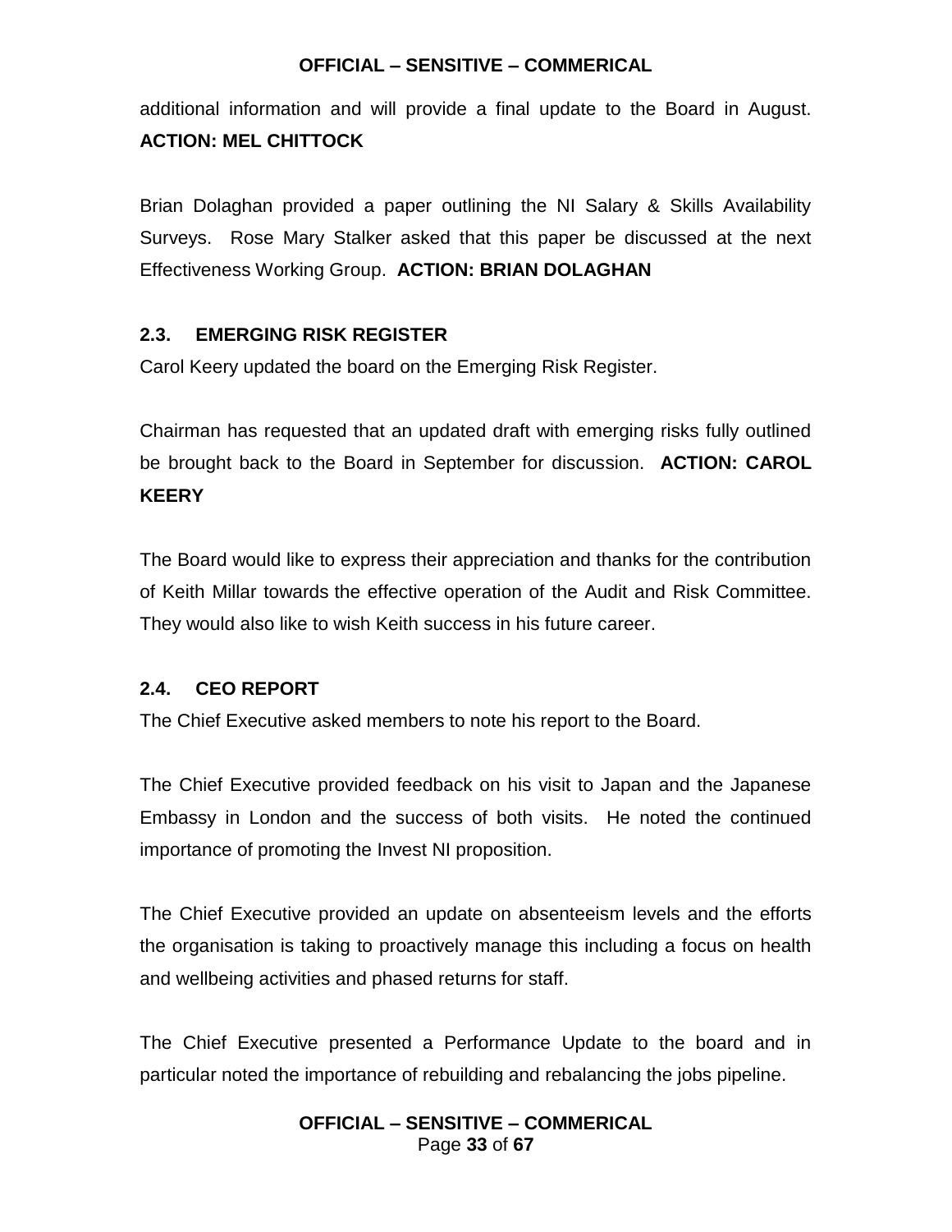additional information and will provide a final update to the Board in August. **ACTION: MEL CHITTOCK**

Brian Dolaghan provided a paper outlining the NI Salary & Skills Availability Surveys. Rose Mary Stalker asked that this paper be discussed at the next Effectiveness Working Group. **ACTION: BRIAN DOLAGHAN**

### 2.3. EMERGING RISK REGISTER

Carol Keery updated the board on the Emerging Risk Register.

Chairman has requested that an updated draft with emerging risks fully outlined be brought back to the Board in September for discussion. **ACTION: CAROL KEERY**

The Board would like to express their appreciation and thanks for the contribution of Keith Millar towards the effective operation of the Audit and Risk Committee. They would also like to wish Keith success in his future career.

### 2.4. CEO REPORT

The Chief Executive asked members to note his report to the Board.

The Chief Executive provided feedback on his visit to Japan and the Japanese Embassy in London and the success of both visits. He noted the continued importance of promoting the Invest NI proposition.

The Chief Executive provided an update on absenteeism levels and the efforts the organisation is taking to proactively manage this including a focus on health and wellbeing activities and phased returns for staff.

The Chief Executive presented a Performance Update to the board and in particular noted the importance of rebuilding and rebalancing the jobs pipeline.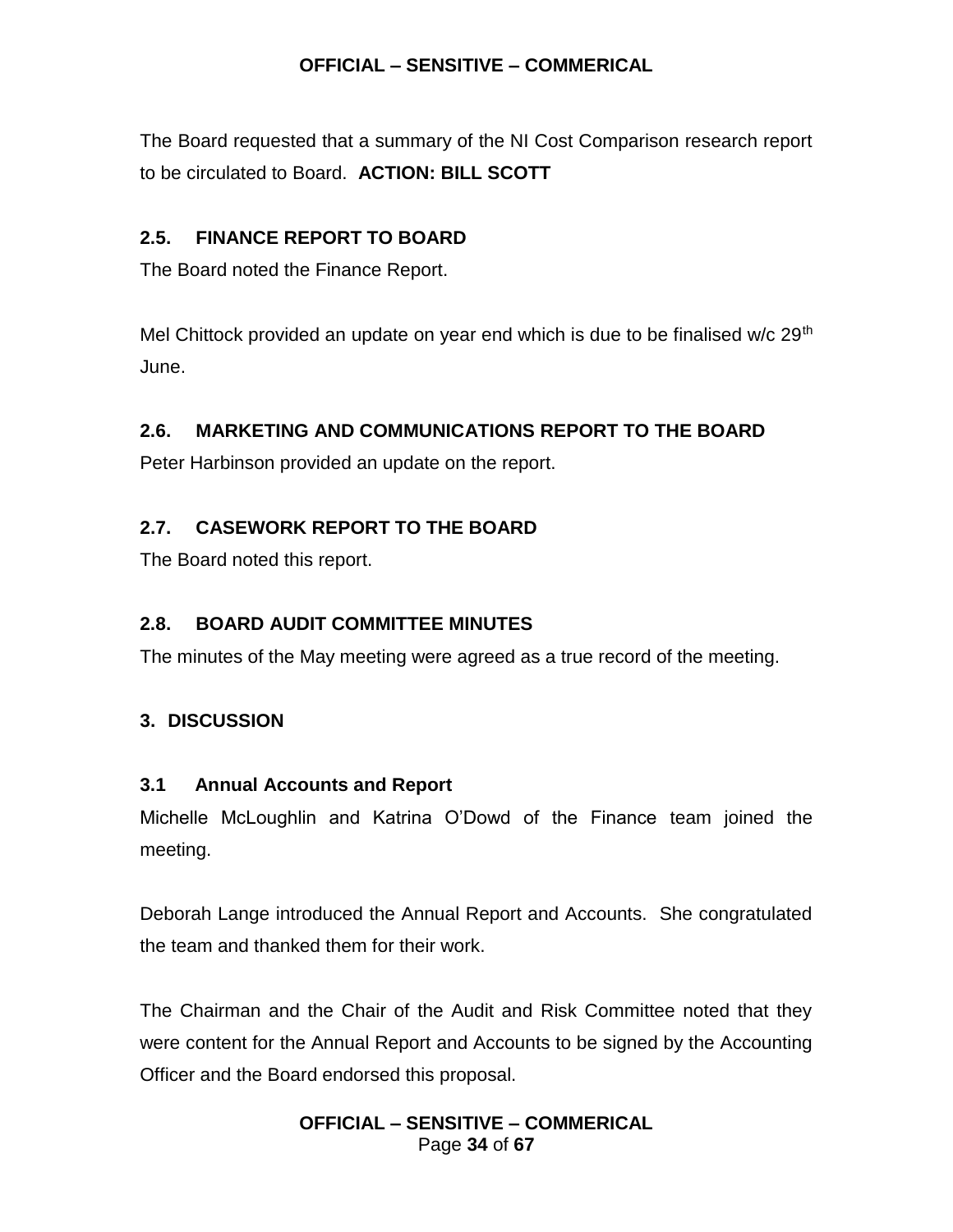The Board requested that a summary of the NI Cost Comparison research report to be circulated to Board. **ACTION: BILL SCOTT**

### 2.5. FINANCE REPORT TO BOARD

The Board noted the Finance Report.

Mel Chittock provided an update on year end which is due to be finalised w/c 29th June.

### 2.6. MARKETING AND COMMUNICATIONS REPORT TO THE BOARD

Peter Harbinson provided an update on the report.

### 2.7. CASEWORK REPORT TO THE BOARD

The Board noted this report.

### 2.8. BOARD AUDIT COMMITTEE MINUTES

The minutes of the May meeting were agreed as a true record of the meeting.

## 3. DISCUSSION

### 3.1 Annual Accounts and Report

Michelle McLoughlin and Katrina O'Dowd of the Finance team joined the meeting.

Deborah Lange introduced the Annual Report and Accounts. She congratulated the team and thanked them for their work.

The Chairman and the Chair of the Audit and Risk Committee noted that they were content for the Annual Report and Accounts to be signed by the Accounting Officer and the Board endorsed this proposal.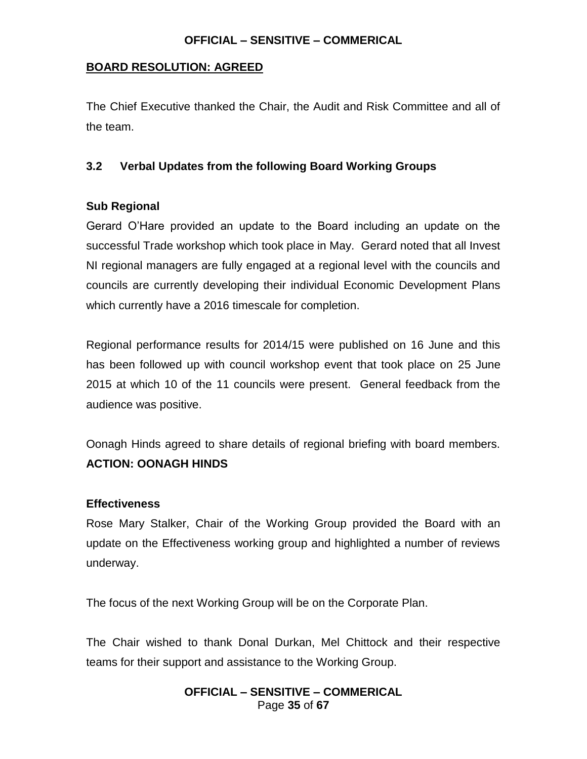**BOARD RESOLUTION: AGREED**

The Chief Executive thanked the Chair, the Audit and Risk Committee and all of the team.

### 3.2 Verbal Updates from the following Board Working Groups

**Sub Regional**

Gerard O'Hare provided an update to the Board including an update on the successful Trade workshop which took place in May. Gerard noted that all Invest NI regional managers are fully engaged at a regional level with the councils and councils are currently developing their individual Economic Development Plans which currently have a 2016 timescale for completion.

Regional performance results for 2014/15 were published on 16 June and this has been followed up with council workshop event that took place on 25 June 2015 at which 10 of the 11 councils were present. General feedback from the audience was positive.

Oonagh Hinds agreed to share details of regional briefing with board members. **ACTION: OONAGH HINDS**

**Effectiveness**

Rose Mary Stalker, Chair of the Working Group provided the Board with an update on the Effectiveness working group and highlighted a number of reviews underway.

The focus of the next Working Group will be on the Corporate Plan.

The Chair wished to thank Donal Durkan, Mel Chittock and their respective teams for their support and assistance to the Working Group.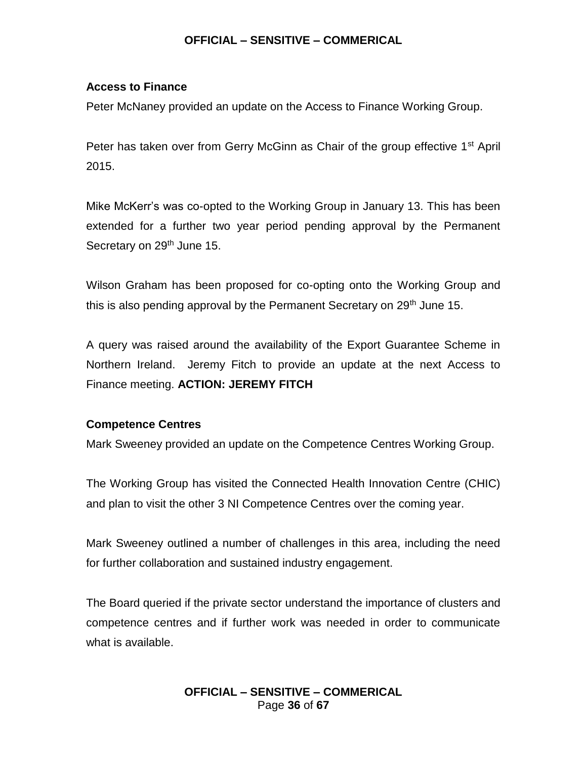**Access to Finance**

Peter McNaney provided an update on the Access to Finance Working Group.

Peter has taken over from Gerry McGinn as Chair of the group effective 1st April 2015.

Mike McKerr's was co-opted to the Working Group in January 13. This has been extended for a further two year period pending approval by the Permanent Secretary on 29th June 15.

Wilson Graham has been proposed for co-opting onto the Working Group and this is also pending approval by the Permanent Secretary on 29th June 15.

A query was raised around the availability of the Export Guarantee Scheme in Northern Ireland. Jeremy Fitch to provide an update at the next Access to Finance meeting. **ACTION: JEREMY FITCH**

**Competence Centres**

Mark Sweeney provided an update on the Competence Centres Working Group.

The Working Group has visited the Connected Health Innovation Centre (CHIC) and plan to visit the other 3 NI Competence Centres over the coming year.

Mark Sweeney outlined a number of challenges in this area, including the need for further collaboration and sustained industry engagement.

The Board queried if the private sector understand the importance of clusters and competence centres and if further work was needed in order to communicate what is available.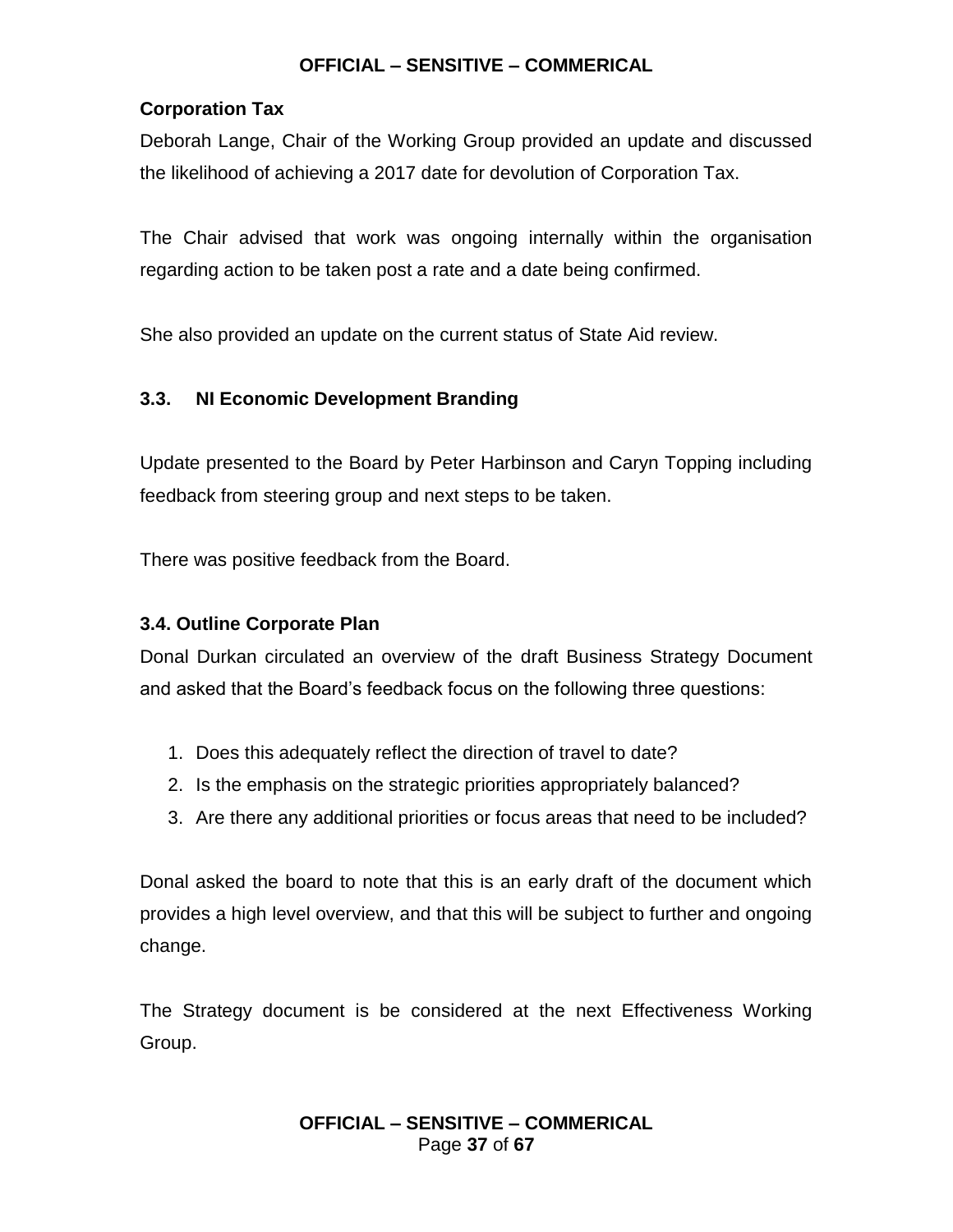**Corporation Tax**

Deborah Lange, Chair of the Working Group provided an update and discussed the likelihood of achieving a 2017 date for devolution of Corporation Tax.

The Chair advised that work was ongoing internally within the organisation regarding action to be taken post a rate and a date being confirmed.

She also provided an update on the current status of State Aid review.

### 3.3. NI Economic Development Branding

Update presented to the Board by Peter Harbinson and Caryn Topping including feedback from steering group and next steps to be taken.

There was positive feedback from the Board.

### 3.4. Outline Corporate Plan

Donal Durkan circulated an overview of the draft Business Strategy Document and asked that the Board's feedback focus on the following three questions:

1. Does this adequately reflect the direction of travel to date?
2. Is the emphasis on the strategic priorities appropriately balanced?
3. Are there any additional priorities or focus areas that need to be included?

Donal asked the board to note that this is an early draft of the document which provides a high level overview, and that this will be subject to further and ongoing change.

The Strategy document is be considered at the next Effectiveness Working Group.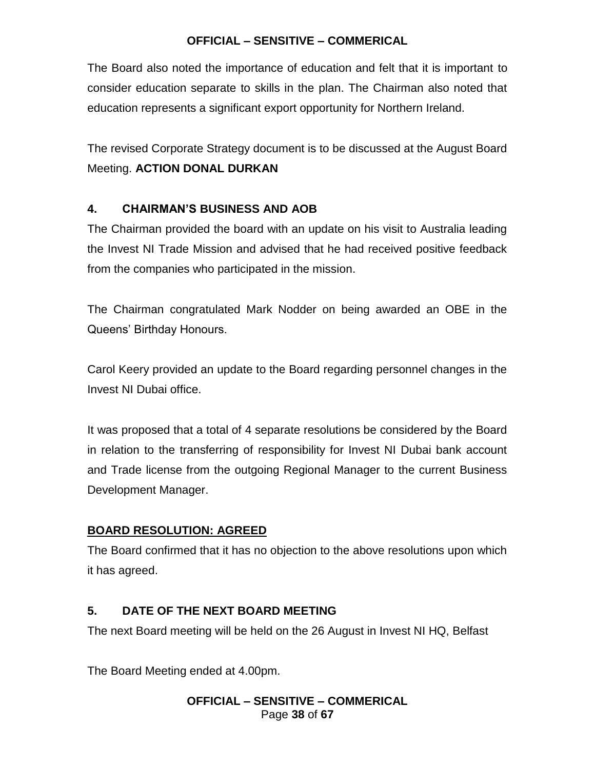The Board also noted the importance of education and felt that it is important to consider education separate to skills in the plan. The Chairman also noted that education represents a significant export opportunity for Northern Ireland.

The revised Corporate Strategy document is to be discussed at the August Board Meeting. **ACTION DONAL DURKAN**

## 4. CHAIRMAN'S BUSINESS AND AOB

The Chairman provided the board with an update on his visit to Australia leading the Invest NI Trade Mission and advised that he had received positive feedback from the companies who participated in the mission.

The Chairman congratulated Mark Nodder on being awarded an OBE in the Queens' Birthday Honours.

Carol Keery provided an update to the Board regarding personnel changes in the Invest NI Dubai office.

It was proposed that a total of 4 separate resolutions be considered by the Board in relation to the transferring of responsibility for Invest NI Dubai bank account and Trade license from the outgoing Regional Manager to the current Business Development Manager.

**BOARD RESOLUTION: AGREED**

The Board confirmed that it has no objection to the above resolutions upon which it has agreed.

## 5. DATE OF THE NEXT BOARD MEETING

The next Board meeting will be held on the 26 August in Invest NI HQ, Belfast

The Board Meeting ended at 4.00pm.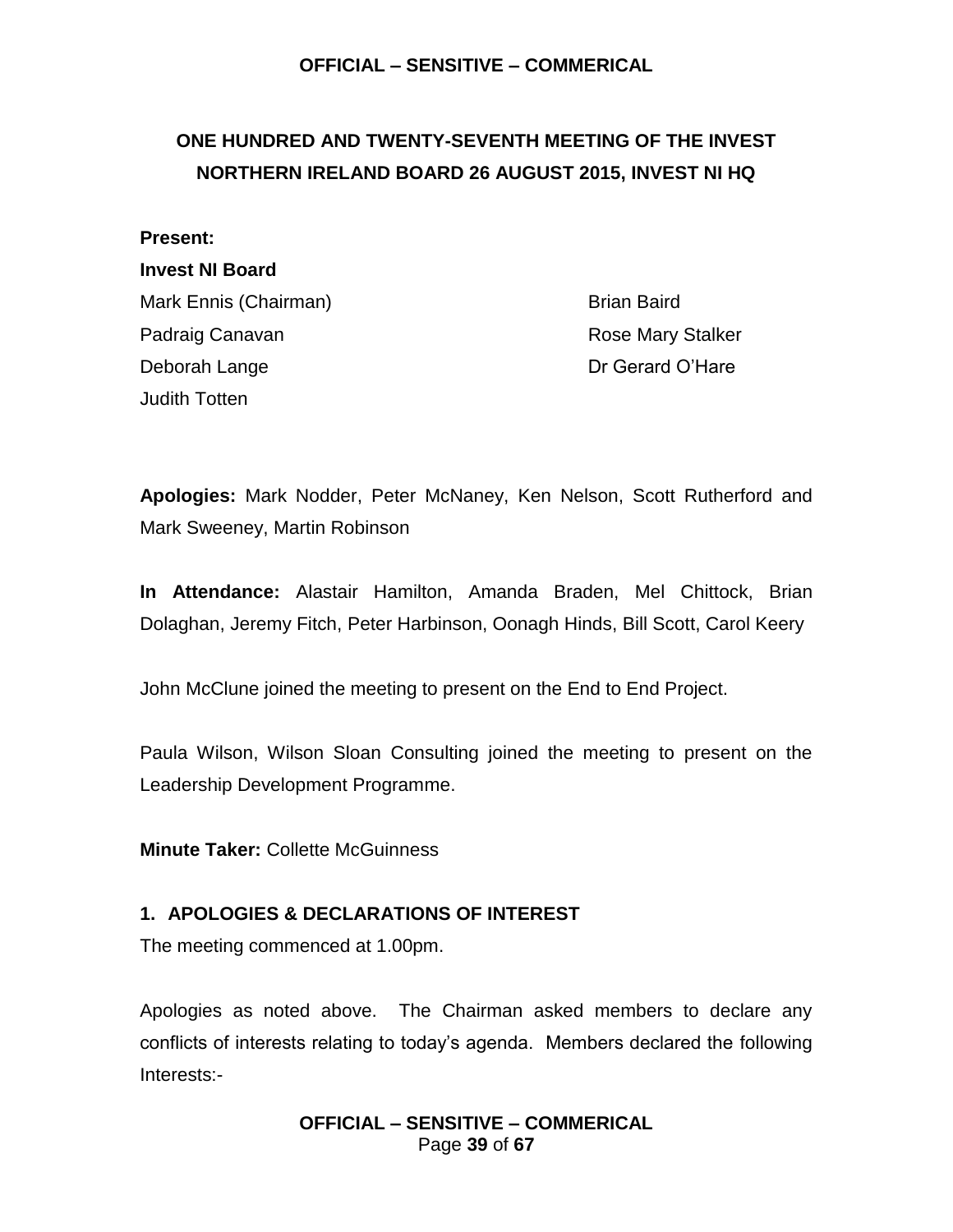## ONE HUNDRED AND TWENTY-SEVENTH MEETING OF THE INVEST NORTHERN IRELAND BOARD 26 AUGUST 2015, INVEST NI HQ

**Present:**

**Invest NI Board**

Mark Ennis (Chairman)
Padraig Canavan
Deborah Lange
Judith Totten
Brian Baird
Rose Mary Stalker
Dr Gerard O'Hare

**Apologies:** Mark Nodder, Peter McNaney, Ken Nelson, Scott Rutherford and Mark Sweeney, Martin Robinson

**In Attendance:** Alastair Hamilton, Amanda Braden, Mel Chittock, Brian Dolaghan, Jeremy Fitch, Peter Harbinson, Oonagh Hinds, Bill Scott, Carol Keery

John McClune joined the meeting to present on the End to End Project.

Paula Wilson, Wilson Sloan Consulting joined the meeting to present on the Leadership Development Programme.

**Minute Taker:** Collette McGuinness

### 1. APOLOGIES & DECLARATIONS OF INTEREST

The meeting commenced at 1.00pm.

Apologies as noted above. The Chairman asked members to declare any conflicts of interests relating to today's agenda. Members declared the following Interests:-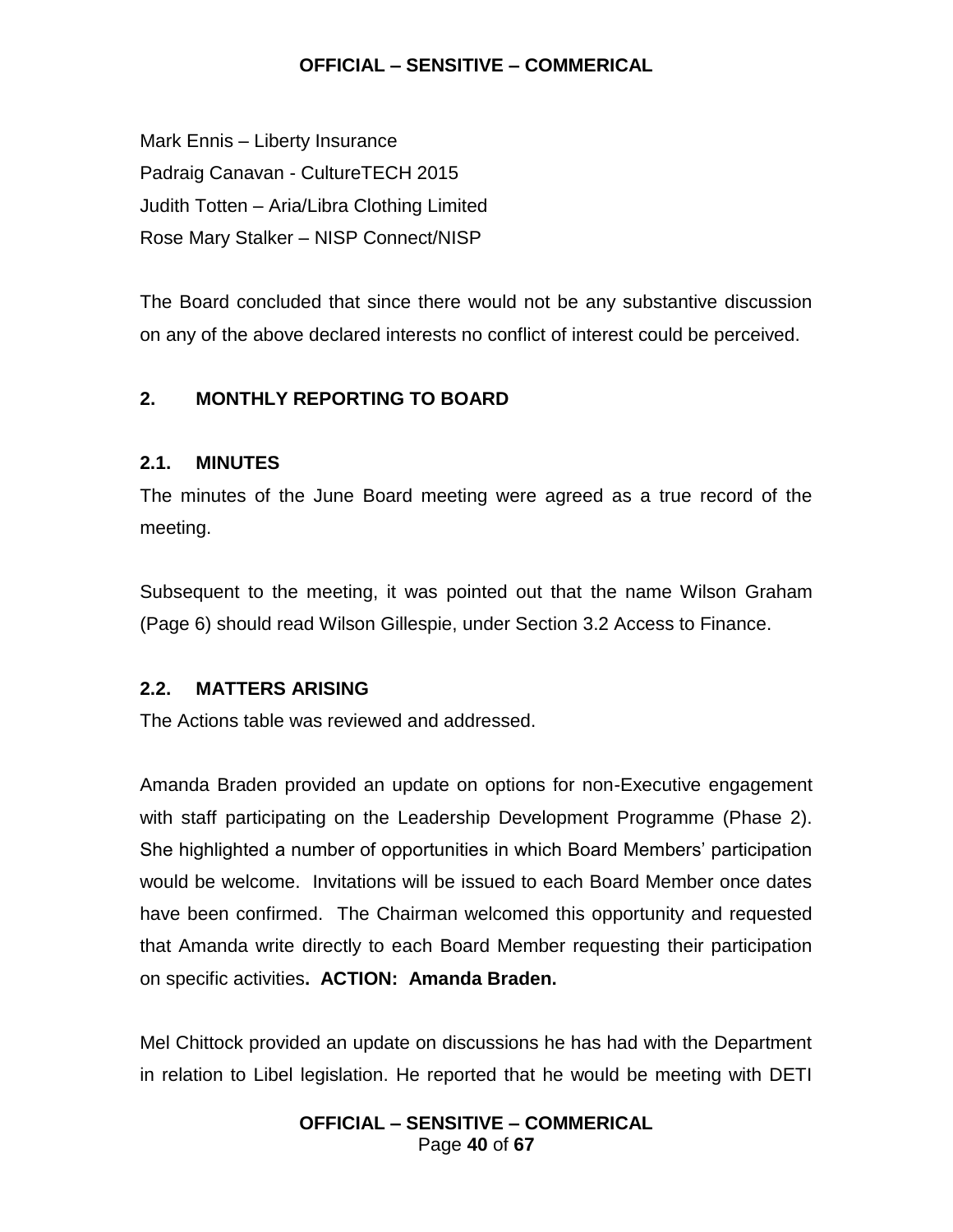Mark Ennis – Liberty Insurance
Padraig Canavan - CultureTECH 2015
Judith Totten – Aria/Libra Clothing Limited
Rose Mary Stalker – NISP Connect/NISP

The Board concluded that since there would not be any substantive discussion on any of the above declared interests no conflict of interest could be perceived.

## 2. MONTHLY REPORTING TO BOARD

### 2.1. MINUTES

The minutes of the June Board meeting were agreed as a true record of the meeting.

Subsequent to the meeting, it was pointed out that the name Wilson Graham (Page 6) should read Wilson Gillespie, under Section 3.2 Access to Finance.

### 2.2. MATTERS ARISING

The Actions table was reviewed and addressed.

Amanda Braden provided an update on options for non-Executive engagement with staff participating on the Leadership Development Programme (Phase 2). She highlighted a number of opportunities in which Board Members' participation would be welcome. Invitations will be issued to each Board Member once dates have been confirmed. The Chairman welcomed this opportunity and requested that Amanda write directly to each Board Member requesting their participation on specific activities**. ACTION: Amanda Braden.**

Mel Chittock provided an update on discussions he has had with the Department in relation to Libel legislation. He reported that he would be meeting with DETI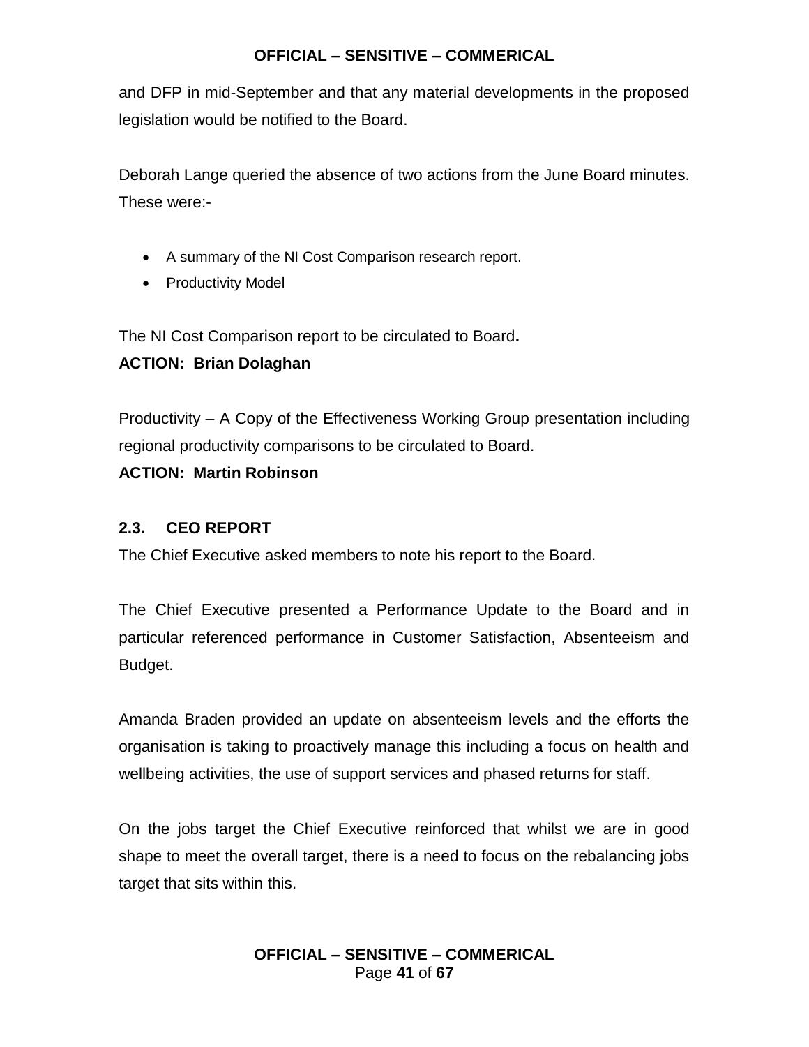and DFP in mid-September and that any material developments in the proposed legislation would be notified to the Board.

Deborah Lange queried the absence of two actions from the June Board minutes. These were:-

- A summary of the NI Cost Comparison research report.
- Productivity Model

The NI Cost Comparison report to be circulated to Board**.**

**ACTION: Brian Dolaghan**

Productivity – A Copy of the Effectiveness Working Group presentation including regional productivity comparisons to be circulated to Board.

**ACTION: Martin Robinson**

### 2.3. CEO REPORT

The Chief Executive asked members to note his report to the Board.

The Chief Executive presented a Performance Update to the Board and in particular referenced performance in Customer Satisfaction, Absenteeism and Budget.

Amanda Braden provided an update on absenteeism levels and the efforts the organisation is taking to proactively manage this including a focus on health and wellbeing activities, the use of support services and phased returns for staff.

On the jobs target the Chief Executive reinforced that whilst we are in good shape to meet the overall target, there is a need to focus on the rebalancing jobs target that sits within this.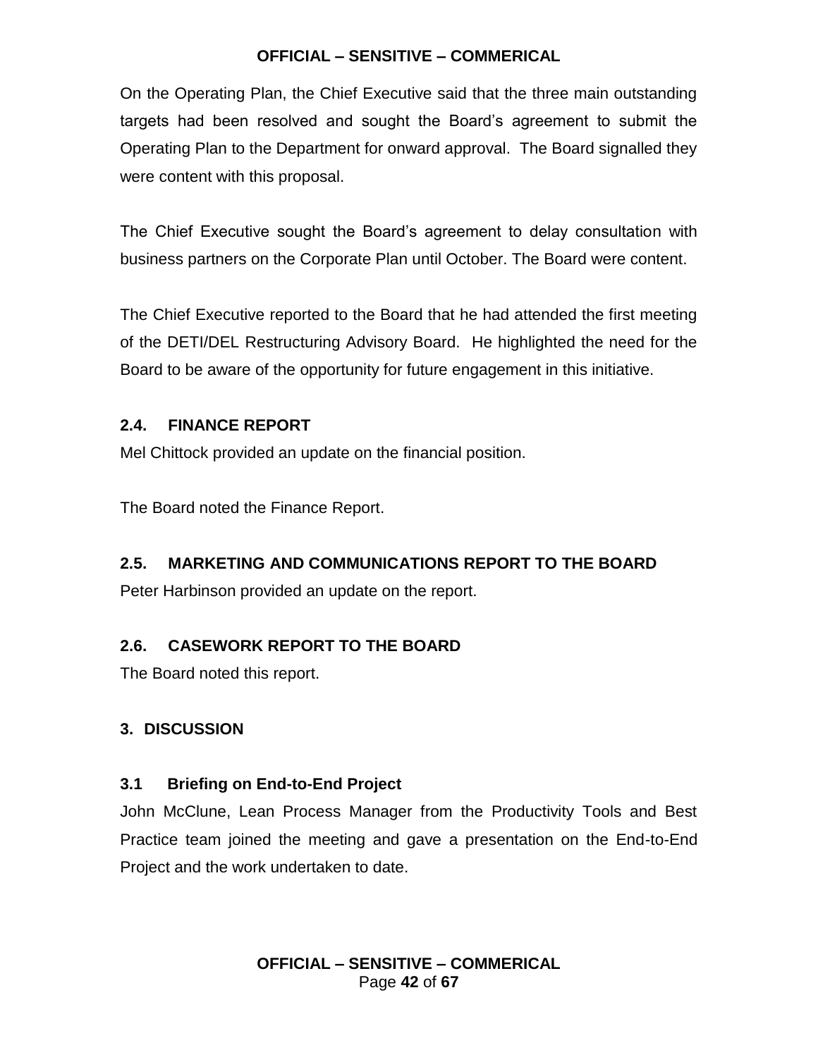On the Operating Plan, the Chief Executive said that the three main outstanding targets had been resolved and sought the Board's agreement to submit the Operating Plan to the Department for onward approval. The Board signalled they were content with this proposal.

The Chief Executive sought the Board's agreement to delay consultation with business partners on the Corporate Plan until October. The Board were content.

The Chief Executive reported to the Board that he had attended the first meeting of the DETI/DEL Restructuring Advisory Board. He highlighted the need for the Board to be aware of the opportunity for future engagement in this initiative.

### 2.4. FINANCE REPORT

Mel Chittock provided an update on the financial position.

The Board noted the Finance Report.

### 2.5. MARKETING AND COMMUNICATIONS REPORT TO THE BOARD

Peter Harbinson provided an update on the report.

### 2.6. CASEWORK REPORT TO THE BOARD

The Board noted this report.

## 3. DISCUSSION

### 3.1 Briefing on End-to-End Project

John McClune, Lean Process Manager from the Productivity Tools and Best Practice team joined the meeting and gave a presentation on the End-to-End Project and the work undertaken to date.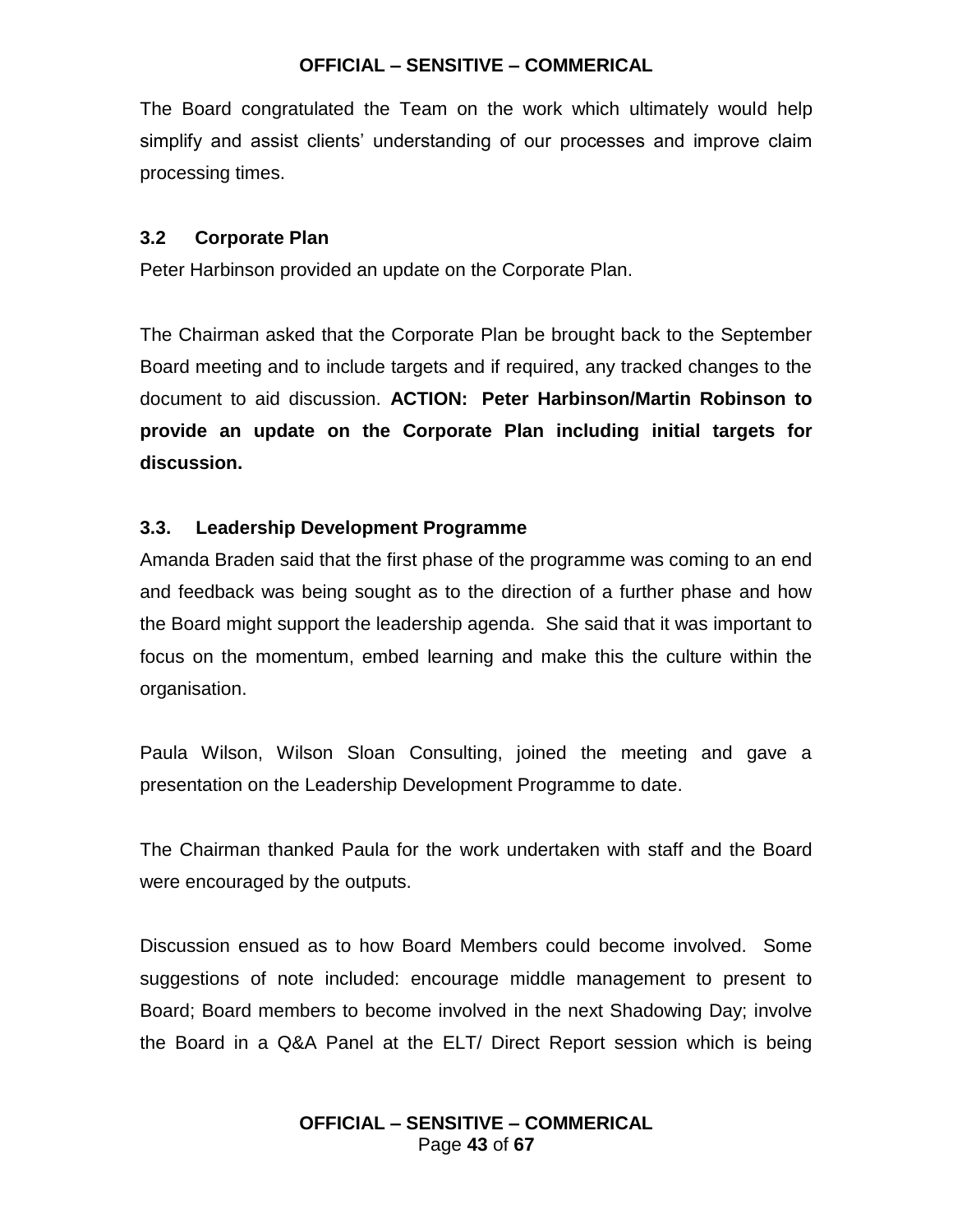The Board congratulated the Team on the work which ultimately would help simplify and assist clients' understanding of our processes and improve claim processing times.

### 3.2 Corporate Plan

Peter Harbinson provided an update on the Corporate Plan.

The Chairman asked that the Corporate Plan be brought back to the September Board meeting and to include targets and if required, any tracked changes to the document to aid discussion. **ACTION: Peter Harbinson/Martin Robinson to provide an update on the Corporate Plan including initial targets for discussion.**

### 3.3. Leadership Development Programme

Amanda Braden said that the first phase of the programme was coming to an end and feedback was being sought as to the direction of a further phase and how the Board might support the leadership agenda. She said that it was important to focus on the momentum, embed learning and make this the culture within the organisation.

Paula Wilson, Wilson Sloan Consulting, joined the meeting and gave a presentation on the Leadership Development Programme to date.

The Chairman thanked Paula for the work undertaken with staff and the Board were encouraged by the outputs.

Discussion ensued as to how Board Members could become involved. Some suggestions of note included: encourage middle management to present to Board; Board members to become involved in the next Shadowing Day; involve the Board in a Q&A Panel at the ELT/ Direct Report session which is being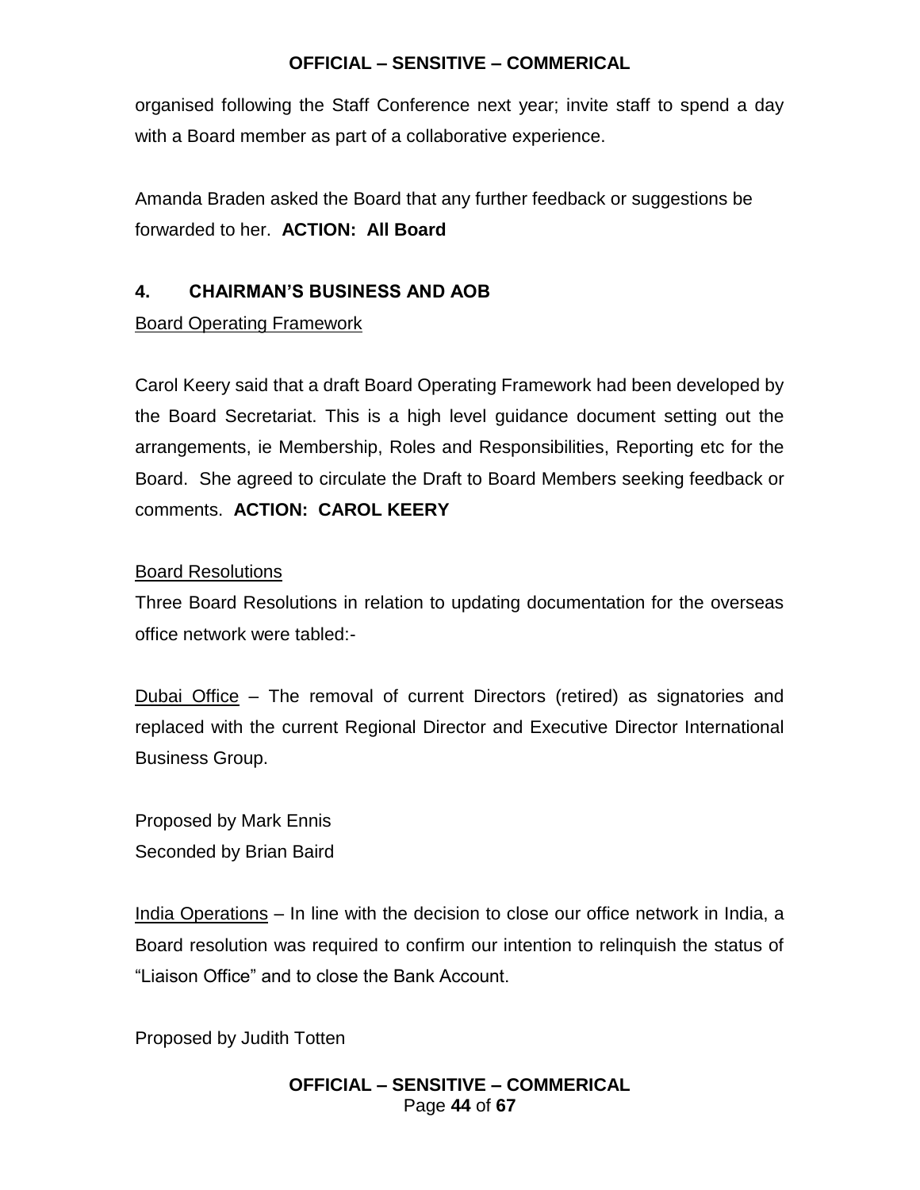organised following the Staff Conference next year; invite staff to spend a day with a Board member as part of a collaborative experience.

Amanda Braden asked the Board that any further feedback or suggestions be forwarded to her. **ACTION: All Board**

## 4. CHAIRMAN'S BUSINESS AND AOB

Board Operating Framework

Carol Keery said that a draft Board Operating Framework had been developed by the Board Secretariat. This is a high level guidance document setting out the arrangements, ie Membership, Roles and Responsibilities, Reporting etc for the Board. She agreed to circulate the Draft to Board Members seeking feedback or comments. **ACTION: CAROL KEERY**

Board Resolutions

Three Board Resolutions in relation to updating documentation for the overseas office network were tabled:-

Dubai Office – The removal of current Directors (retired) as signatories and replaced with the current Regional Director and Executive Director International Business Group.

Proposed by Mark Ennis
Seconded by Brian Baird

India Operations – In line with the decision to close our office network in India, a Board resolution was required to confirm our intention to relinquish the status of "Liaison Office" and to close the Bank Account.

Proposed by Judith Totten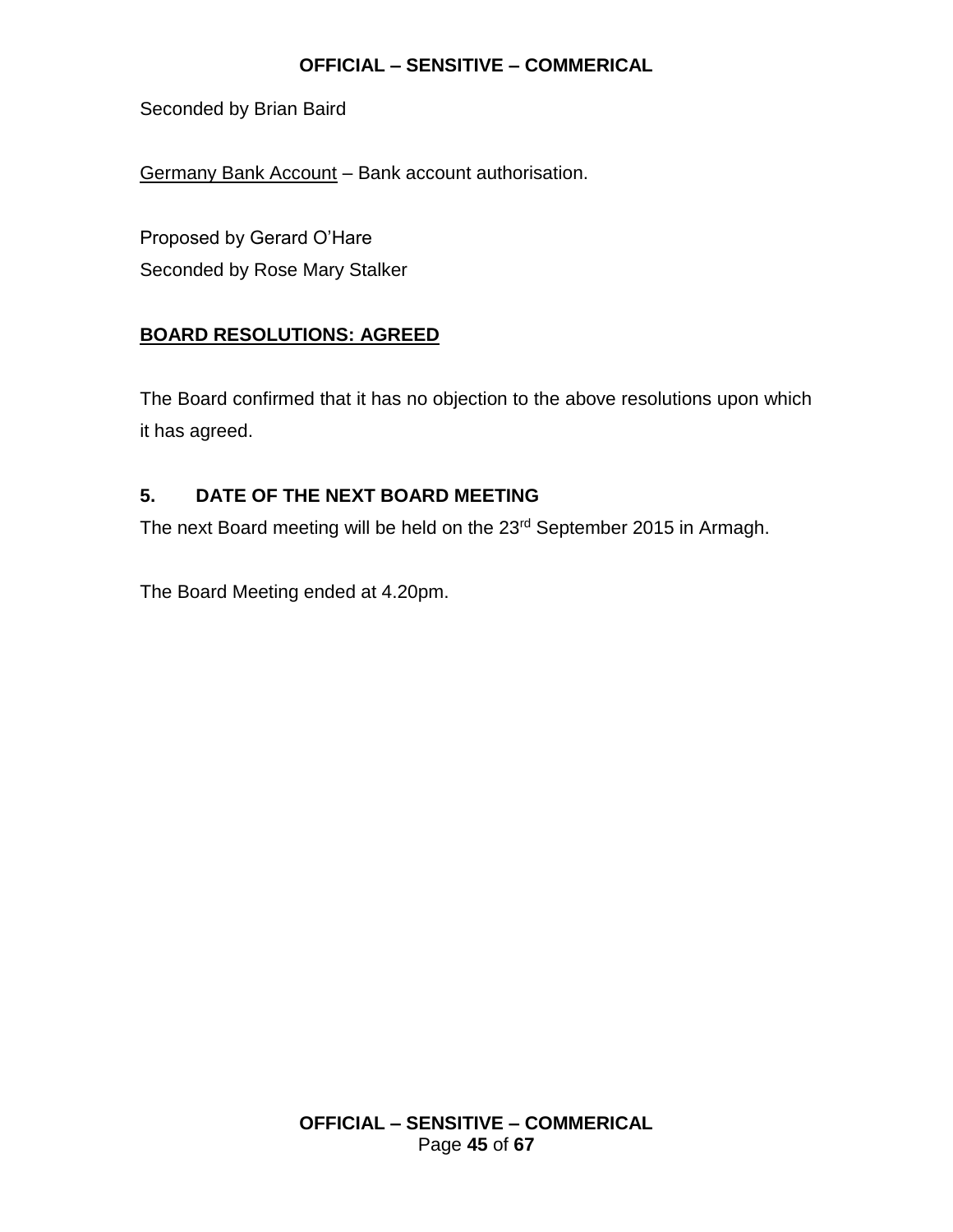Seconded by Brian Baird

Germany Bank Account – Bank account authorisation.

Proposed by Gerard O'Hare
Seconded by Rose Mary Stalker

**BOARD RESOLUTIONS: AGREED**

The Board confirmed that it has no objection to the above resolutions upon which it has agreed.

## 5. DATE OF THE NEXT BOARD MEETING

The next Board meeting will be held on the 23rd September 2015 in Armagh.

The Board Meeting ended at 4.20pm.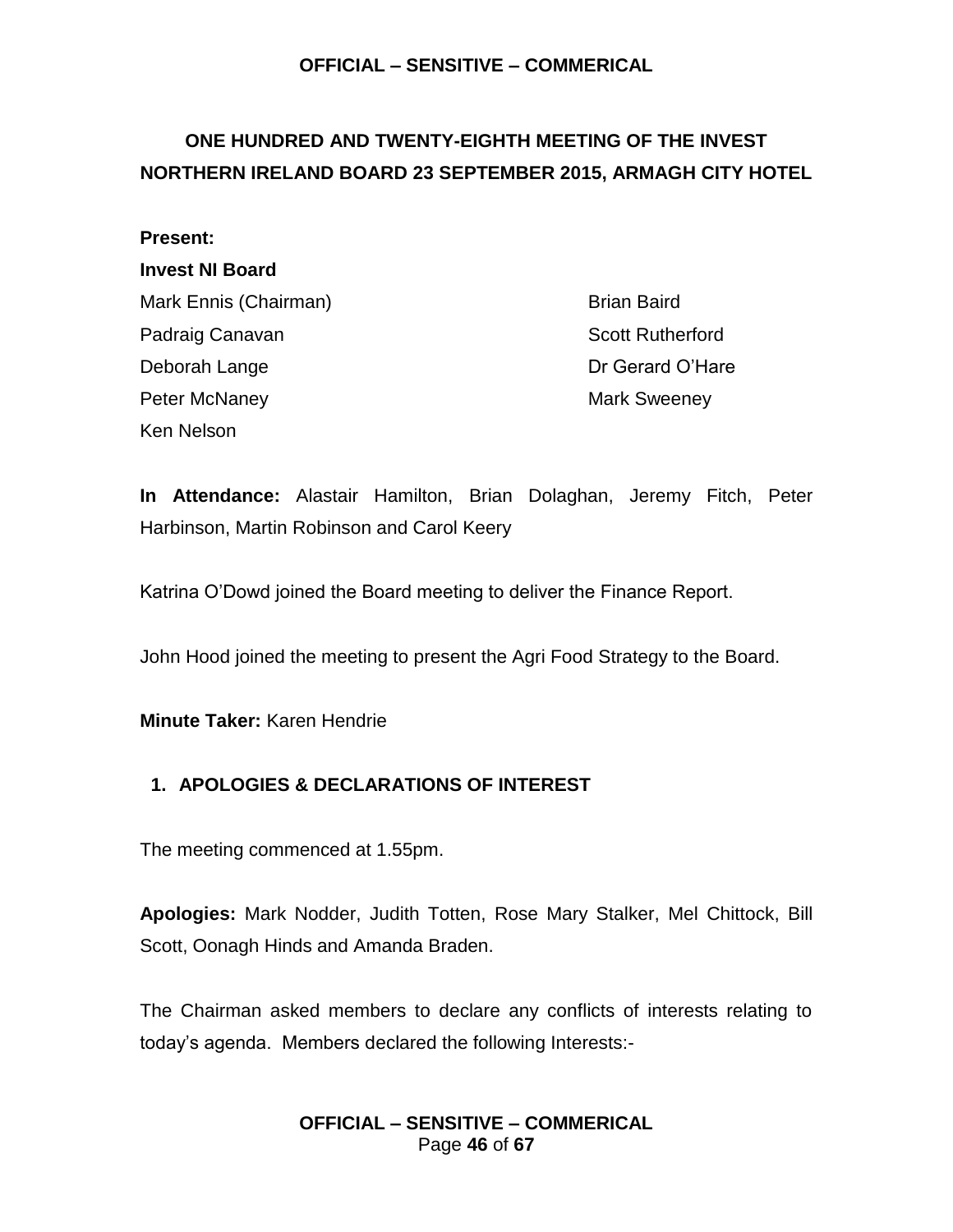# ONE HUNDRED AND TWENTY-EIGHTH MEETING OF THE INVEST NORTHERN IRELAND BOARD 23 SEPTEMBER 2015, ARMAGH CITY HOTEL

**Present:**

**Invest NI Board**

Mark Ennis (Chairman)
Padraig Canavan
Deborah Lange
Peter McNaney
Ken Nelson
Brian Baird
Scott Rutherford
Dr Gerard O'Hare
Mark Sweeney

**In Attendance:** Alastair Hamilton, Brian Dolaghan, Jeremy Fitch, Peter Harbinson, Martin Robinson and Carol Keery

Katrina O'Dowd joined the Board meeting to deliver the Finance Report.

John Hood joined the meeting to present the Agri Food Strategy to the Board.

**Minute Taker:** Karen Hendrie

## 1. APOLOGIES & DECLARATIONS OF INTEREST

The meeting commenced at 1.55pm.

**Apologies:** Mark Nodder, Judith Totten, Rose Mary Stalker, Mel Chittock, Bill Scott, Oonagh Hinds and Amanda Braden.

The Chairman asked members to declare any conflicts of interests relating to today's agenda. Members declared the following Interests:-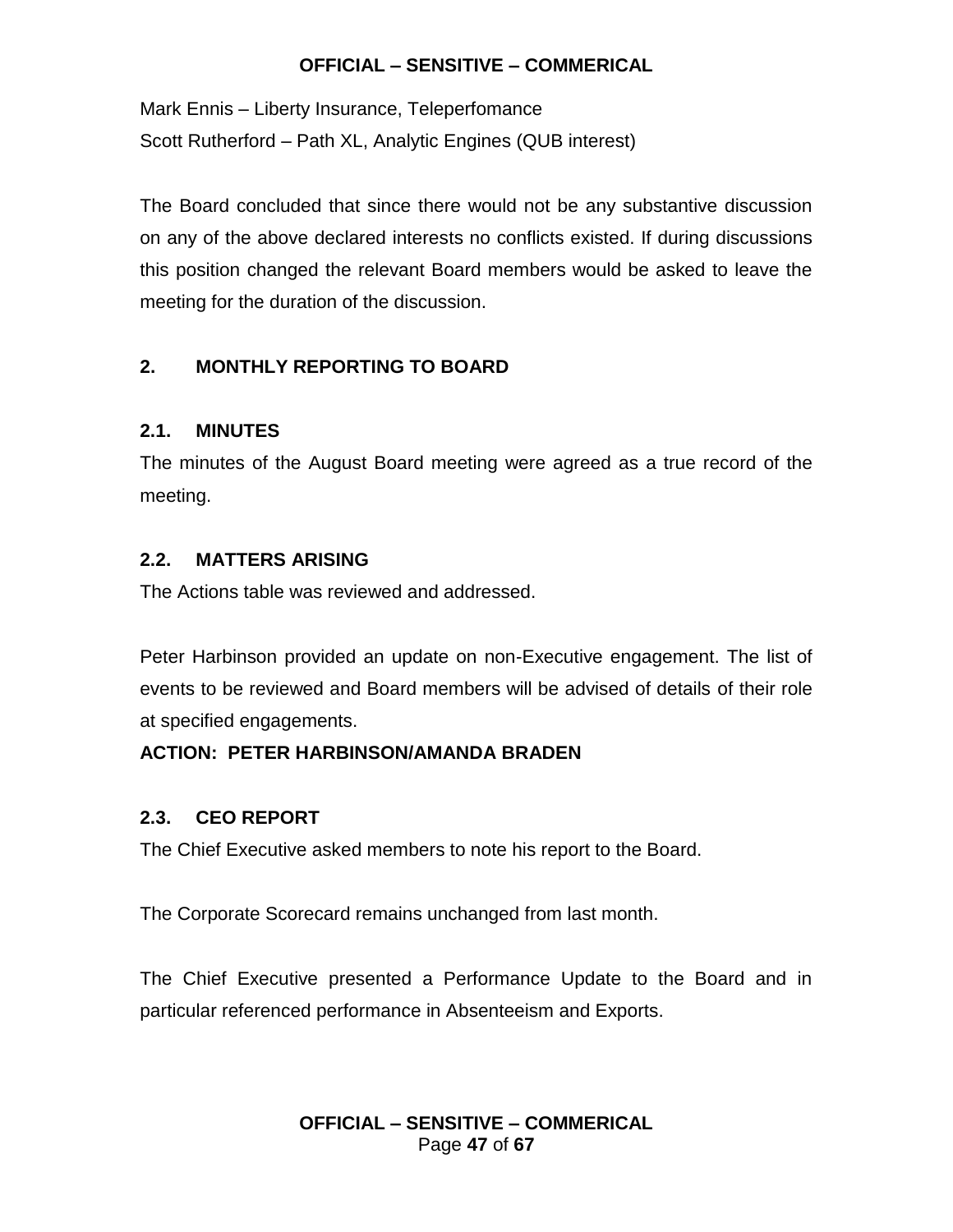Mark Ennis – Liberty Insurance, Teleperfomance
Scott Rutherford – Path XL, Analytic Engines (QUB interest)

The Board concluded that since there would not be any substantive discussion on any of the above declared interests no conflicts existed. If during discussions this position changed the relevant Board members would be asked to leave the meeting for the duration of the discussion.

## 2. MONTHLY REPORTING TO BOARD

### 2.1. MINUTES

The minutes of the August Board meeting were agreed as a true record of the meeting.

### 2.2. MATTERS ARISING

The Actions table was reviewed and addressed.

Peter Harbinson provided an update on non-Executive engagement. The list of events to be reviewed and Board members will be advised of details of their role at specified engagements.

**ACTION: PETER HARBINSON/AMANDA BRADEN**

### 2.3. CEO REPORT

The Chief Executive asked members to note his report to the Board.

The Corporate Scorecard remains unchanged from last month.

The Chief Executive presented a Performance Update to the Board and in particular referenced performance in Absenteeism and Exports.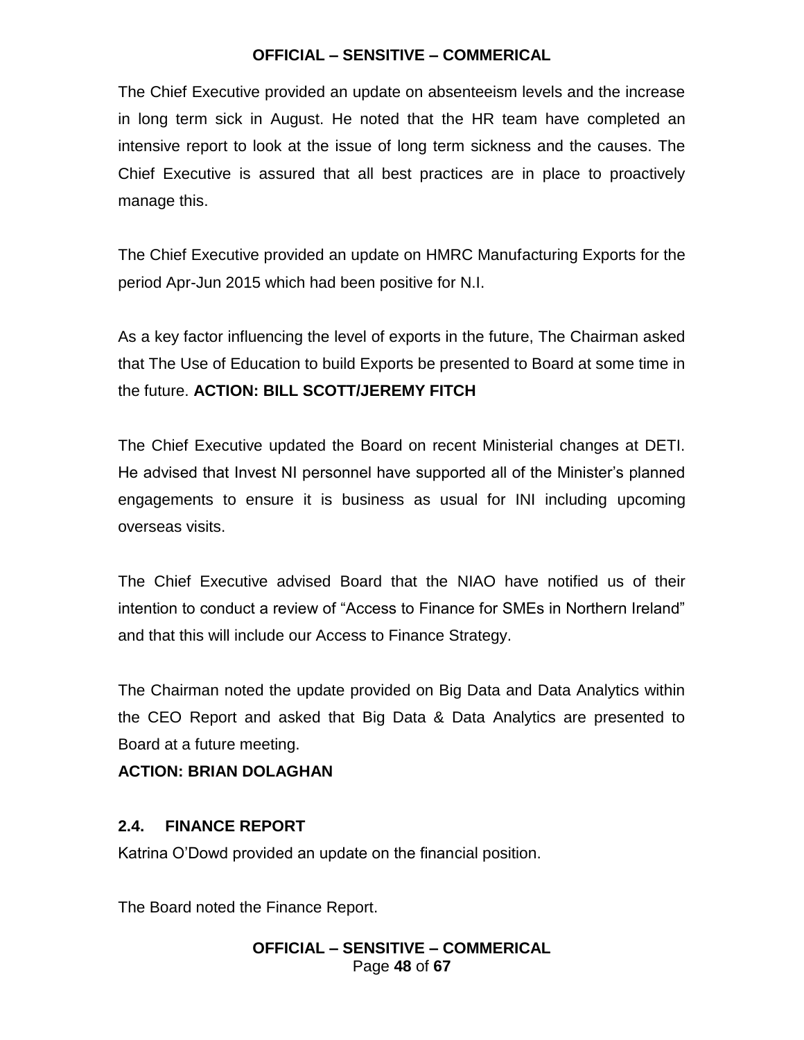The Chief Executive provided an update on absenteeism levels and the increase in long term sick in August. He noted that the HR team have completed an intensive report to look at the issue of long term sickness and the causes. The Chief Executive is assured that all best practices are in place to proactively manage this.

The Chief Executive provided an update on HMRC Manufacturing Exports for the period Apr-Jun 2015 which had been positive for N.I.

As a key factor influencing the level of exports in the future, The Chairman asked that The Use of Education to build Exports be presented to Board at some time in the future. **ACTION: BILL SCOTT/JEREMY FITCH**

The Chief Executive updated the Board on recent Ministerial changes at DETI. He advised that Invest NI personnel have supported all of the Minister's planned engagements to ensure it is business as usual for INI including upcoming overseas visits.

The Chief Executive advised Board that the NIAO have notified us of their intention to conduct a review of "Access to Finance for SMEs in Northern Ireland" and that this will include our Access to Finance Strategy.

The Chairman noted the update provided on Big Data and Data Analytics within the CEO Report and asked that Big Data & Data Analytics are presented to Board at a future meeting.

**ACTION: BRIAN DOLAGHAN**

### 2.4. FINANCE REPORT

Katrina O'Dowd provided an update on the financial position.

The Board noted the Finance Report.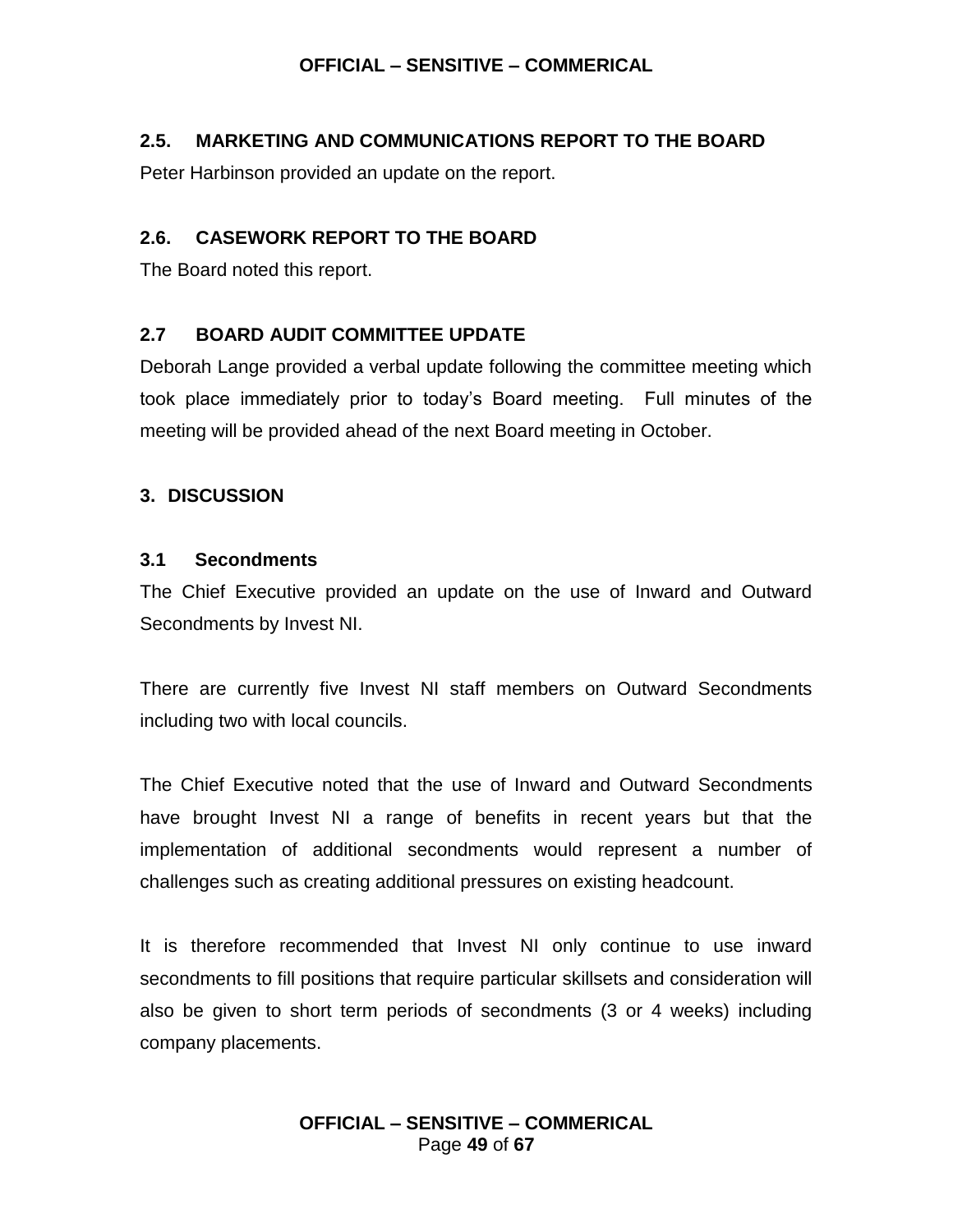### 2.5. MARKETING AND COMMUNICATIONS REPORT TO THE BOARD

Peter Harbinson provided an update on the report.

### 2.6. CASEWORK REPORT TO THE BOARD

The Board noted this report.

### 2.7 BOARD AUDIT COMMITTEE UPDATE

Deborah Lange provided a verbal update following the committee meeting which took place immediately prior to today's Board meeting. Full minutes of the meeting will be provided ahead of the next Board meeting in October.

## 3. DISCUSSION

### 3.1 Secondments

The Chief Executive provided an update on the use of Inward and Outward Secondments by Invest NI.

There are currently five Invest NI staff members on Outward Secondments including two with local councils.

The Chief Executive noted that the use of Inward and Outward Secondments have brought Invest NI a range of benefits in recent years but that the implementation of additional secondments would represent a number of challenges such as creating additional pressures on existing headcount.

It is therefore recommended that Invest NI only continue to use inward secondments to fill positions that require particular skillsets and consideration will also be given to short term periods of secondments (3 or 4 weeks) including company placements.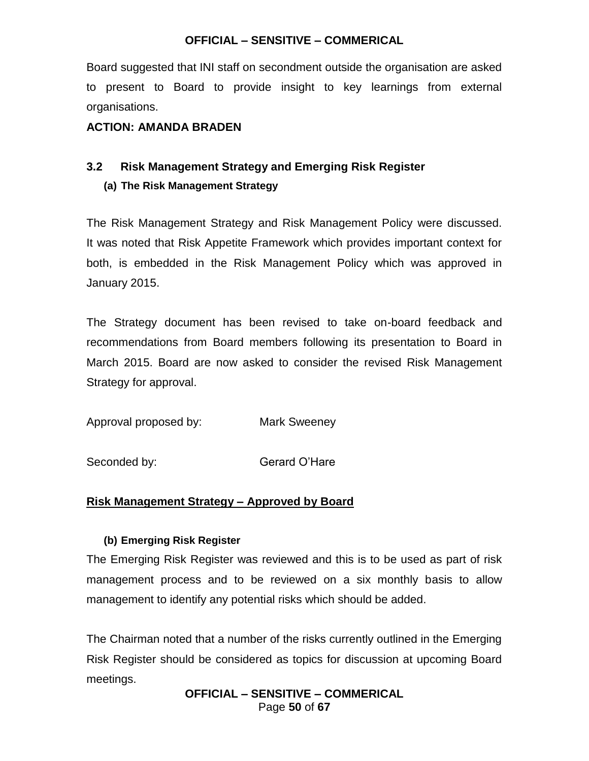Board suggested that INI staff on secondment outside the organisation are asked to present to Board to provide insight to key learnings from external organisations.

**ACTION: AMANDA BRADEN**

### 3.2 Risk Management Strategy and Emerging Risk Register

#### (a) The Risk Management Strategy

The Risk Management Strategy and Risk Management Policy were discussed. It was noted that Risk Appetite Framework which provides important context for both, is embedded in the Risk Management Policy which was approved in January 2015.

The Strategy document has been revised to take on-board feedback and recommendations from Board members following its presentation to Board in March 2015. Board are now asked to consider the revised Risk Management Strategy for approval.

Approval proposed by: Mark Sweeney

Seconded by: Gerard O'Hare

**<u>Risk Management Strategy – Approved by Board</u>**

#### (b) Emerging Risk Register

The Emerging Risk Register was reviewed and this is to be used as part of risk management process and to be reviewed on a six monthly basis to allow management to identify any potential risks which should be added.

The Chairman noted that a number of the risks currently outlined in the Emerging Risk Register should be considered as topics for discussion at upcoming Board meetings.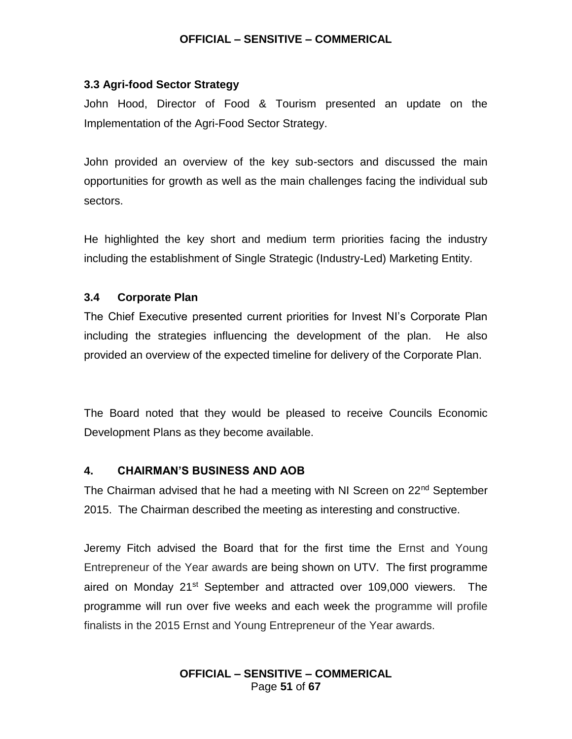### 3.3 Agri-food Sector Strategy

John Hood, Director of Food & Tourism presented an update on the Implementation of the Agri-Food Sector Strategy.

John provided an overview of the key sub-sectors and discussed the main opportunities for growth as well as the main challenges facing the individual sub sectors.

He highlighted the key short and medium term priorities facing the industry including the establishment of Single Strategic (Industry-Led) Marketing Entity.

### 3.4 Corporate Plan

The Chief Executive presented current priorities for Invest NI's Corporate Plan including the strategies influencing the development of the plan. He also provided an overview of the expected timeline for delivery of the Corporate Plan.

The Board noted that they would be pleased to receive Councils Economic Development Plans as they become available.

## 4. CHAIRMAN'S BUSINESS AND AOB

The Chairman advised that he had a meeting with NI Screen on 22nd September 2015. The Chairman described the meeting as interesting and constructive.

Jeremy Fitch advised the Board that for the first time the Ernst and Young Entrepreneur of the Year awards are being shown on UTV. The first programme aired on Monday 21st September and attracted over 109,000 viewers. The programme will run over five weeks and each week the programme will profile finalists in the 2015 Ernst and Young Entrepreneur of the Year awards.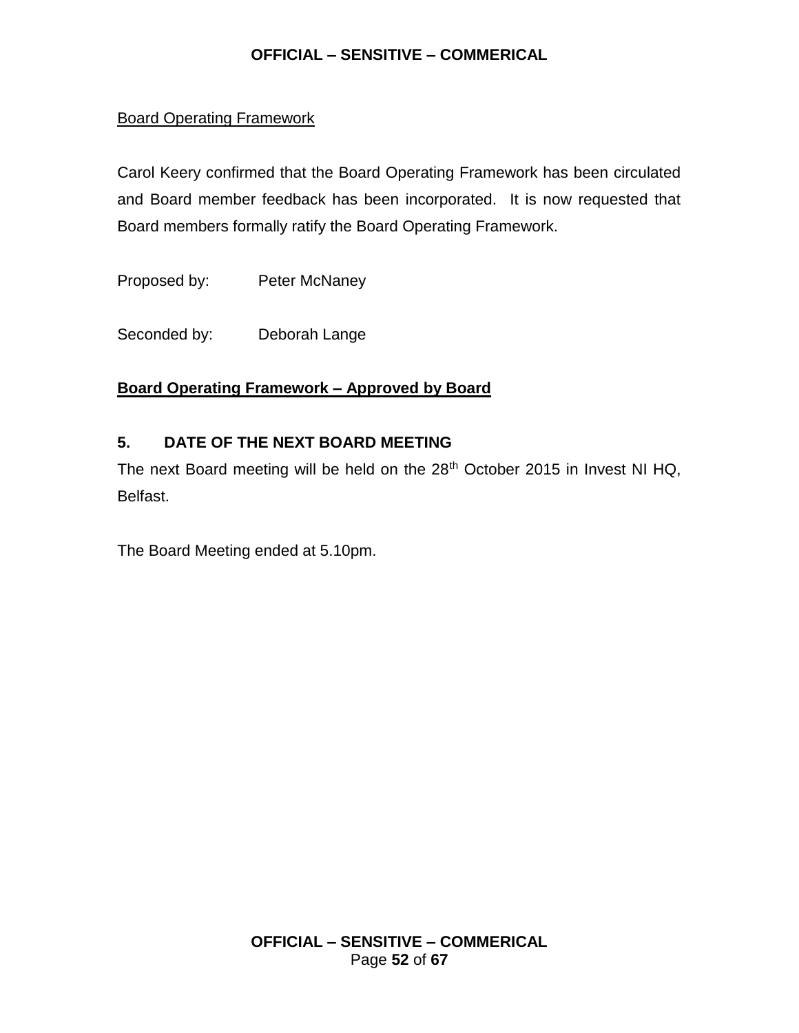Board Operating Framework

Carol Keery confirmed that the Board Operating Framework has been circulated and Board member feedback has been incorporated. It is now requested that Board members formally ratify the Board Operating Framework.

Proposed by: Peter McNaney

Seconded by: Deborah Lange

**Board Operating Framework – Approved by Board**

## 5. DATE OF THE NEXT BOARD MEETING

The next Board meeting will be held on the 28th October 2015 in Invest NI HQ, Belfast.

The Board Meeting ended at 5.10pm.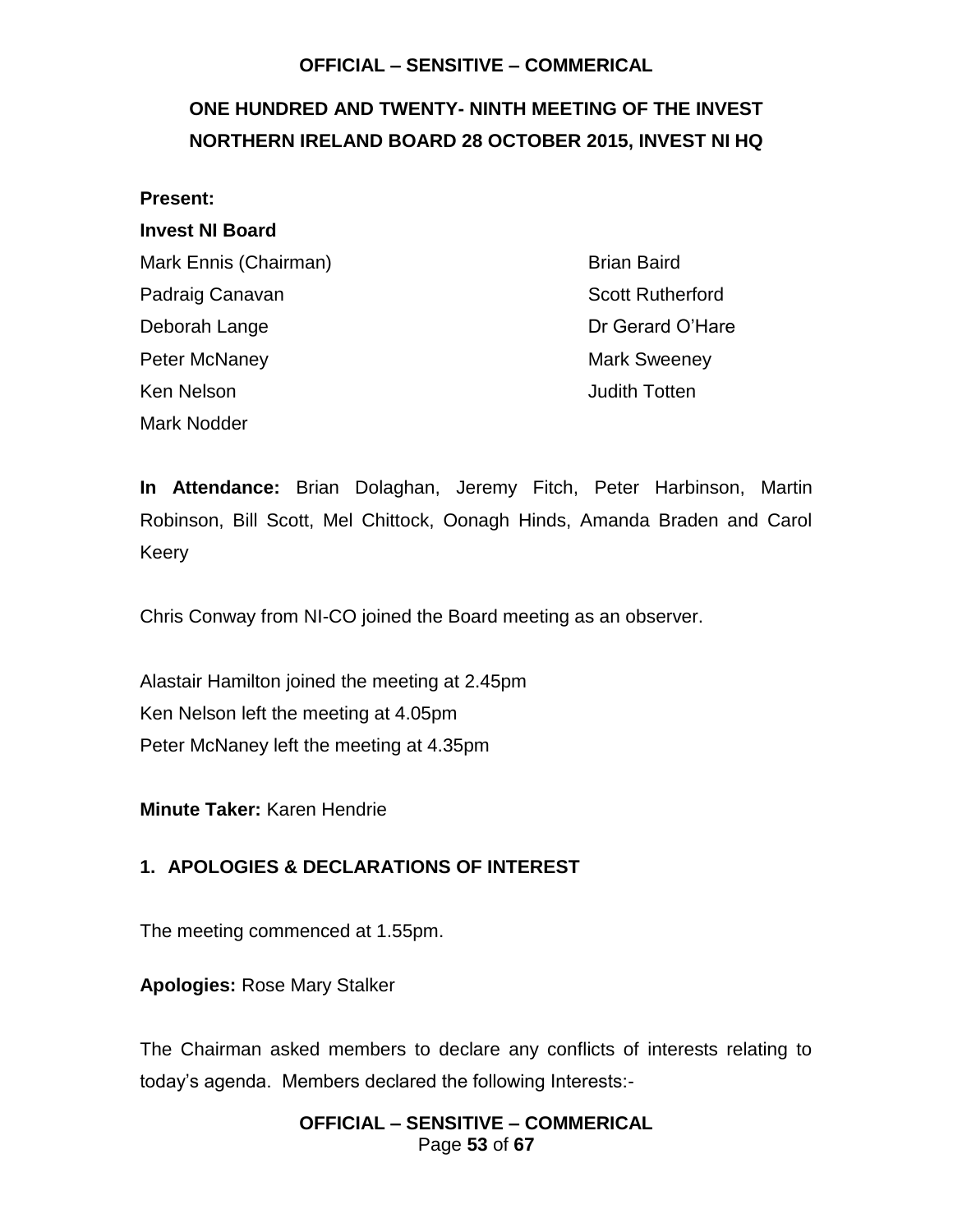## ONE HUNDRED AND TWENTY- NINTH MEETING OF THE INVEST NORTHERN IRELAND BOARD 28 OCTOBER 2015, INVEST NI HQ

**Present:**

**Invest NI Board**

| | |
|---|---|
| Mark Ennis (Chairman) | Brian Baird |
| Padraig Canavan | Scott Rutherford |
| Deborah Lange | Dr Gerard O'Hare |
| Peter McNaney | Mark Sweeney |
| Ken Nelson | Judith Totten |
| Mark Nodder | |

**In Attendance:** Brian Dolaghan, Jeremy Fitch, Peter Harbinson, Martin Robinson, Bill Scott, Mel Chittock, Oonagh Hinds, Amanda Braden and Carol Keery

Chris Conway from NI-CO joined the Board meeting as an observer.

Alastair Hamilton joined the meeting at 2.45pm
Ken Nelson left the meeting at 4.05pm
Peter McNaney left the meeting at 4.35pm

**Minute Taker:** Karen Hendrie

### 1. APOLOGIES & DECLARATIONS OF INTEREST

The meeting commenced at 1.55pm.

**Apologies:** Rose Mary Stalker

The Chairman asked members to declare any conflicts of interests relating to today's agenda. Members declared the following Interests:-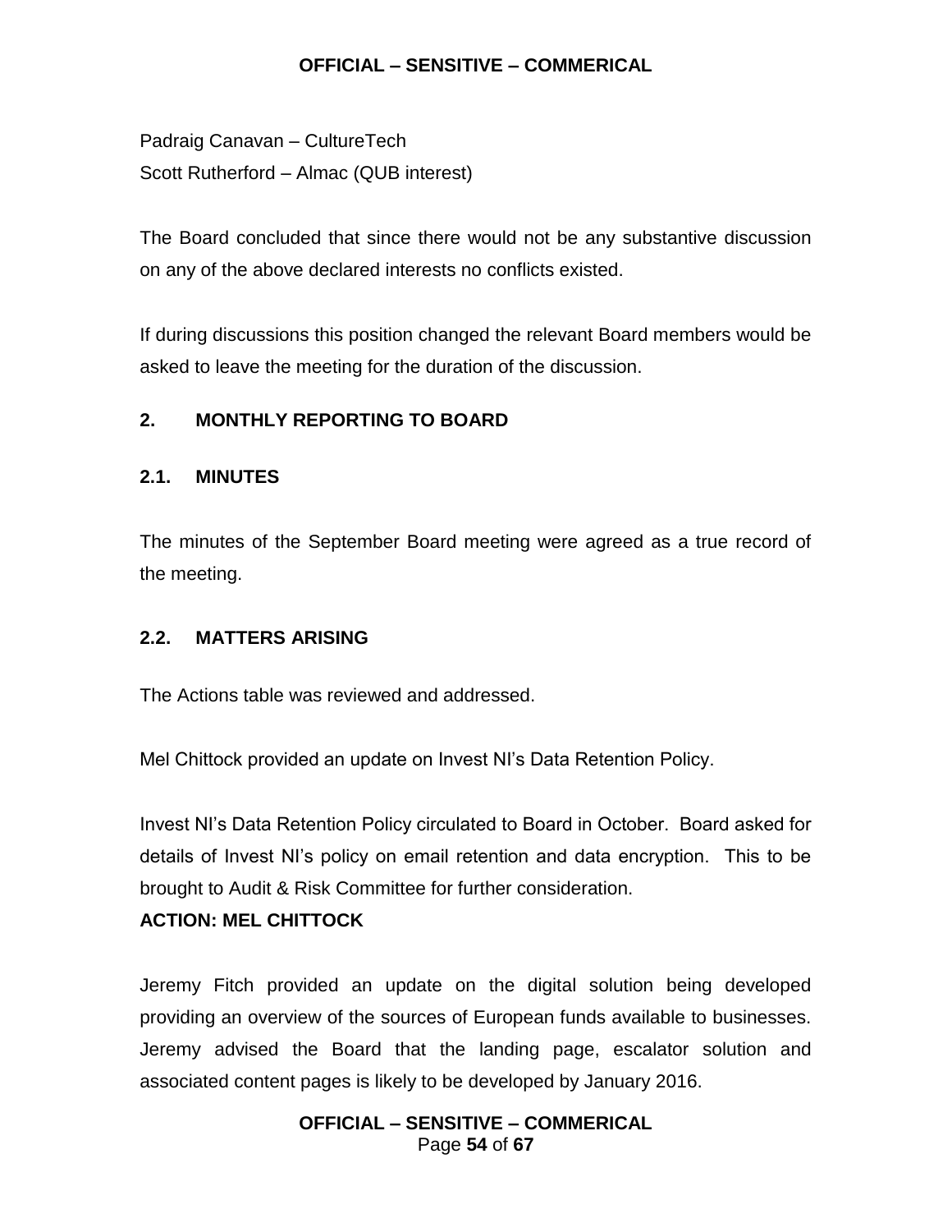Padraig Canavan – CultureTech
Scott Rutherford – Almac (QUB interest)

The Board concluded that since there would not be any substantive discussion on any of the above declared interests no conflicts existed.

If during discussions this position changed the relevant Board members would be asked to leave the meeting for the duration of the discussion.

## 2. MONTHLY REPORTING TO BOARD

### 2.1. MINUTES

The minutes of the September Board meeting were agreed as a true record of the meeting.

### 2.2. MATTERS ARISING

The Actions table was reviewed and addressed.

Mel Chittock provided an update on Invest NI's Data Retention Policy.

Invest NI's Data Retention Policy circulated to Board in October. Board asked for details of Invest NI's policy on email retention and data encryption. This to be brought to Audit & Risk Committee for further consideration.

**ACTION: MEL CHITTOCK**

Jeremy Fitch provided an update on the digital solution being developed providing an overview of the sources of European funds available to businesses. Jeremy advised the Board that the landing page, escalator solution and associated content pages is likely to be developed by January 2016.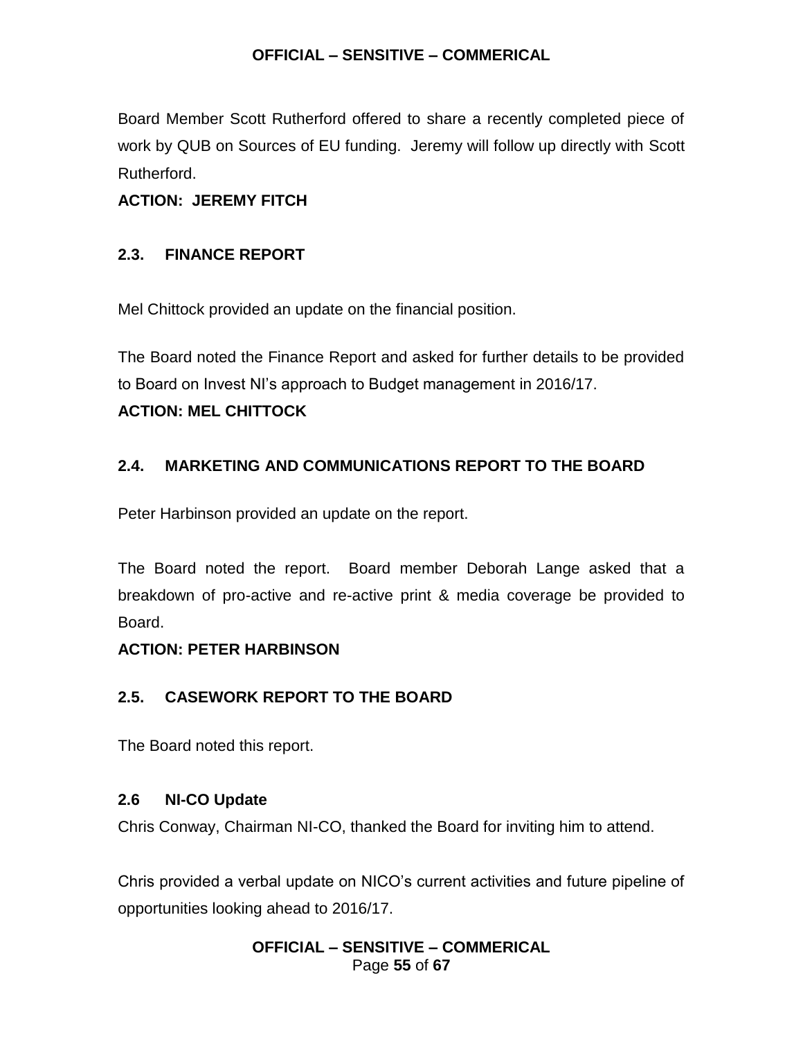Board Member Scott Rutherford offered to share a recently completed piece of work by QUB on Sources of EU funding. Jeremy will follow up directly with Scott Rutherford.

**ACTION: JEREMY FITCH**

### 2.3. FINANCE REPORT

Mel Chittock provided an update on the financial position.

The Board noted the Finance Report and asked for further details to be provided to Board on Invest NI's approach to Budget management in 2016/17.

**ACTION: MEL CHITTOCK**

### 2.4. MARKETING AND COMMUNICATIONS REPORT TO THE BOARD

Peter Harbinson provided an update on the report.

The Board noted the report. Board member Deborah Lange asked that a breakdown of pro-active and re-active print & media coverage be provided to Board.

**ACTION: PETER HARBINSON**

### 2.5. CASEWORK REPORT TO THE BOARD

The Board noted this report.

### 2.6 NI-CO Update

Chris Conway, Chairman NI-CO, thanked the Board for inviting him to attend.

Chris provided a verbal update on NICO's current activities and future pipeline of opportunities looking ahead to 2016/17.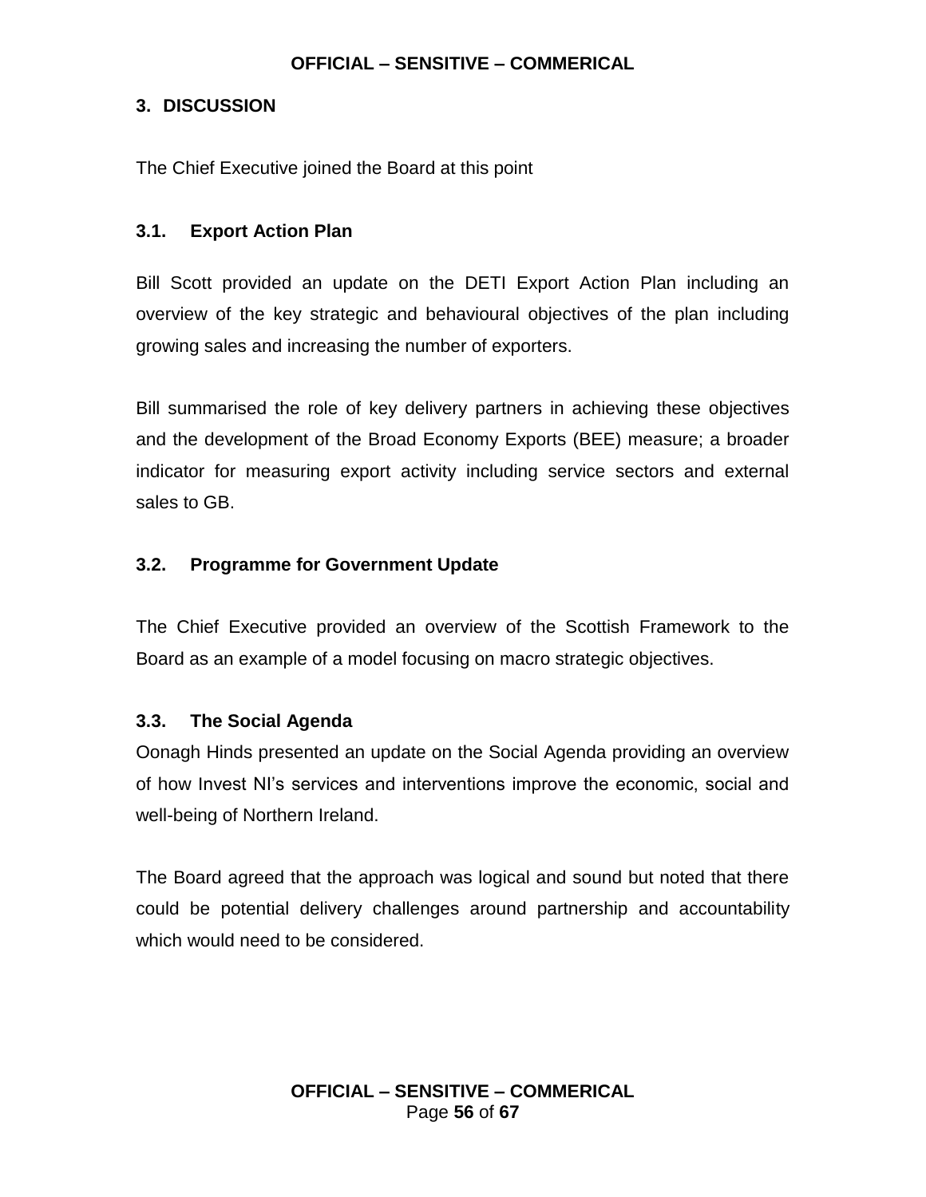## 3. DISCUSSION

The Chief Executive joined the Board at this point

### 3.1. Export Action Plan

Bill Scott provided an update on the DETI Export Action Plan including an overview of the key strategic and behavioural objectives of the plan including growing sales and increasing the number of exporters.

Bill summarised the role of key delivery partners in achieving these objectives and the development of the Broad Economy Exports (BEE) measure; a broader indicator for measuring export activity including service sectors and external sales to GB.

### 3.2. Programme for Government Update

The Chief Executive provided an overview of the Scottish Framework to the Board as an example of a model focusing on macro strategic objectives.

### 3.3. The Social Agenda

Oonagh Hinds presented an update on the Social Agenda providing an overview of how Invest NI's services and interventions improve the economic, social and well-being of Northern Ireland.

The Board agreed that the approach was logical and sound but noted that there could be potential delivery challenges around partnership and accountability which would need to be considered.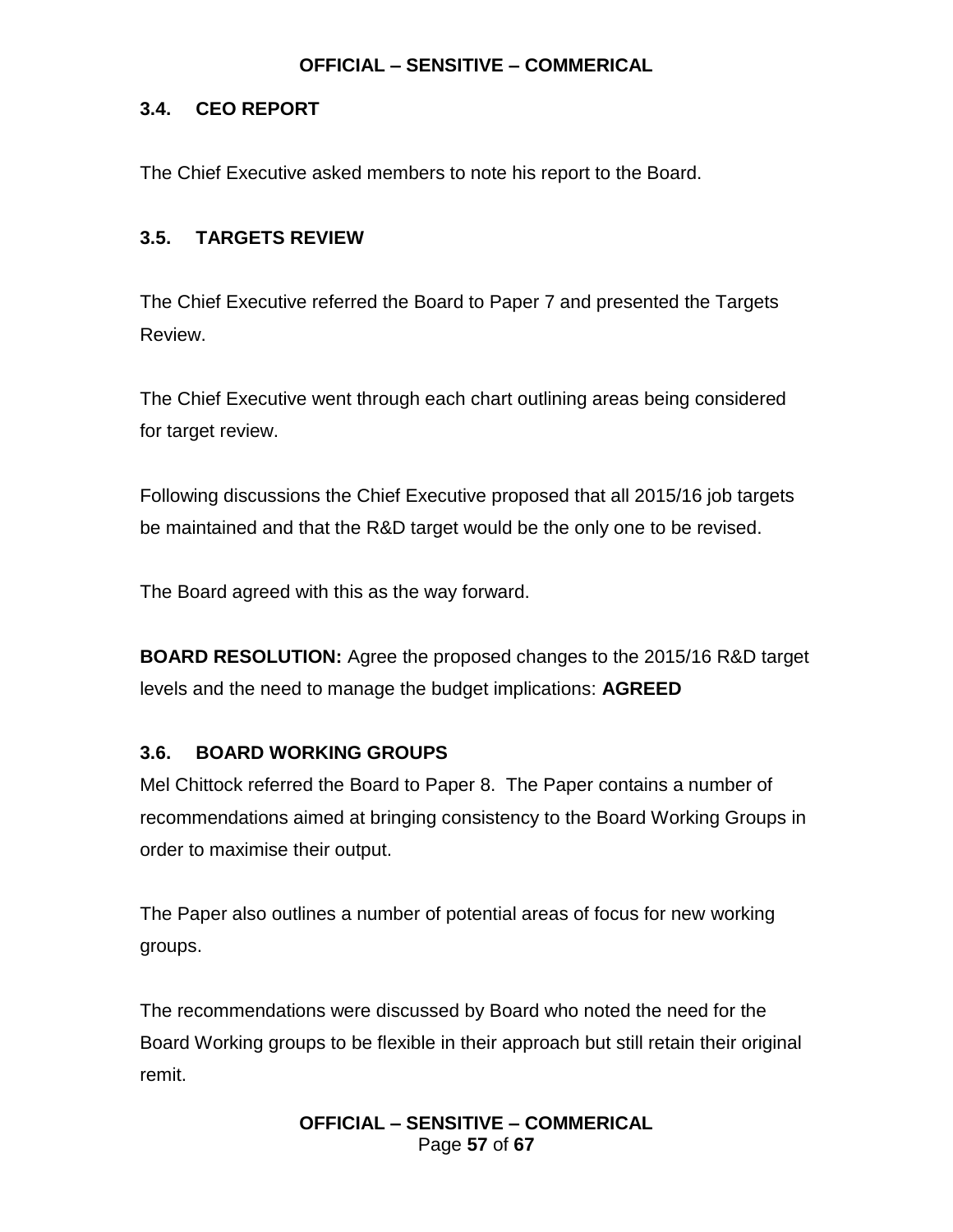### 3.4. CEO REPORT

The Chief Executive asked members to note his report to the Board.

### 3.5. TARGETS REVIEW

The Chief Executive referred the Board to Paper 7 and presented the Targets Review.

The Chief Executive went through each chart outlining areas being considered for target review.

Following discussions the Chief Executive proposed that all 2015/16 job targets be maintained and that the R&D target would be the only one to be revised.

The Board agreed with this as the way forward.

**BOARD RESOLUTION:** Agree the proposed changes to the 2015/16 R&D target levels and the need to manage the budget implications: **AGREED**

### 3.6. BOARD WORKING GROUPS

Mel Chittock referred the Board to Paper 8. The Paper contains a number of recommendations aimed at bringing consistency to the Board Working Groups in order to maximise their output.

The Paper also outlines a number of potential areas of focus for new working groups.

The recommendations were discussed by Board who noted the need for the Board Working groups to be flexible in their approach but still retain their original remit.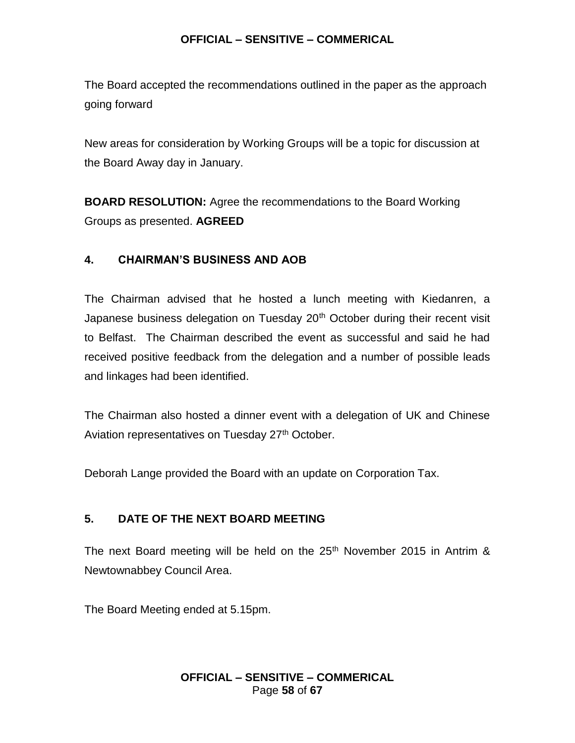The Board accepted the recommendations outlined in the paper as the approach going forward

New areas for consideration by Working Groups will be a topic for discussion at the Board Away day in January.

**BOARD RESOLUTION:** Agree the recommendations to the Board Working Groups as presented. **AGREED**

## 4. CHAIRMAN'S BUSINESS AND AOB

The Chairman advised that he hosted a lunch meeting with Kiedanren, a Japanese business delegation on Tuesday 20th October during their recent visit to Belfast. The Chairman described the event as successful and said he had received positive feedback from the delegation and a number of possible leads and linkages had been identified.

The Chairman also hosted a dinner event with a delegation of UK and Chinese Aviation representatives on Tuesday 27th October.

Deborah Lange provided the Board with an update on Corporation Tax.

## 5. DATE OF THE NEXT BOARD MEETING

The next Board meeting will be held on the 25th November 2015 in Antrim & Newtownabbey Council Area.

The Board Meeting ended at 5.15pm.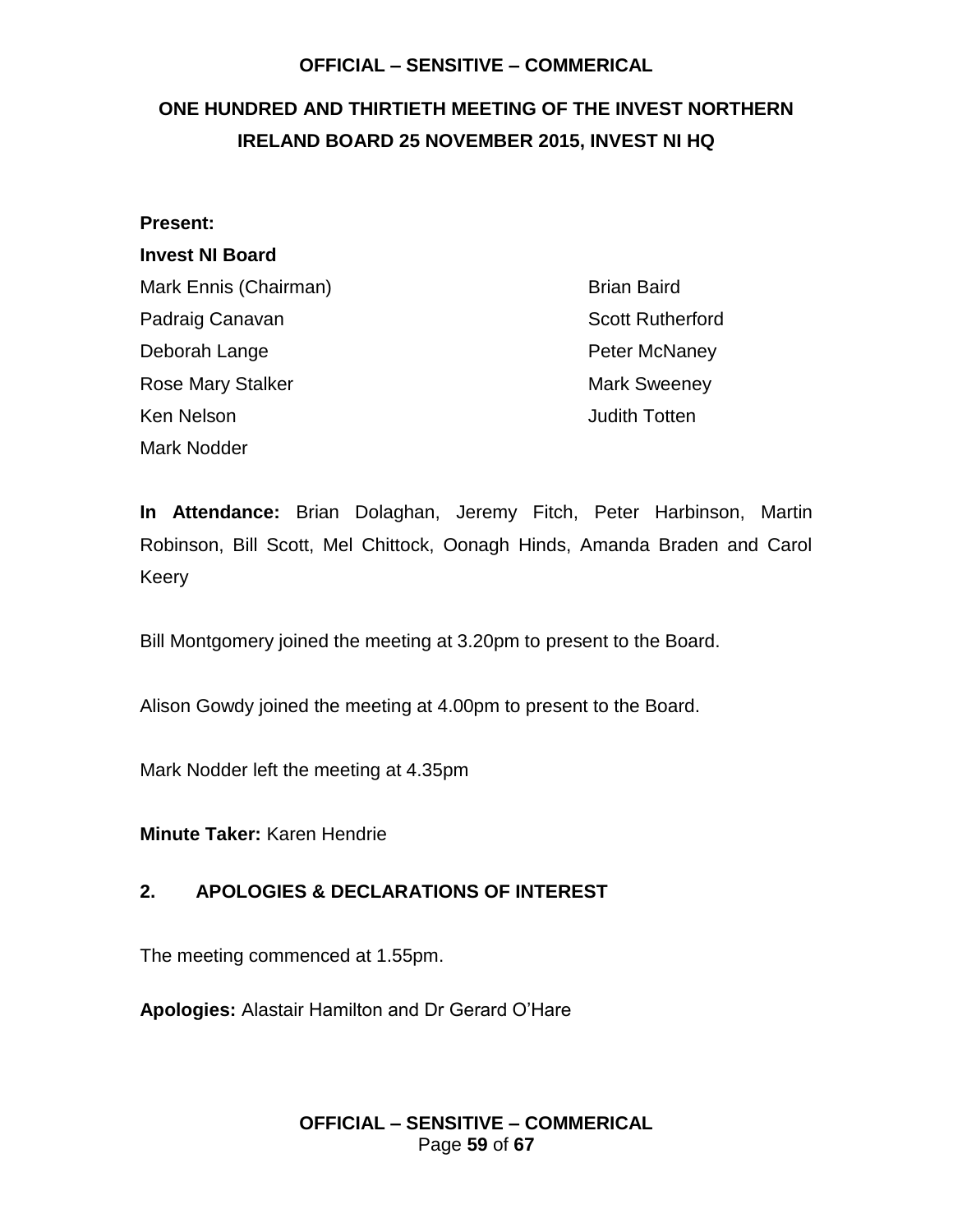# ONE HUNDRED AND THIRTIETH MEETING OF THE INVEST NORTHERN IRELAND BOARD 25 NOVEMBER 2015, INVEST NI HQ

**Present:**

**Invest NI Board**

Mark Ennis (Chairman)
Padraig Canavan
Deborah Lange
Rose Mary Stalker
Ken Nelson
Mark Nodder
Brian Baird
Scott Rutherford
Peter McNaney
Mark Sweeney
Judith Totten

**In Attendance:** Brian Dolaghan, Jeremy Fitch, Peter Harbinson, Martin Robinson, Bill Scott, Mel Chittock, Oonagh Hinds, Amanda Braden and Carol Keery

Bill Montgomery joined the meeting at 3.20pm to present to the Board.

Alison Gowdy joined the meeting at 4.00pm to present to the Board.

Mark Nodder left the meeting at 4.35pm

**Minute Taker:** Karen Hendrie

## 2. APOLOGIES & DECLARATIONS OF INTEREST

The meeting commenced at 1.55pm.

**Apologies:** Alastair Hamilton and Dr Gerard O'Hare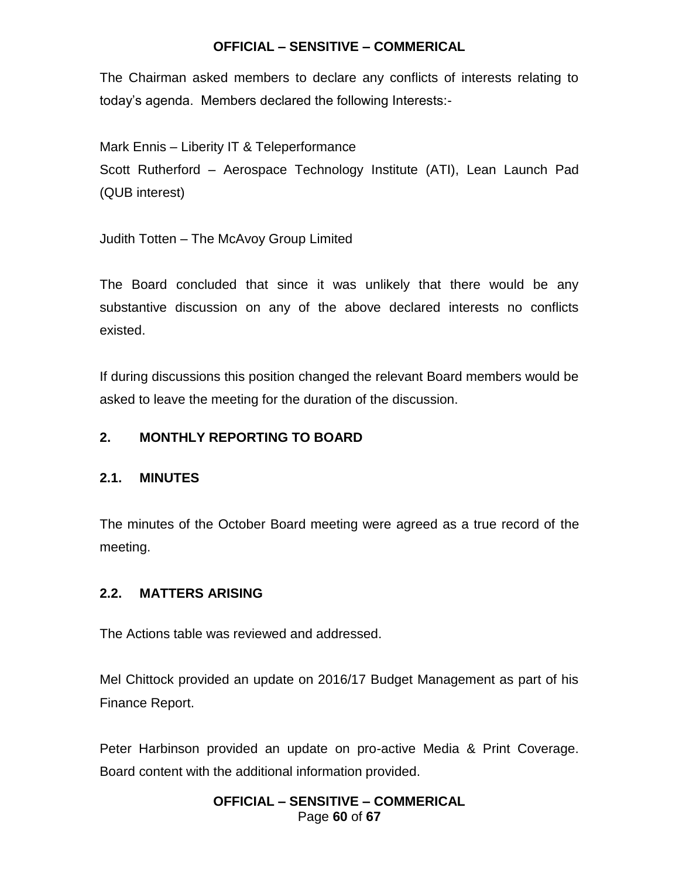The Chairman asked members to declare any conflicts of interests relating to today's agenda. Members declared the following Interests:-

Mark Ennis – Liberity IT & Teleperformance
Scott Rutherford – Aerospace Technology Institute (ATI), Lean Launch Pad (QUB interest)

Judith Totten – The McAvoy Group Limited

The Board concluded that since it was unlikely that there would be any substantive discussion on any of the above declared interests no conflicts existed.

If during discussions this position changed the relevant Board members would be asked to leave the meeting for the duration of the discussion.

## 2. MONTHLY REPORTING TO BOARD

### 2.1. MINUTES

The minutes of the October Board meeting were agreed as a true record of the meeting.

### 2.2. MATTERS ARISING

The Actions table was reviewed and addressed.

Mel Chittock provided an update on 2016/17 Budget Management as part of his Finance Report.

Peter Harbinson provided an update on pro-active Media & Print Coverage. Board content with the additional information provided.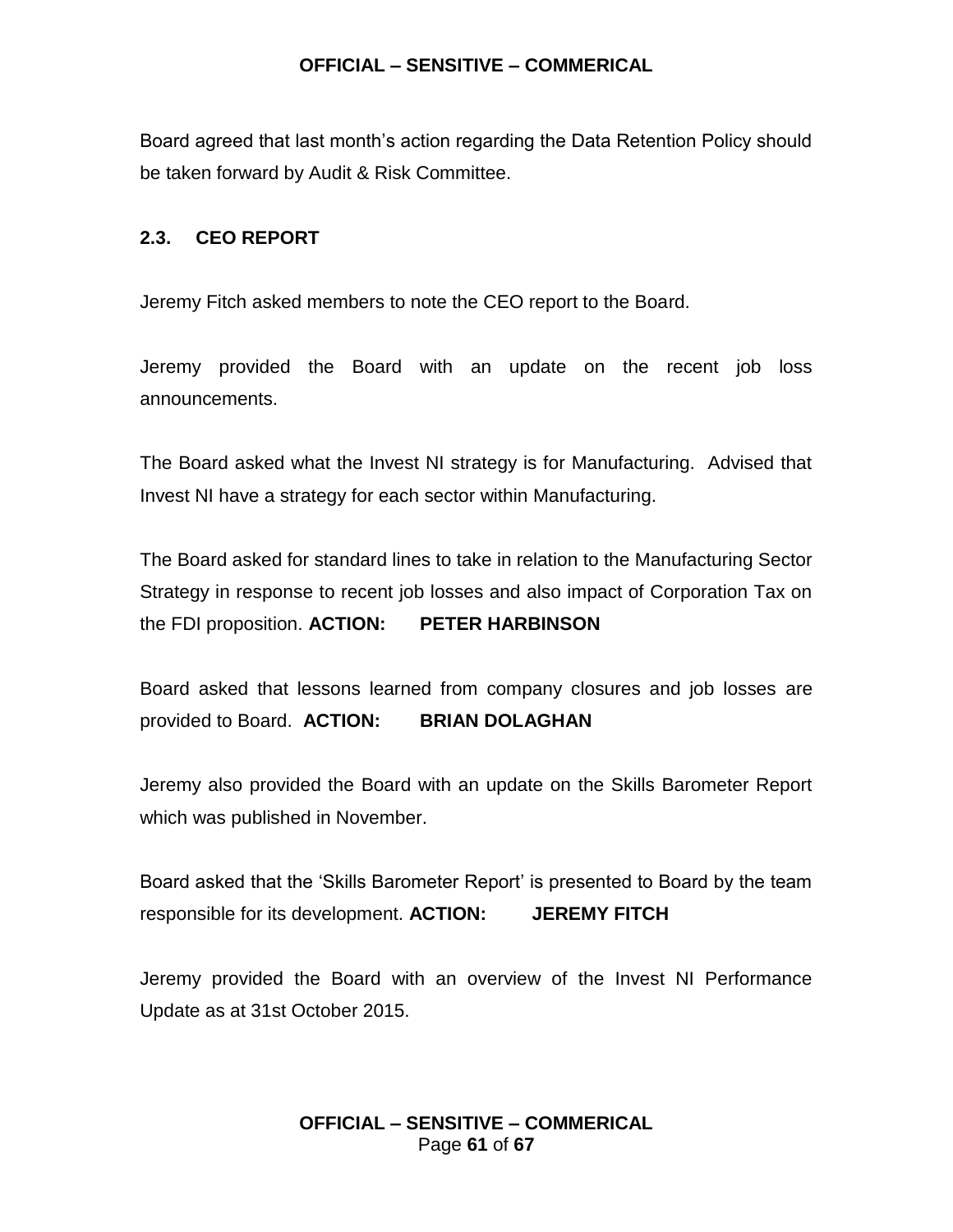Board agreed that last month's action regarding the Data Retention Policy should be taken forward by Audit & Risk Committee.

### 2.3. CEO REPORT

Jeremy Fitch asked members to note the CEO report to the Board.

Jeremy provided the Board with an update on the recent job loss announcements.

The Board asked what the Invest NI strategy is for Manufacturing. Advised that Invest NI have a strategy for each sector within Manufacturing.

The Board asked for standard lines to take in relation to the Manufacturing Sector Strategy in response to recent job losses and also impact of Corporation Tax on the FDI proposition. **ACTION: PETER HARBINSON**

Board asked that lessons learned from company closures and job losses are provided to Board. **ACTION: BRIAN DOLAGHAN**

Jeremy also provided the Board with an update on the Skills Barometer Report which was published in November.

Board asked that the 'Skills Barometer Report' is presented to Board by the team responsible for its development. **ACTION: JEREMY FITCH**

Jeremy provided the Board with an overview of the Invest NI Performance Update as at 31st October 2015.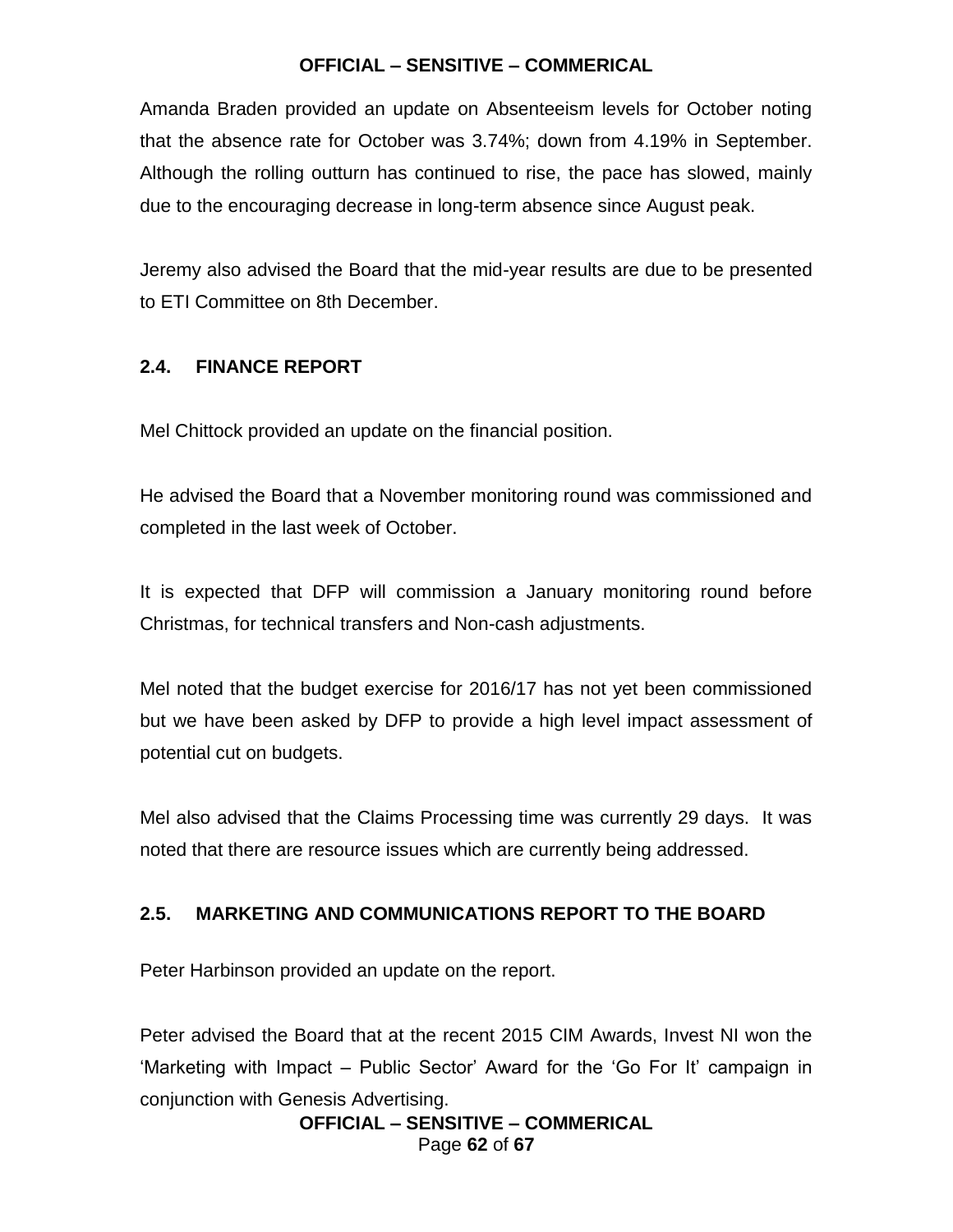Amanda Braden provided an update on Absenteeism levels for October noting that the absence rate for October was 3.74%; down from 4.19% in September. Although the rolling outturn has continued to rise, the pace has slowed, mainly due to the encouraging decrease in long-term absence since August peak.

Jeremy also advised the Board that the mid-year results are due to be presented to ETI Committee on 8th December.

### 2.4. FINANCE REPORT

Mel Chittock provided an update on the financial position.

He advised the Board that a November monitoring round was commissioned and completed in the last week of October.

It is expected that DFP will commission a January monitoring round before Christmas, for technical transfers and Non-cash adjustments.

Mel noted that the budget exercise for 2016/17 has not yet been commissioned but we have been asked by DFP to provide a high level impact assessment of potential cut on budgets.

Mel also advised that the Claims Processing time was currently 29 days. It was noted that there are resource issues which are currently being addressed.

### 2.5. MARKETING AND COMMUNICATIONS REPORT TO THE BOARD

Peter Harbinson provided an update on the report.

Peter advised the Board that at the recent 2015 CIM Awards, Invest NI won the 'Marketing with Impact – Public Sector' Award for the 'Go For It' campaign in conjunction with Genesis Advertising.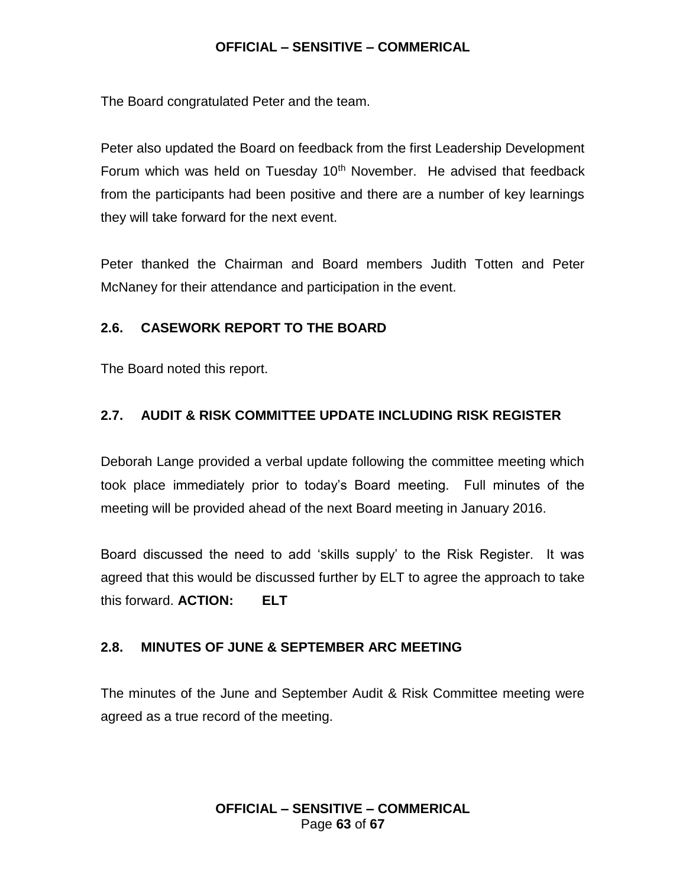The Board congratulated Peter and the team.

Peter also updated the Board on feedback from the first Leadership Development Forum which was held on Tuesday 10th November. He advised that feedback from the participants had been positive and there are a number of key learnings they will take forward for the next event.

Peter thanked the Chairman and Board members Judith Totten and Peter McNaney for their attendance and participation in the event.

### 2.6. CASEWORK REPORT TO THE BOARD

The Board noted this report.

### 2.7. AUDIT & RISK COMMITTEE UPDATE INCLUDING RISK REGISTER

Deborah Lange provided a verbal update following the committee meeting which took place immediately prior to today's Board meeting. Full minutes of the meeting will be provided ahead of the next Board meeting in January 2016.

Board discussed the need to add 'skills supply' to the Risk Register. It was agreed that this would be discussed further by ELT to agree the approach to take this forward. **ACTION: ELT**

### 2.8. MINUTES OF JUNE & SEPTEMBER ARC MEETING

The minutes of the June and September Audit & Risk Committee meeting were agreed as a true record of the meeting.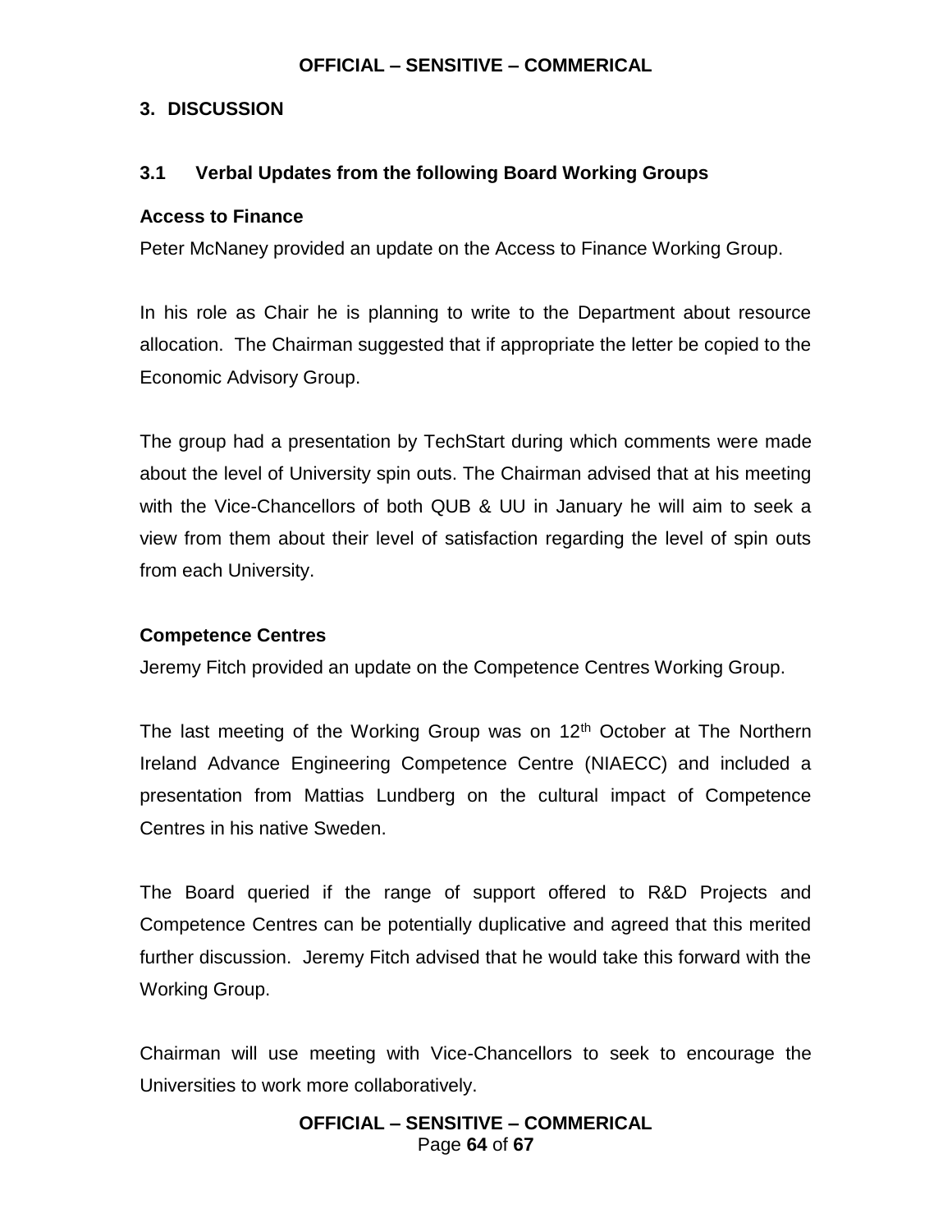## 3. DISCUSSION

### 3.1 Verbal Updates from the following Board Working Groups

**Access to Finance**

Peter McNaney provided an update on the Access to Finance Working Group.

In his role as Chair he is planning to write to the Department about resource allocation. The Chairman suggested that if appropriate the letter be copied to the Economic Advisory Group.

The group had a presentation by TechStart during which comments were made about the level of University spin outs. The Chairman advised that at his meeting with the Vice-Chancellors of both QUB & UU in January he will aim to seek a view from them about their level of satisfaction regarding the level of spin outs from each University.

**Competence Centres**

Jeremy Fitch provided an update on the Competence Centres Working Group.

The last meeting of the Working Group was on 12th October at The Northern Ireland Advance Engineering Competence Centre (NIAECC) and included a presentation from Mattias Lundberg on the cultural impact of Competence Centres in his native Sweden.

The Board queried if the range of support offered to R&D Projects and Competence Centres can be potentially duplicative and agreed that this merited further discussion. Jeremy Fitch advised that he would take this forward with the Working Group.

Chairman will use meeting with Vice-Chancellors to seek to encourage the Universities to work more collaboratively.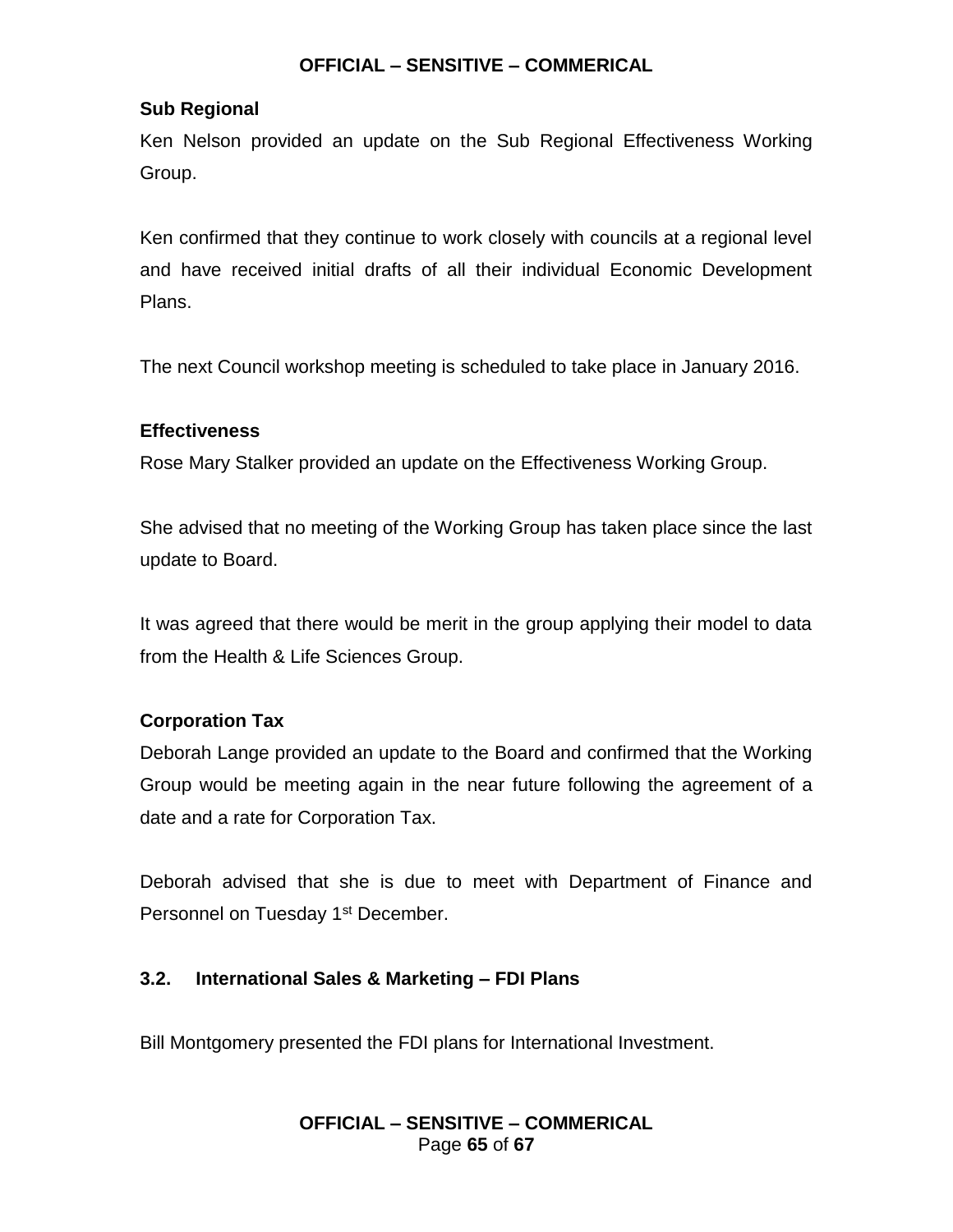**Sub Regional**

Ken Nelson provided an update on the Sub Regional Effectiveness Working Group.

Ken confirmed that they continue to work closely with councils at a regional level and have received initial drafts of all their individual Economic Development Plans.

The next Council workshop meeting is scheduled to take place in January 2016.

**Effectiveness**

Rose Mary Stalker provided an update on the Effectiveness Working Group.

She advised that no meeting of the Working Group has taken place since the last update to Board.

It was agreed that there would be merit in the group applying their model to data from the Health & Life Sciences Group.

**Corporation Tax**

Deborah Lange provided an update to the Board and confirmed that the Working Group would be meeting again in the near future following the agreement of a date and a rate for Corporation Tax.

Deborah advised that she is due to meet with Department of Finance and Personnel on Tuesday 1st December.

### 3.2. International Sales & Marketing – FDI Plans

Bill Montgomery presented the FDI plans for International Investment.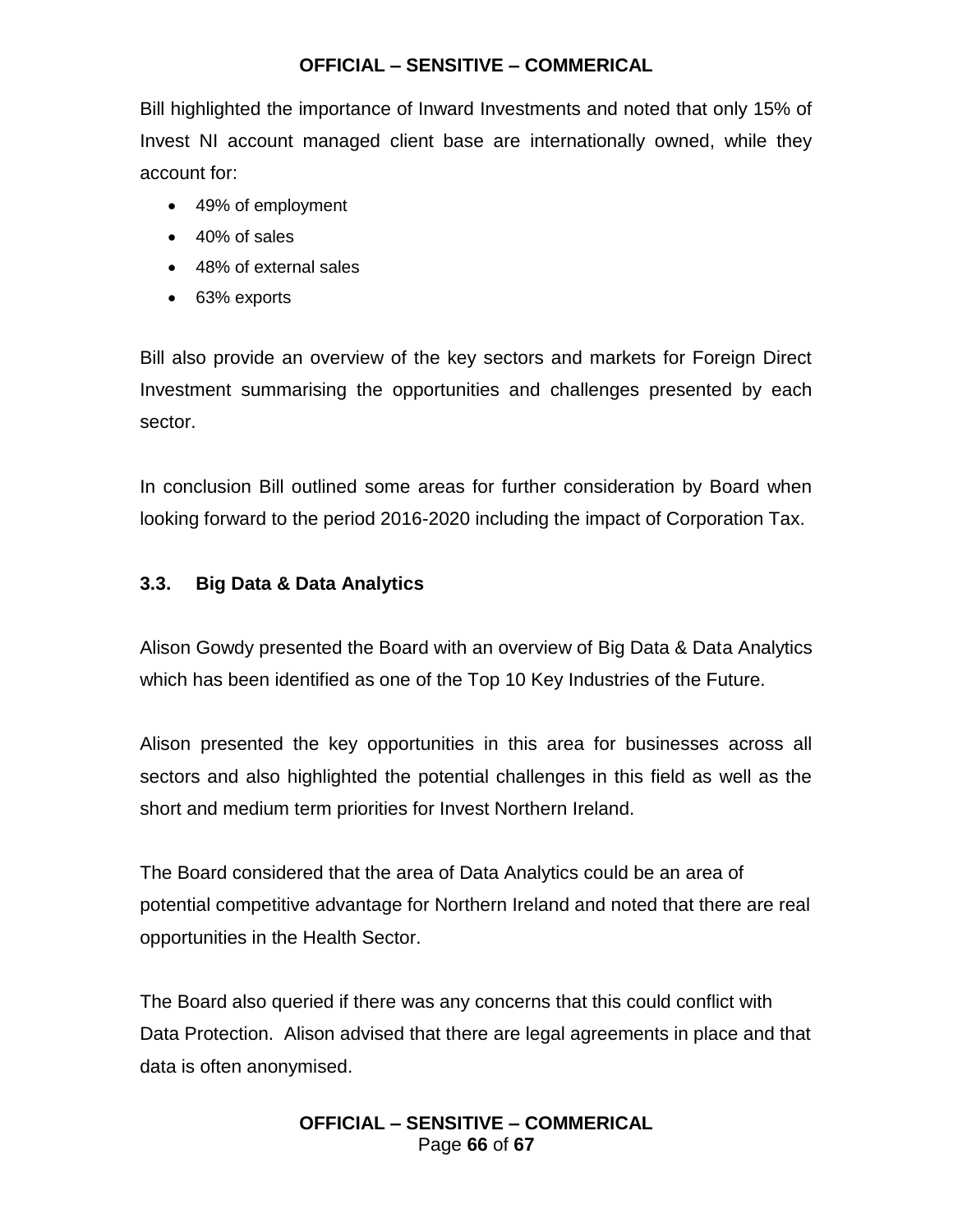Bill highlighted the importance of Inward Investments and noted that only 15% of Invest NI account managed client base are internationally owned, while they account for:

- 49% of employment
- 40% of sales
- 48% of external sales
- 63% exports

Bill also provide an overview of the key sectors and markets for Foreign Direct Investment summarising the opportunities and challenges presented by each sector.

In conclusion Bill outlined some areas for further consideration by Board when looking forward to the period 2016-2020 including the impact of Corporation Tax.

### 3.3. Big Data & Data Analytics

Alison Gowdy presented the Board with an overview of Big Data & Data Analytics which has been identified as one of the Top 10 Key Industries of the Future.

Alison presented the key opportunities in this area for businesses across all sectors and also highlighted the potential challenges in this field as well as the short and medium term priorities for Invest Northern Ireland.

The Board considered that the area of Data Analytics could be an area of potential competitive advantage for Northern Ireland and noted that there are real opportunities in the Health Sector.

The Board also queried if there was any concerns that this could conflict with Data Protection. Alison advised that there are legal agreements in place and that data is often anonymised.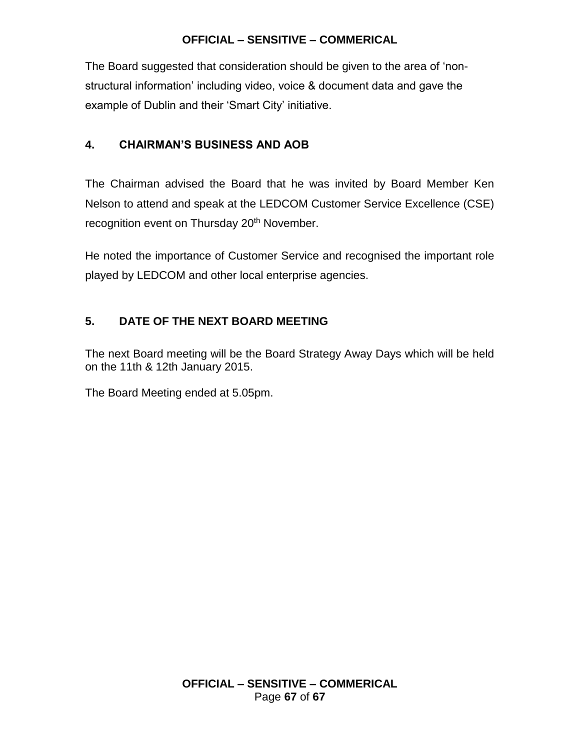The Board suggested that consideration should be given to the area of 'non-structural information' including video, voice & document data and gave the example of Dublin and their 'Smart City' initiative.

## 4. CHAIRMAN'S BUSINESS AND AOB

The Chairman advised the Board that he was invited by Board Member Ken Nelson to attend and speak at the LEDCOM Customer Service Excellence (CSE) recognition event on Thursday 20th November.

He noted the importance of Customer Service and recognised the important role played by LEDCOM and other local enterprise agencies.

## 5. DATE OF THE NEXT BOARD MEETING

The next Board meeting will be the Board Strategy Away Days which will be held on the 11th & 12th January 2015.

The Board Meeting ended at 5.05pm.